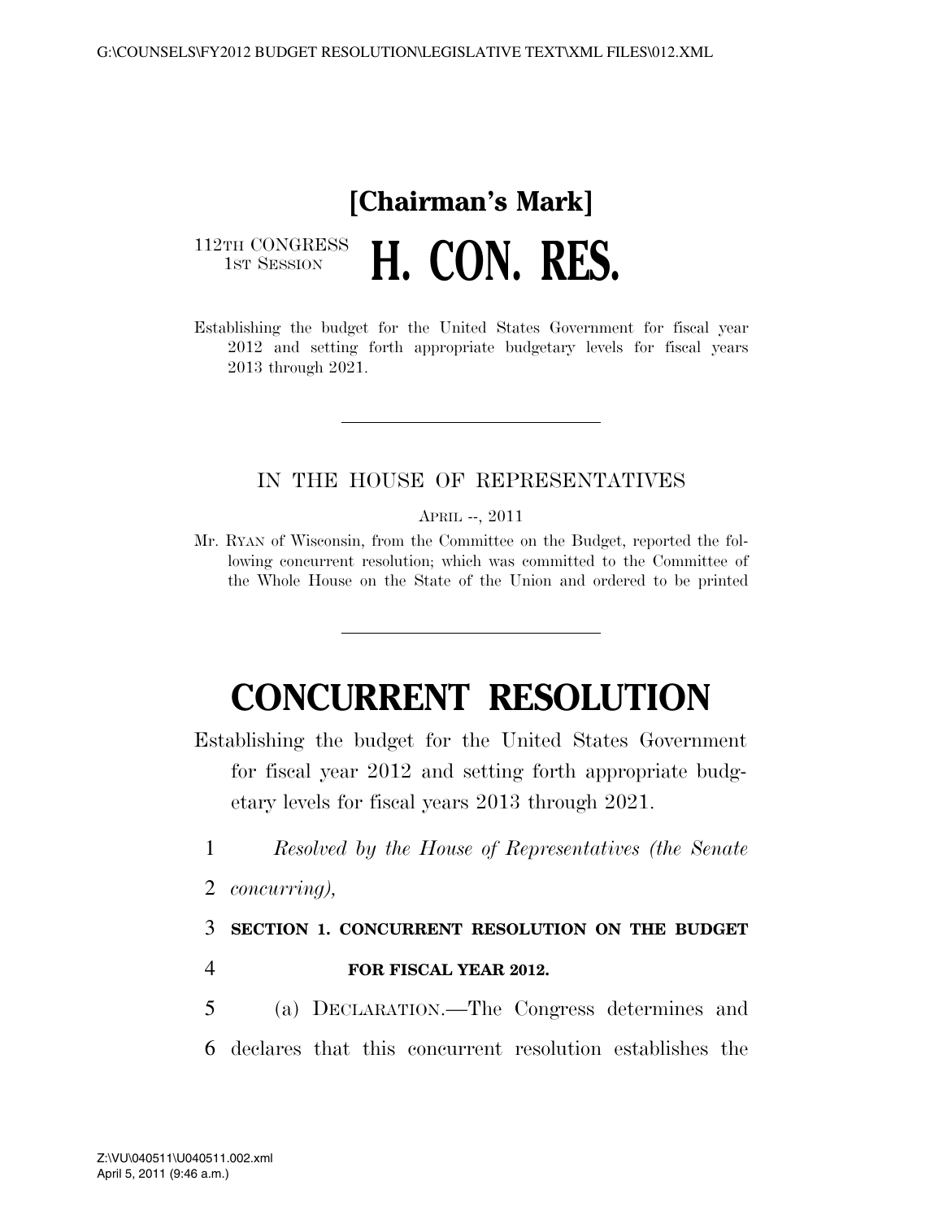**[Chairman's Mark]**

112TH CONGRESS
1ST SESSION

# H. CON. RES.

Establishing the budget for the United States Government for fiscal year 2012 and setting forth appropriate budgetary levels for fiscal years 2013 through 2021.

---

IN THE HOUSE OF REPRESENTATIVES

APRIL --, 2011

Mr. RYAN of Wisconsin, from the Committee on the Budget, reported the following concurrent resolution; which was committed to the Committee of the Whole House on the State of the Union and ordered to be printed

---

# CONCURRENT RESOLUTION

Establishing the budget for the United States Government for fiscal year 2012 and setting forth appropriate budgetary levels for fiscal years 2013 through 2021.

1 *Resolved by the House of Representatives (the Senate*
2 *concurring),*

3 **SECTION 1. CONCURRENT RESOLUTION ON THE BUDGET**
4 **FOR FISCAL YEAR 2012.**

5 (a) DECLARATION.—The Congress determines and
6 declares that this concurrent resolution establishes the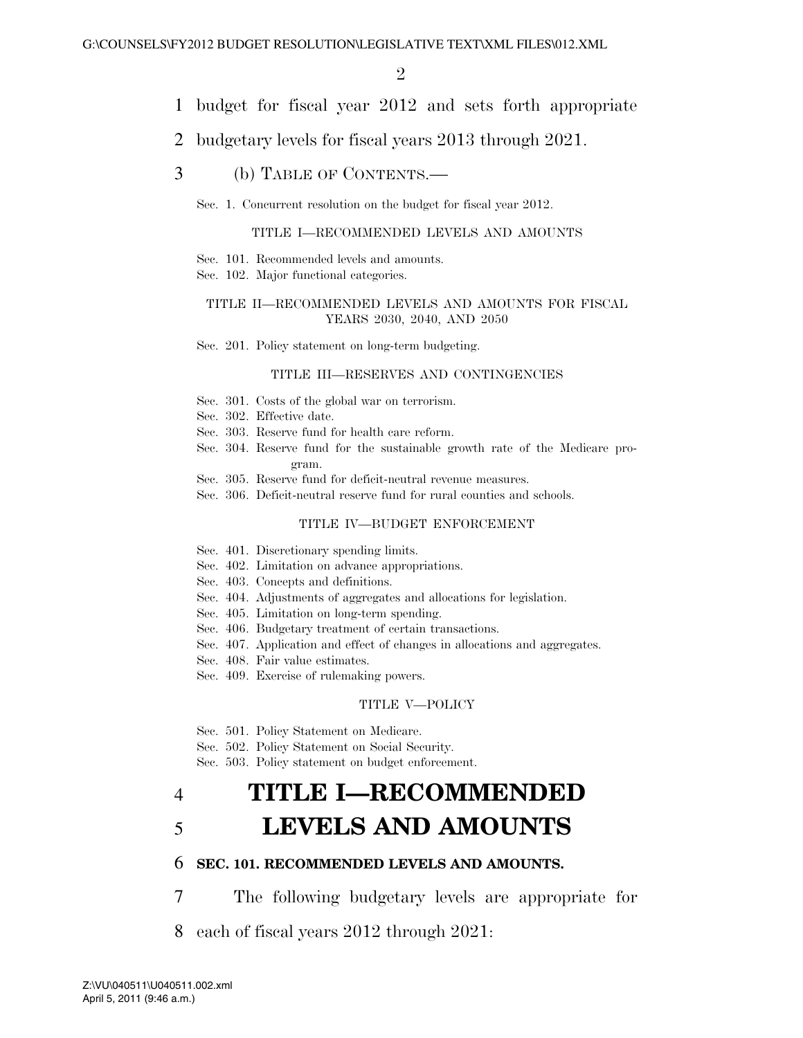budget for fiscal year 2012 and sets forth appropriate budgetary levels for fiscal years 2013 through 2021.

(b) TABLE OF CONTENTS.—

Sec. 1. Concurrent resolution on the budget for fiscal year 2012.

TITLE I—RECOMMENDED LEVELS AND AMOUNTS

Sec. 101. Recommended levels and amounts.
Sec. 102. Major functional categories.

TITLE II—RECOMMENDED LEVELS AND AMOUNTS FOR FISCAL YEARS 2030, 2040, AND 2050

Sec. 201. Policy statement on long-term budgeting.

TITLE III—RESERVES AND CONTINGENCIES

Sec. 301. Costs of the global war on terrorism.
Sec. 302. Effective date.
Sec. 303. Reserve fund for health care reform.
Sec. 304. Reserve fund for the sustainable growth rate of the Medicare program.
Sec. 305. Reserve fund for deficit-neutral revenue measures.
Sec. 306. Deficit-neutral reserve fund for rural counties and schools.

TITLE IV—BUDGET ENFORCEMENT

Sec. 401. Discretionary spending limits.
Sec. 402. Limitation on advance appropriations.
Sec. 403. Concepts and definitions.
Sec. 404. Adjustments of aggregates and allocations for legislation.
Sec. 405. Limitation on long-term spending.
Sec. 406. Budgetary treatment of certain transactions.
Sec. 407. Application and effect of changes in allocations and aggregates.
Sec. 408. Fair value estimates.
Sec. 409. Exercise of rulemaking powers.

TITLE V—POLICY

Sec. 501. Policy Statement on Medicare.
Sec. 502. Policy Statement on Social Security.
Sec. 503. Policy statement on budget enforcement.

# TITLE I—RECOMMENDED LEVELS AND AMOUNTS

## SEC. 101. RECOMMENDED LEVELS AND AMOUNTS.

The following budgetary levels are appropriate for each of fiscal years 2012 through 2021: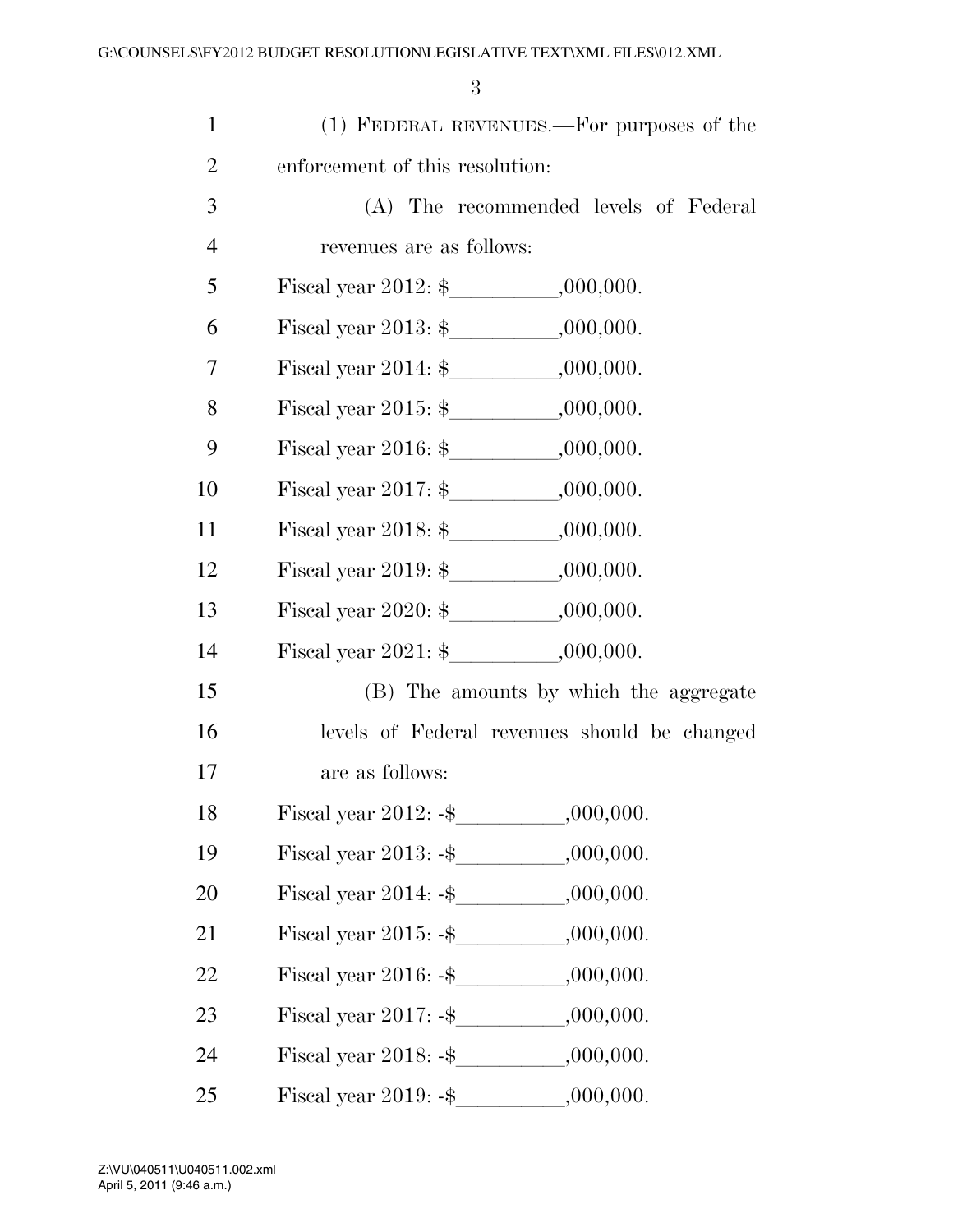(1) FEDERAL REVENUES.—For purposes of the enforcement of this resolution:

(A) The recommended levels of Federal revenues are as follows:

Fiscal year 2012: $__________,000,000.

Fiscal year 2013: $__________,000,000.

Fiscal year 2014: $__________,000,000.

Fiscal year 2015: $__________,000,000.

Fiscal year 2016: $__________,000,000.

Fiscal year 2017: $__________,000,000.

Fiscal year 2018: $__________,000,000.

Fiscal year 2019: $__________,000,000.

Fiscal year 2020: $__________,000,000.

Fiscal year 2021: $__________,000,000.

(B) The amounts by which the aggregate levels of Federal revenues should be changed are as follows:

Fiscal year 2012: -$__________,000,000.

Fiscal year 2013: -$__________,000,000.

Fiscal year 2014: -$__________,000,000.

Fiscal year 2015: -$__________,000,000.

Fiscal year 2016: -$__________,000,000.

Fiscal year 2017: -$__________,000,000.

Fiscal year 2018: -$__________,000,000.

Fiscal year 2019: -$__________,000,000.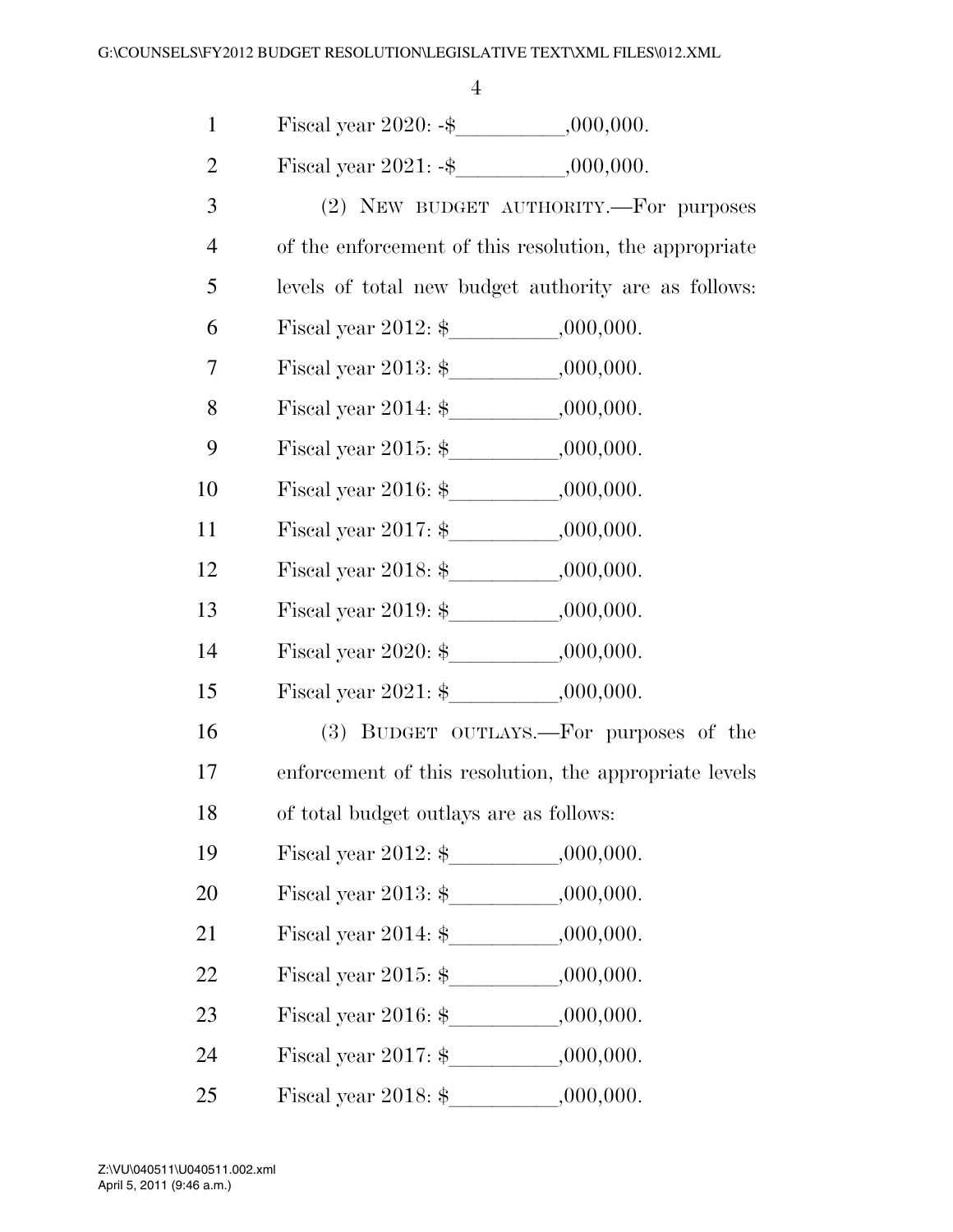Fiscal year 2020: -$__________,000,000.

Fiscal year 2021: -$__________,000,000.

(2) NEW BUDGET AUTHORITY.—For purposes of the enforcement of this resolution, the appropriate levels of total new budget authority are as follows:

Fiscal year 2012: $__________,000,000.

Fiscal year 2013: $__________,000,000.

Fiscal year 2014: $__________,000,000.

Fiscal year 2015: $__________,000,000.

Fiscal year 2016: $__________,000,000.

Fiscal year 2017: $__________,000,000.

Fiscal year 2018: $__________,000,000.

Fiscal year 2019: $__________,000,000.

Fiscal year 2020: $__________,000,000.

Fiscal year 2021: $__________,000,000.

(3) BUDGET OUTLAYS.—For purposes of the enforcement of this resolution, the appropriate levels of total budget outlays are as follows:

Fiscal year 2012: $__________,000,000.

Fiscal year 2013: $__________,000,000.

Fiscal year 2014: $__________,000,000.

Fiscal year 2015: $__________,000,000.

Fiscal year 2016: $__________,000,000.

Fiscal year 2017: $__________,000,000.

Fiscal year 2018: $__________,000,000.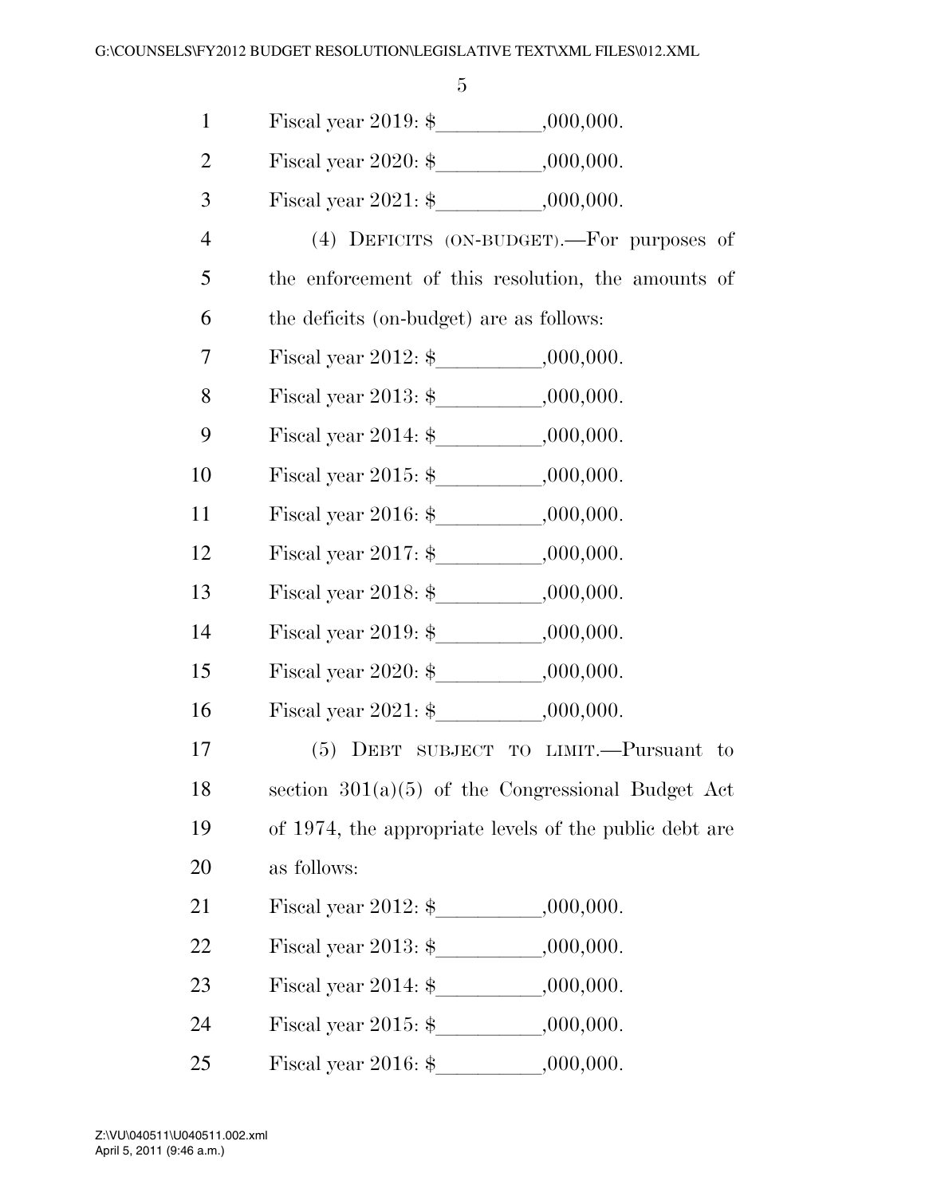Fiscal year 2019: $\_\_\_\_\_\_\_\_\_\_,000,000.

Fiscal year 2020: $\_\_\_\_\_\_\_\_\_\_,000,000.

Fiscal year 2021: $\_\_\_\_\_\_\_\_\_\_,000,000.

(4) DEFICITS (ON-BUDGET).—For purposes of the enforcement of this resolution, the amounts of the deficits (on-budget) are as follows:

Fiscal year 2012: $\_\_\_\_\_\_\_\_\_\_,000,000.

Fiscal year 2013: $\_\_\_\_\_\_\_\_\_\_,000,000.

Fiscal year 2014: $\_\_\_\_\_\_\_\_\_\_,000,000.

Fiscal year 2015: $\_\_\_\_\_\_\_\_\_\_,000,000.

Fiscal year 2016: $\_\_\_\_\_\_\_\_\_\_,000,000.

Fiscal year 2017: $\_\_\_\_\_\_\_\_\_\_,000,000.

Fiscal year 2018: $\_\_\_\_\_\_\_\_\_\_,000,000.

Fiscal year 2019: $\_\_\_\_\_\_\_\_\_\_,000,000.

Fiscal year 2020: $\_\_\_\_\_\_\_\_\_\_,000,000.

Fiscal year 2021: $\_\_\_\_\_\_\_\_\_\_,000,000.

(5) DEBT SUBJECT TO LIMIT.—Pursuant to section 301(a)(5) of the Congressional Budget Act of 1974, the appropriate levels of the public debt are as follows:

Fiscal year 2012: $\_\_\_\_\_\_\_\_\_\_,000,000.

Fiscal year 2013: $\_\_\_\_\_\_\_\_\_\_,000,000.

Fiscal year 2014: $\_\_\_\_\_\_\_\_\_\_,000,000.

Fiscal year 2015: $\_\_\_\_\_\_\_\_\_\_,000,000.

Fiscal year 2016: $\_\_\_\_\_\_\_\_\_\_,000,000.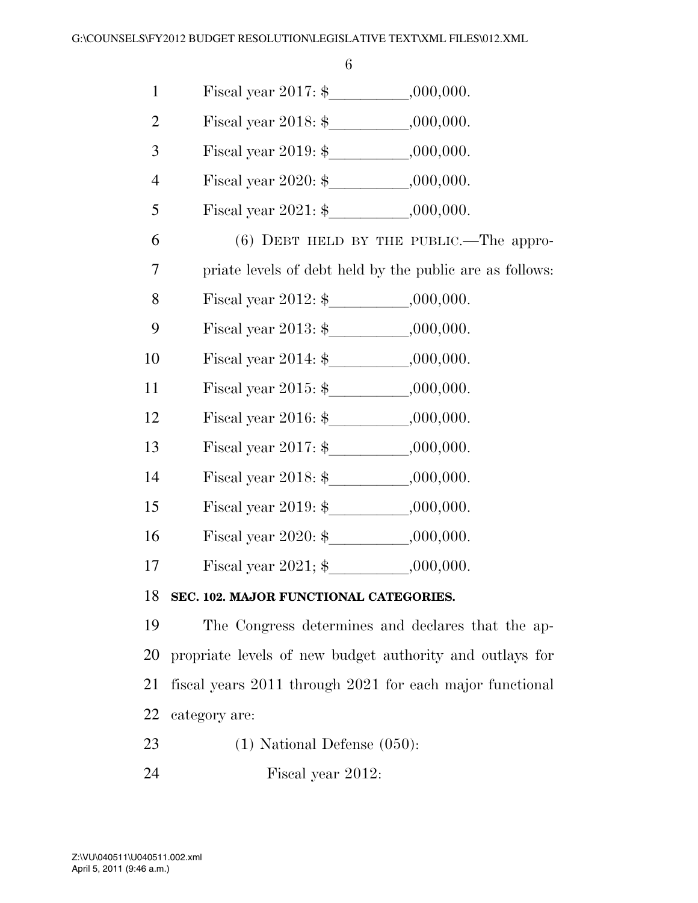Fiscal year 2017: $__________,000,000.

Fiscal year 2018: $__________,000,000.

Fiscal year 2019: $__________,000,000.

Fiscal year 2020: $__________,000,000.

Fiscal year 2021: $__________,000,000.

(6) DEBT HELD BY THE PUBLIC.—The appropriate levels of debt held by the public are as follows:

Fiscal year 2012: $__________,000,000.

Fiscal year 2013: $__________,000,000.

Fiscal year 2014: $__________,000,000.

Fiscal year 2015: $__________,000,000.

Fiscal year 2016: $__________,000,000.

Fiscal year 2017: $__________,000,000.

Fiscal year 2018: $__________,000,000.

Fiscal year 2019: $__________,000,000.

Fiscal year 2020: $__________,000,000.

Fiscal year 2021; $__________,000,000.

**SEC. 102. MAJOR FUNCTIONAL CATEGORIES.**

The Congress determines and declares that the appropriate levels of new budget authority and outlays for fiscal years 2011 through 2021 for each major functional category are:

(1) National Defense (050):

Fiscal year 2012: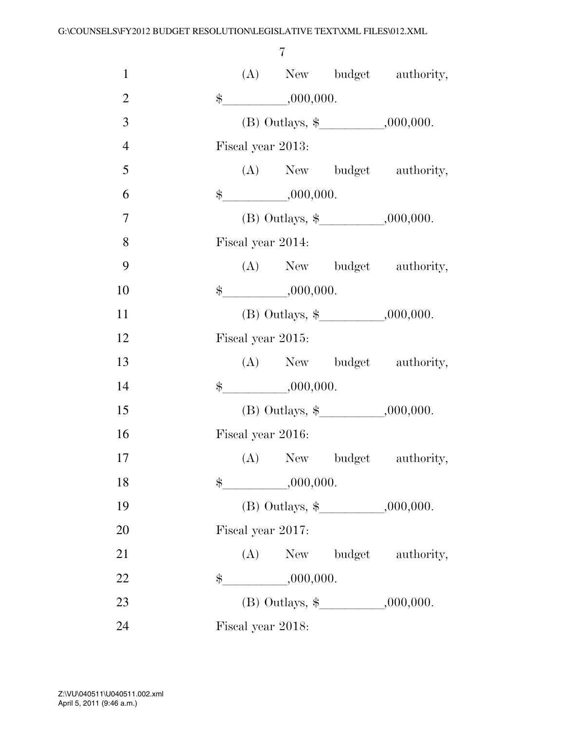(A) New budget authority, $__________,000,000.

(B) Outlays, $__________,000,000.

Fiscal year 2013:

(A) New budget authority, $__________,000,000.

(B) Outlays, $__________,000,000.

Fiscal year 2014:

(A) New budget authority, $__________,000,000.

(B) Outlays, $__________,000,000.

Fiscal year 2015:

(A) New budget authority, $__________,000,000.

(B) Outlays, $__________,000,000.

Fiscal year 2016:

(A) New budget authority, $__________,000,000.

(B) Outlays, $__________,000,000.

Fiscal year 2017:

(A) New budget authority, $__________,000,000.

(B) Outlays, $__________,000,000.

Fiscal year 2018: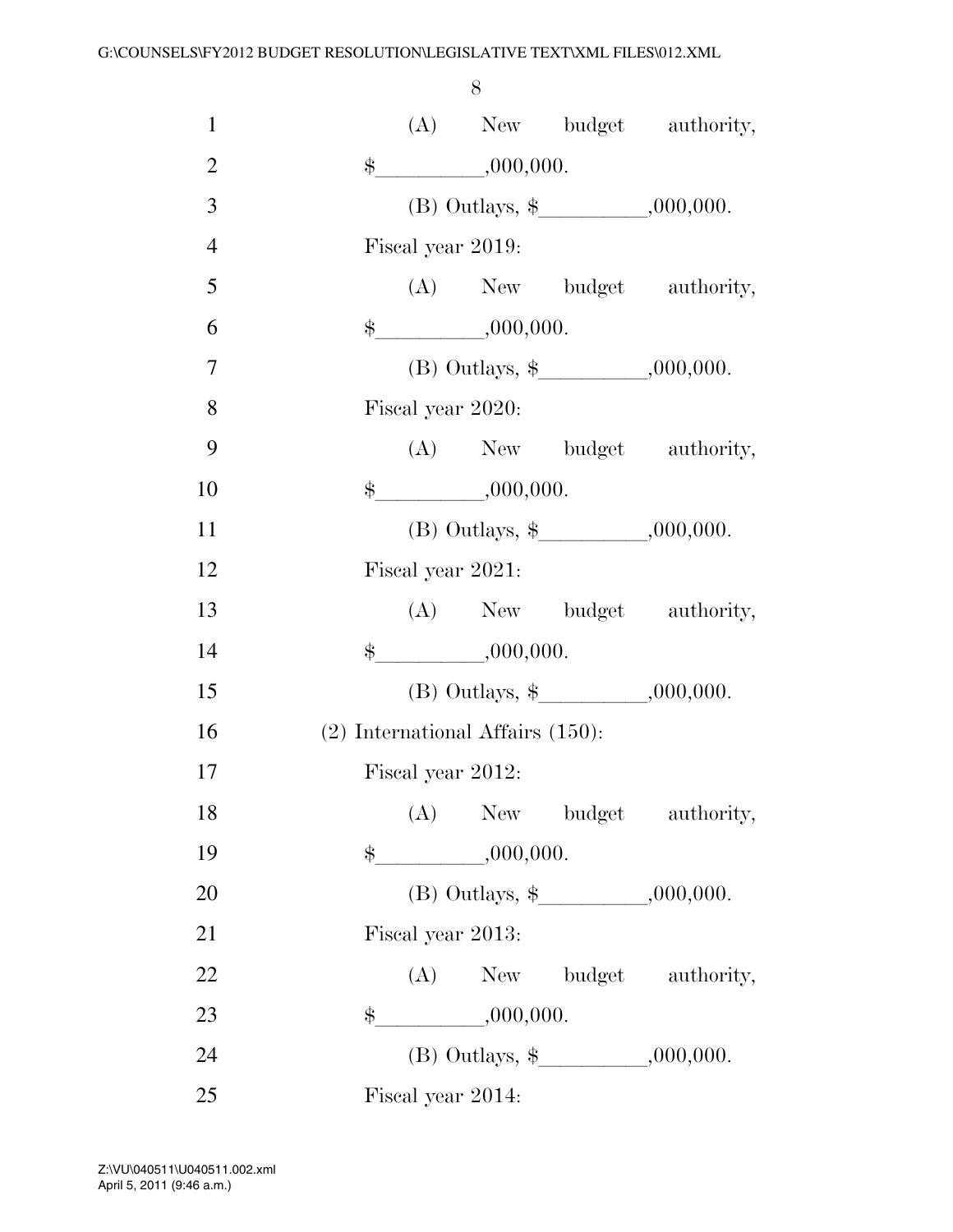(A) New budget authority, $__________,000,000.

(B) Outlays, $__________,000,000.

Fiscal year 2019:

(A) New budget authority, $__________,000,000.

(B) Outlays, $__________,000,000.

Fiscal year 2020:

(A) New budget authority, $__________,000,000.

(B) Outlays, $__________,000,000.

Fiscal year 2021:

(A) New budget authority, $__________,000,000.

(B) Outlays, $__________,000,000.

(2) International Affairs (150):

Fiscal year 2012:

(A) New budget authority, $__________,000,000.

(B) Outlays, $__________,000,000.

Fiscal year 2013:

(A) New budget authority, $__________,000,000.

(B) Outlays, $__________,000,000.

Fiscal year 2014: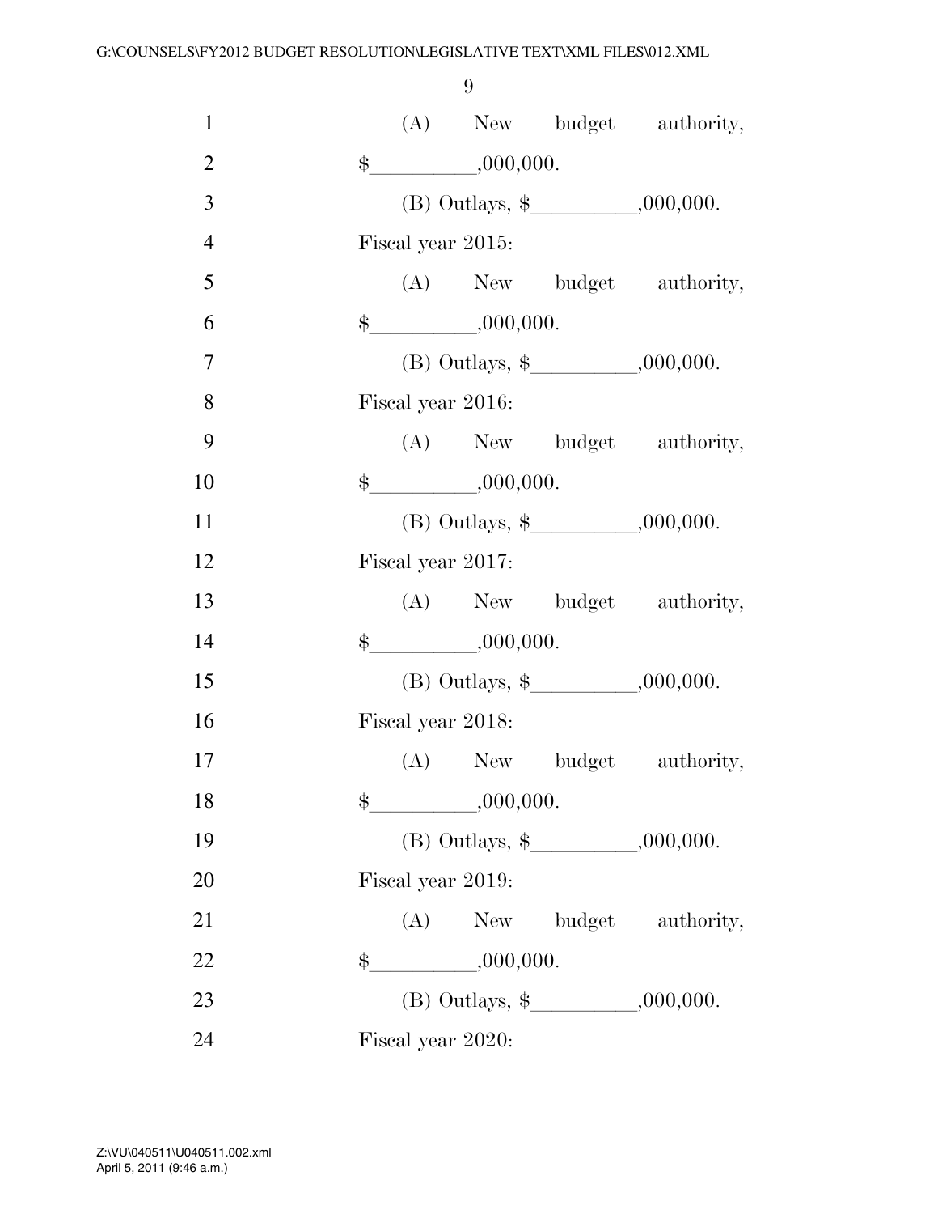(A) New budget authority, $__________,000,000.

(B) Outlays, $__________,000,000.

Fiscal year 2015:

(A) New budget authority, $__________,000,000.

(B) Outlays, $__________,000,000.

Fiscal year 2016:

(A) New budget authority, $__________,000,000.

(B) Outlays, $__________,000,000.

Fiscal year 2017:

(A) New budget authority, $__________,000,000.

(B) Outlays, $__________,000,000.

Fiscal year 2018:

(A) New budget authority, $__________,000,000.

(B) Outlays, $__________,000,000.

Fiscal year 2019:

(A) New budget authority, $__________,000,000.

(B) Outlays, $__________,000,000.

Fiscal year 2020: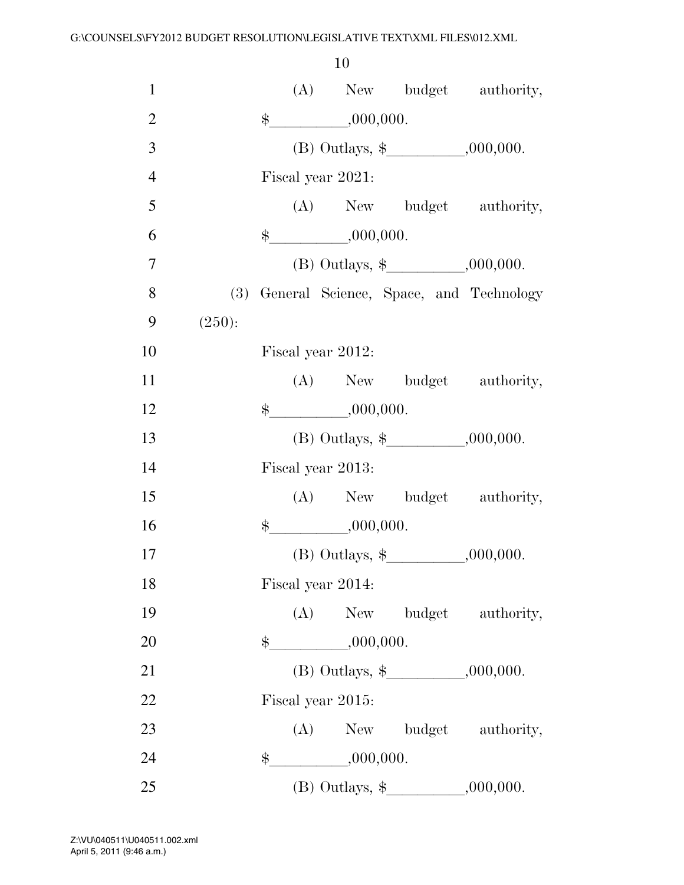(A) New budget authority, $__________,000,000.

(B) Outlays, $__________,000,000.

Fiscal year 2021:

(A) New budget authority, $__________,000,000.

(B) Outlays, $__________,000,000.

(3) General Science, Space, and Technology (250):

Fiscal year 2012:

(A) New budget authority, $__________,000,000.

(B) Outlays, $__________,000,000.

Fiscal year 2013:

(A) New budget authority, $__________,000,000.

(B) Outlays, $__________,000,000.

Fiscal year 2014:

(A) New budget authority, $__________,000,000.

(B) Outlays, $__________,000,000.

Fiscal year 2015:

(A) New budget authority, $__________,000,000.

(B) Outlays, $__________,000,000.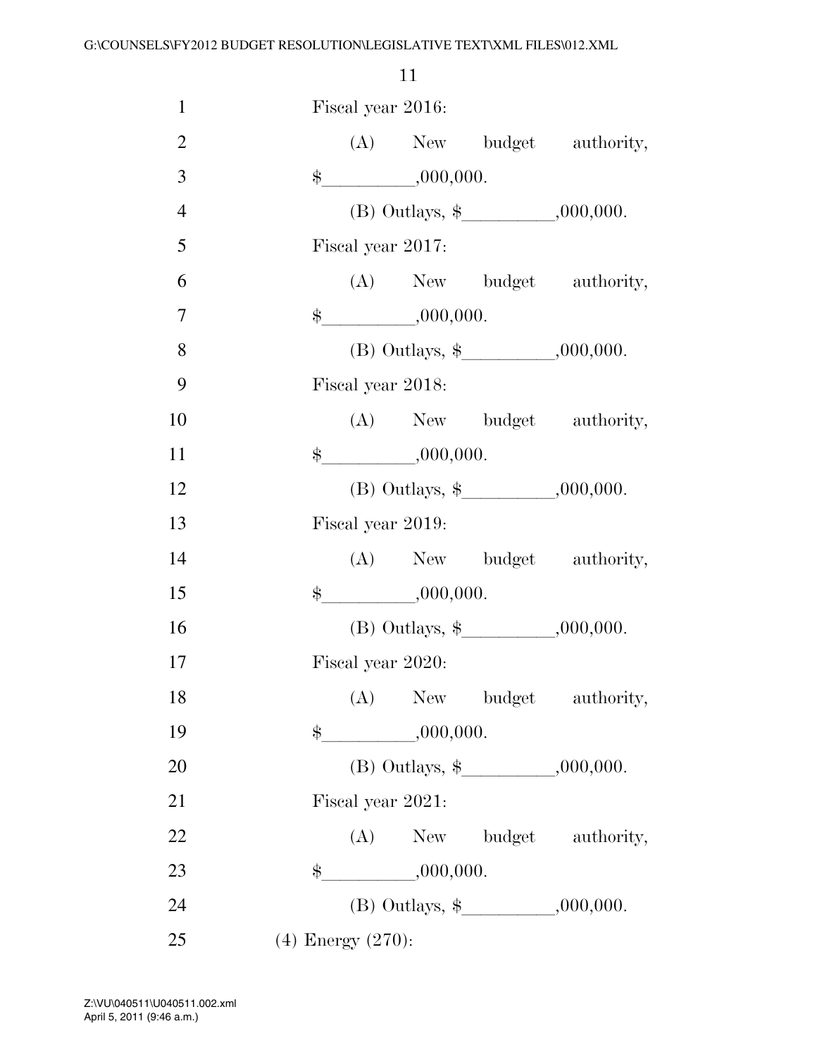Fiscal year 2016:

(A) New budget authority, $__________,000,000.

(B) Outlays, $__________,000,000.

Fiscal year 2017:

(A) New budget authority, $__________,000,000.

(B) Outlays, $__________,000,000.

Fiscal year 2018:

(A) New budget authority, $__________,000,000.

(B) Outlays, $__________,000,000.

Fiscal year 2019:

(A) New budget authority, $__________,000,000.

(B) Outlays, $__________,000,000.

Fiscal year 2020:

(A) New budget authority, $__________,000,000.

(B) Outlays, $__________,000,000.

Fiscal year 2021:

(A) New budget authority, $__________,000,000.

(B) Outlays, $__________,000,000.

(4) Energy (270):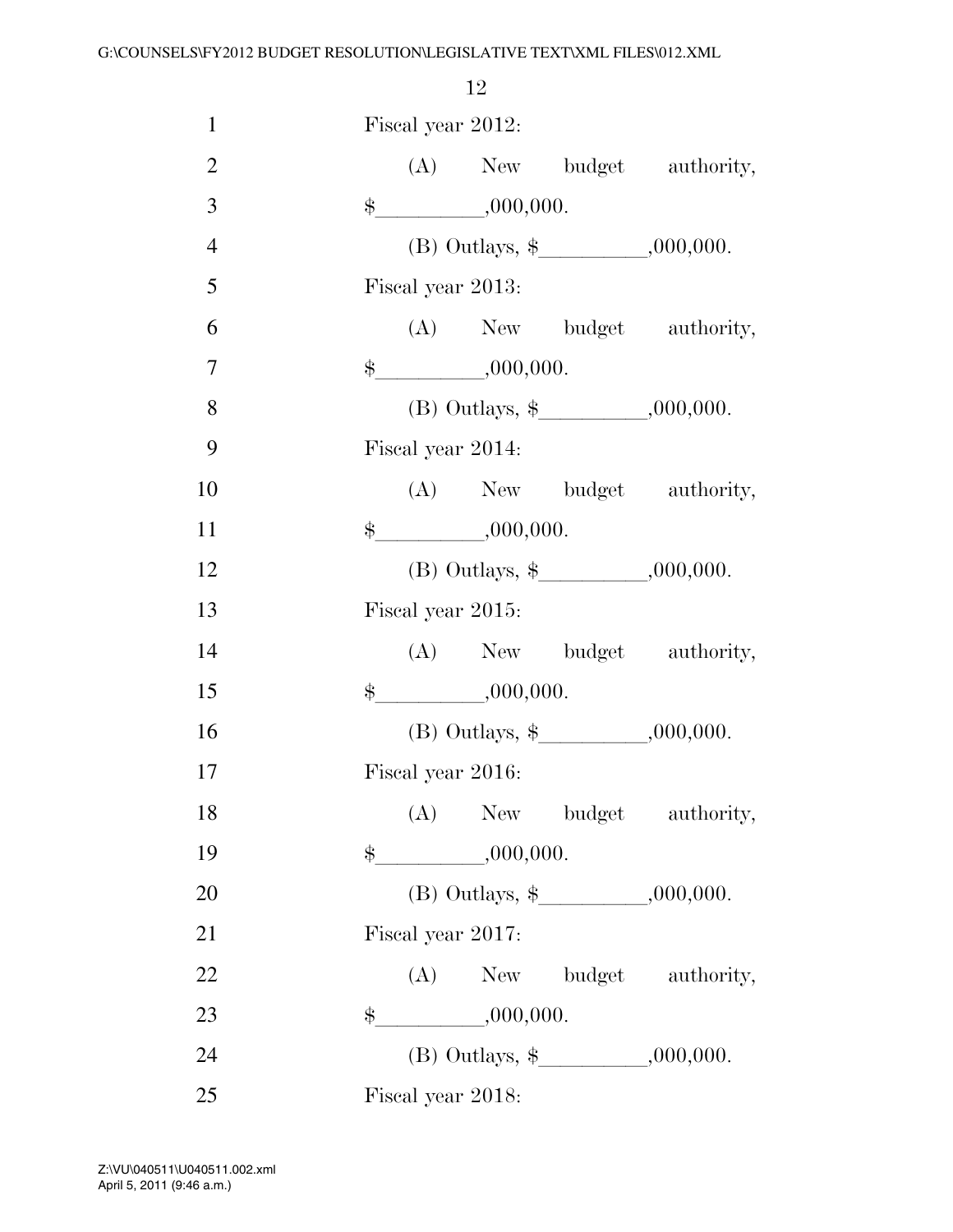Fiscal year 2012:

(A) New budget authority, $__________,000,000.

(B) Outlays, $__________,000,000.

Fiscal year 2013:

(A) New budget authority, $__________,000,000.

(B) Outlays, $__________,000,000.

Fiscal year 2014:

(A) New budget authority, $__________,000,000.

(B) Outlays, $__________,000,000.

Fiscal year 2015:

(A) New budget authority, $__________,000,000.

(B) Outlays, $__________,000,000.

Fiscal year 2016:

(A) New budget authority, $__________,000,000.

(B) Outlays, $__________,000,000.

Fiscal year 2017:

(A) New budget authority, $__________,000,000.

(B) Outlays, $__________,000,000.

Fiscal year 2018: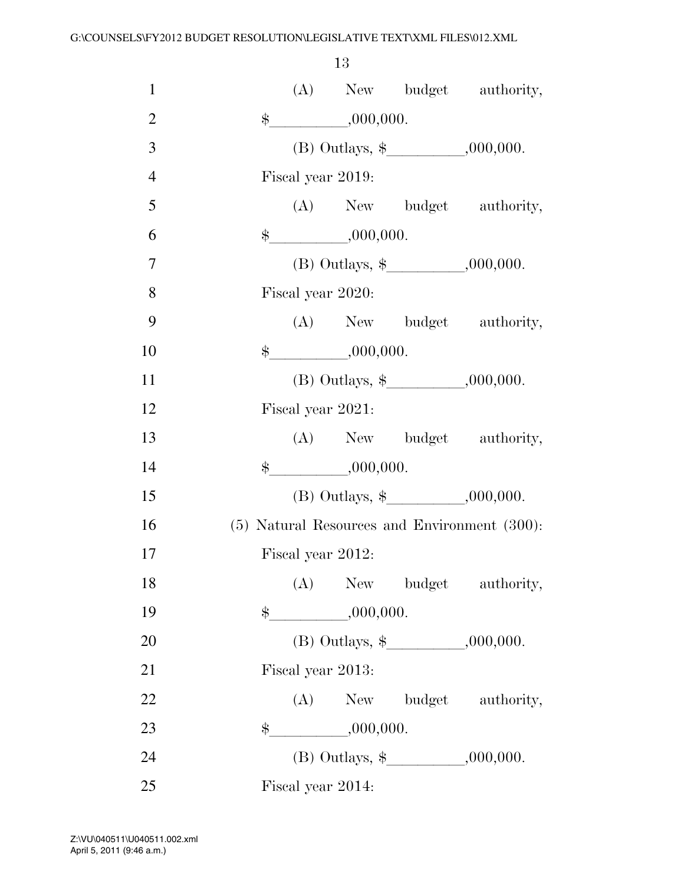(A) New budget authority, $__________,000,000.

(B) Outlays, $__________,000,000.

Fiscal year 2019:

(A) New budget authority, $__________,000,000.

(B) Outlays, $__________,000,000.

Fiscal year 2020:

(A) New budget authority, $__________,000,000.

(B) Outlays, $__________,000,000.

Fiscal year 2021:

(A) New budget authority, $__________,000,000.

(B) Outlays, $__________,000,000.

(5) Natural Resources and Environment (300):

Fiscal year 2012:

(A) New budget authority, $__________,000,000.

(B) Outlays, $__________,000,000.

Fiscal year 2013:

(A) New budget authority, $__________,000,000.

(B) Outlays, $__________,000,000.

Fiscal year 2014: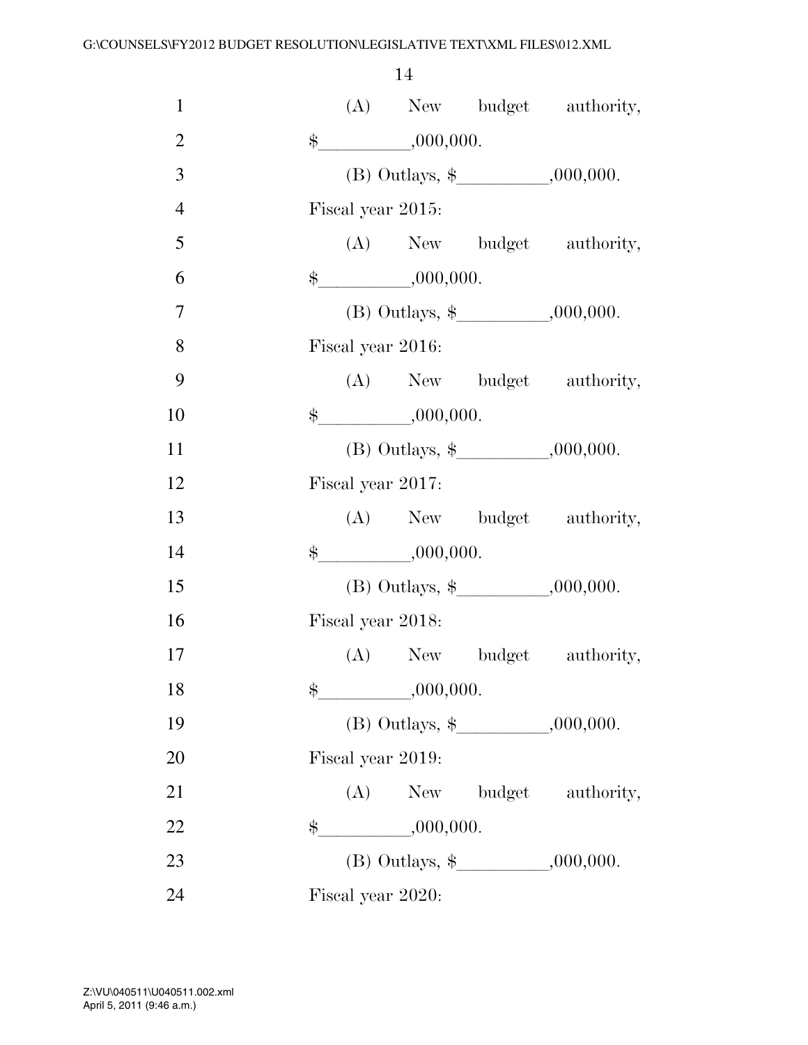(A) New budget authority, $\_\_\_\_\_\_\_\_\_\_,000,000.

(B) Outlays, $\_\_\_\_\_\_\_\_\_\_,000,000.

Fiscal year 2015:

(A) New budget authority, $\_\_\_\_\_\_\_\_\_\_,000,000.

(B) Outlays, $\_\_\_\_\_\_\_\_\_\_,000,000.

Fiscal year 2016:

(A) New budget authority, $\_\_\_\_\_\_\_\_\_\_,000,000.

(B) Outlays, $\_\_\_\_\_\_\_\_\_\_,000,000.

Fiscal year 2017:

(A) New budget authority, $\_\_\_\_\_\_\_\_\_\_,000,000.

(B) Outlays, $\_\_\_\_\_\_\_\_\_\_,000,000.

Fiscal year 2018:

(A) New budget authority, $\_\_\_\_\_\_\_\_\_\_,000,000.

(B) Outlays, $\_\_\_\_\_\_\_\_\_\_,000,000.

Fiscal year 2019:

(A) New budget authority, $\_\_\_\_\_\_\_\_\_\_,000,000.

(B) Outlays, $\_\_\_\_\_\_\_\_\_\_,000,000.

Fiscal year 2020: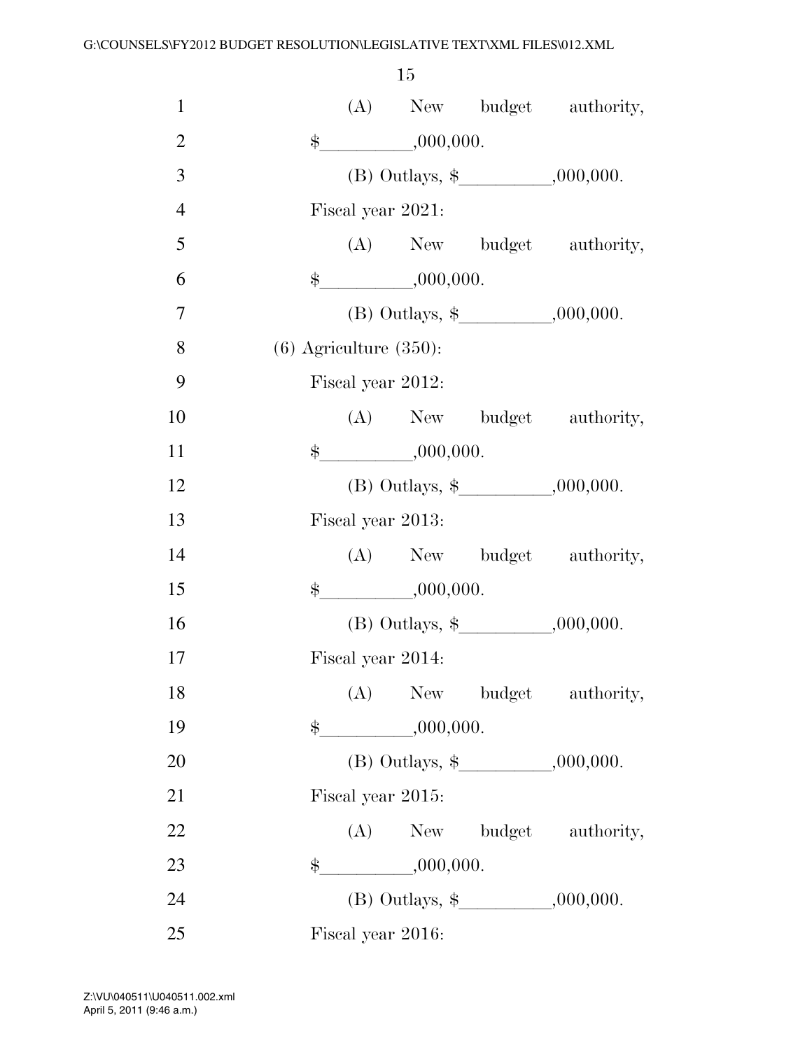(A) New budget authority, $__________,000,000.

(B) Outlays, $__________,000,000.

Fiscal year 2021:

(A) New budget authority, $__________,000,000.

(B) Outlays, $__________,000,000.

(6) Agriculture (350):

Fiscal year 2012:

(A) New budget authority, $__________,000,000.

(B) Outlays, $__________,000,000.

Fiscal year 2013:

(A) New budget authority, $__________,000,000.

(B) Outlays, $__________,000,000.

Fiscal year 2014:

(A) New budget authority, $__________,000,000.

(B) Outlays, $__________,000,000.

Fiscal year 2015:

(A) New budget authority, $__________,000,000.

(B) Outlays, $__________,000,000.

Fiscal year 2016: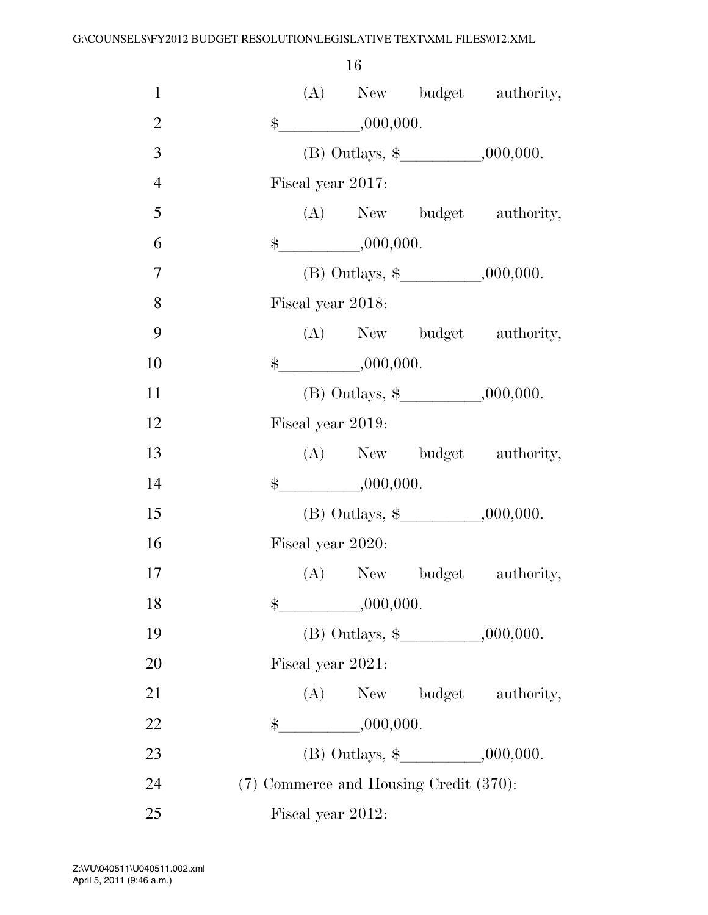(A) New budget authority, $__________,000,000.

(B) Outlays, $__________,000,000.

Fiscal year 2017:

(A) New budget authority, $__________,000,000.

(B) Outlays, $__________,000,000.

Fiscal year 2018:

(A) New budget authority, $__________,000,000.

(B) Outlays, $__________,000,000.

Fiscal year 2019:

(A) New budget authority, $__________,000,000.

(B) Outlays, $__________,000,000.

Fiscal year 2020:

(A) New budget authority, $__________,000,000.

(B) Outlays, $__________,000,000.

Fiscal year 2021:

(A) New budget authority, $__________,000,000.

(B) Outlays, $__________,000,000.

(7) Commerce and Housing Credit (370):

Fiscal year 2012: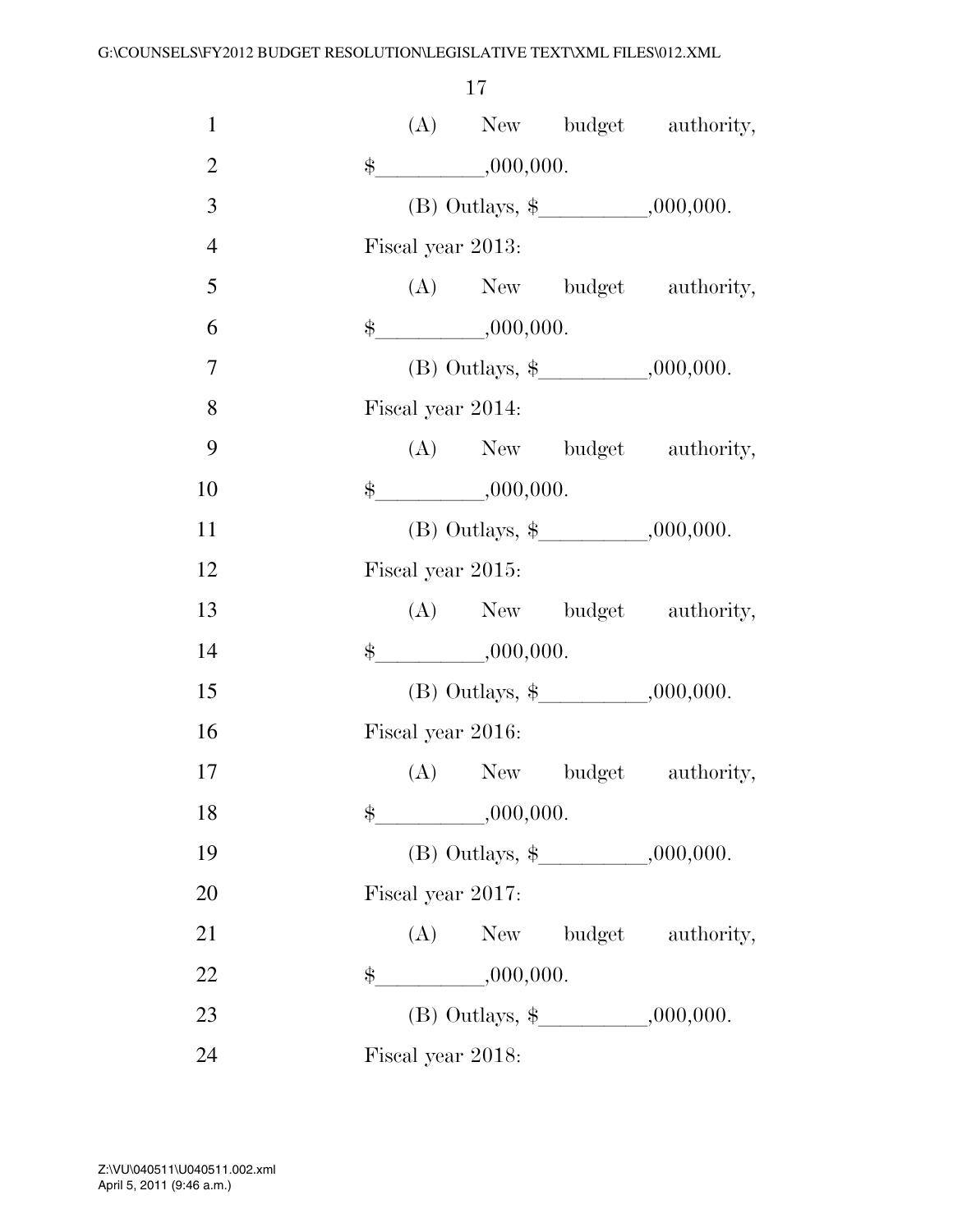(A) New budget authority, $__________,000,000.

(B) Outlays, $__________,000,000.

Fiscal year 2013:

(A) New budget authority, $__________,000,000.

(B) Outlays, $__________,000,000.

Fiscal year 2014:

(A) New budget authority, $__________,000,000.

(B) Outlays, $__________,000,000.

Fiscal year 2015:

(A) New budget authority, $__________,000,000.

(B) Outlays, $__________,000,000.

Fiscal year 2016:

(A) New budget authority, $__________,000,000.

(B) Outlays, $__________,000,000.

Fiscal year 2017:

(A) New budget authority, $__________,000,000.

(B) Outlays, $__________,000,000.

Fiscal year 2018: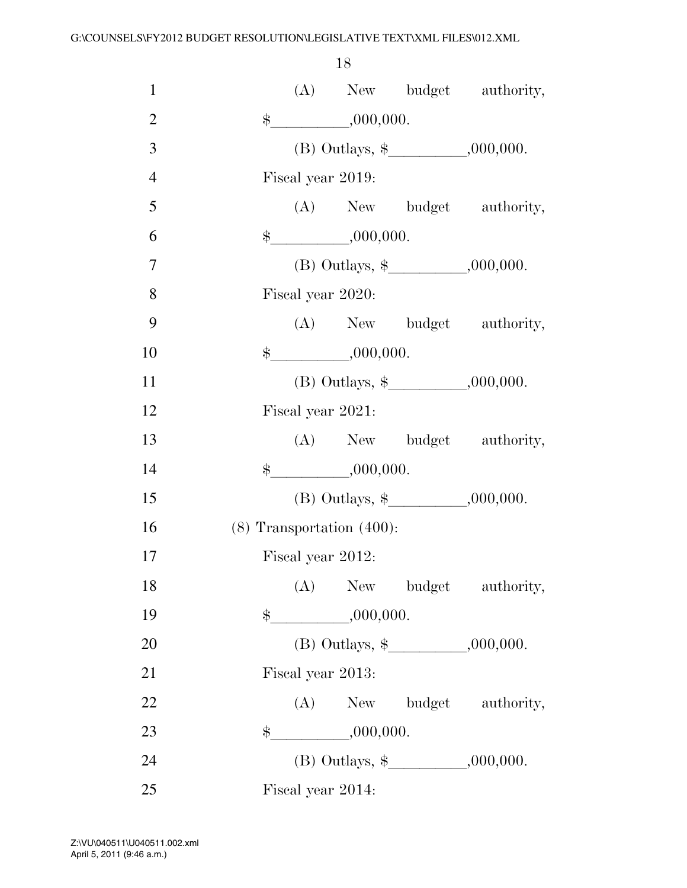(A) New budget authority, $__________,000,000.

(B) Outlays, $__________,000,000.

Fiscal year 2019:

(A) New budget authority, $__________,000,000.

(B) Outlays, $__________,000,000.

Fiscal year 2020:

(A) New budget authority, $__________,000,000.

(B) Outlays, $__________,000,000.

Fiscal year 2021:

(A) New budget authority, $__________,000,000.

(B) Outlays, $__________,000,000.

(8) Transportation (400):

Fiscal year 2012:

(A) New budget authority, $__________,000,000.

(B) Outlays, $__________,000,000.

Fiscal year 2013:

(A) New budget authority, $__________,000,000.

(B) Outlays, $__________,000,000.

Fiscal year 2014: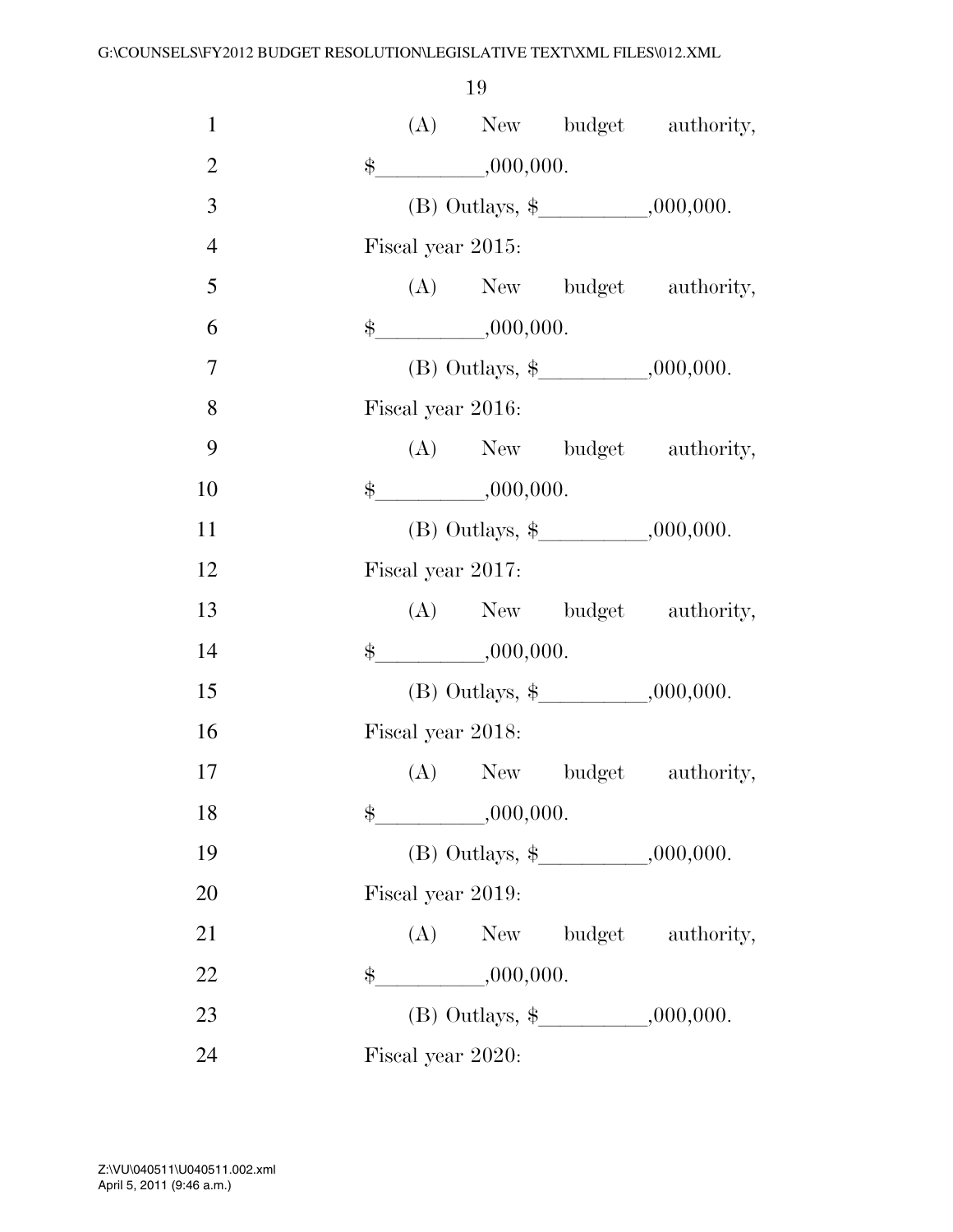(A) New budget authority, $\_\_\_\_\_\_\_\_\_,000,000.

(B) Outlays, $\_\_\_\_\_\_\_\_\_,000,000.

Fiscal year 2015:

(A) New budget authority, $\_\_\_\_\_\_\_\_\_,000,000.

(B) Outlays, $\_\_\_\_\_\_\_\_\_,000,000.

Fiscal year 2016:

(A) New budget authority, $\_\_\_\_\_\_\_\_\_,000,000.

(B) Outlays, $\_\_\_\_\_\_\_\_\_,000,000.

Fiscal year 2017:

(A) New budget authority, $\_\_\_\_\_\_\_\_\_,000,000.

(B) Outlays, $\_\_\_\_\_\_\_\_\_,000,000.

Fiscal year 2018:

(A) New budget authority, $\_\_\_\_\_\_\_\_\_,000,000.

(B) Outlays, $\_\_\_\_\_\_\_\_\_,000,000.

Fiscal year 2019:

(A) New budget authority, $\_\_\_\_\_\_\_\_\_,000,000.

(B) Outlays, $\_\_\_\_\_\_\_\_\_,000,000.

Fiscal year 2020: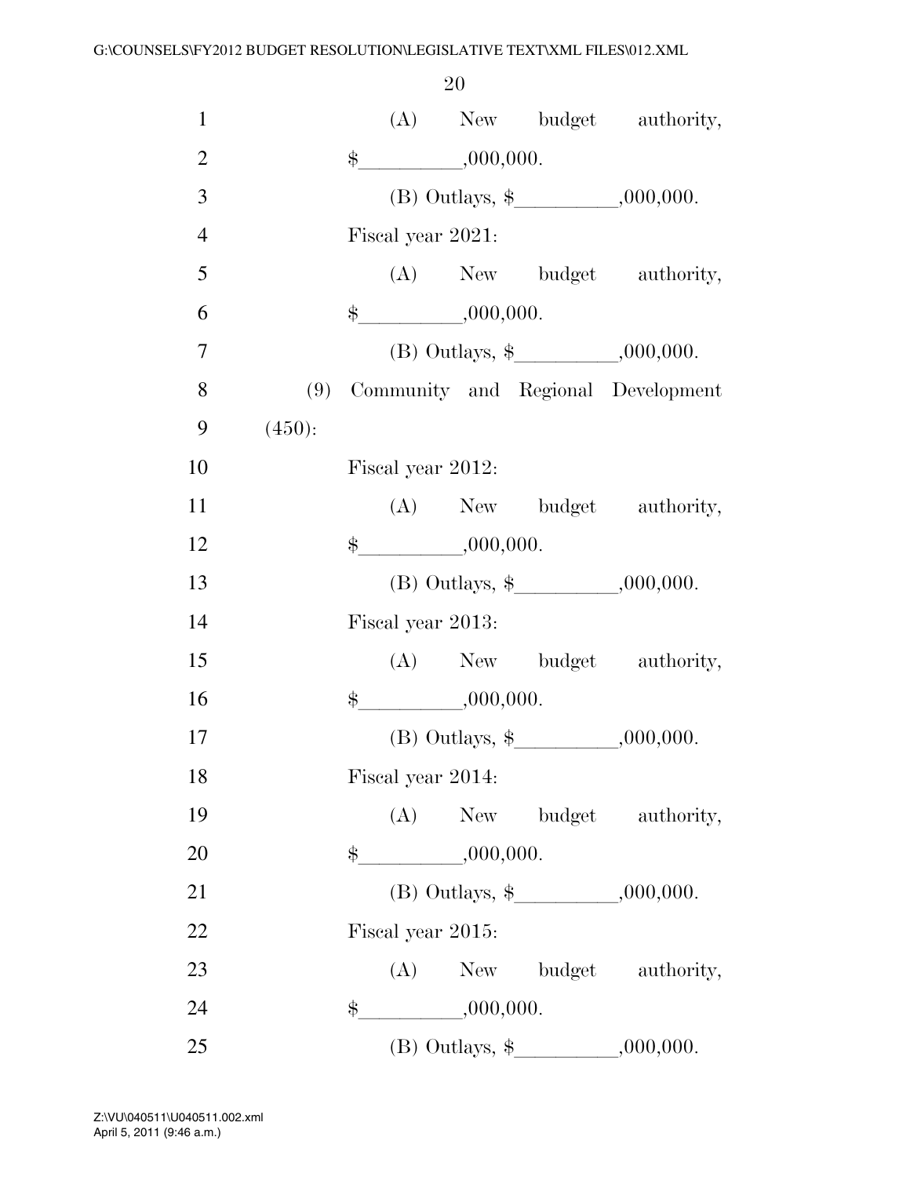(A) New budget authority, $__________,000,000.

(B) Outlays, $__________,000,000.

Fiscal year 2021:

(A) New budget authority, $__________,000,000.

(B) Outlays, $__________,000,000.

(9) Community and Regional Development (450):

Fiscal year 2012:

(A) New budget authority, $__________,000,000.

(B) Outlays, $__________,000,000.

Fiscal year 2013:

(A) New budget authority, $__________,000,000.

(B) Outlays, $__________,000,000.

Fiscal year 2014:

(A) New budget authority, $__________,000,000.

(B) Outlays, $__________,000,000.

Fiscal year 2015:

(A) New budget authority, $__________,000,000.

(B) Outlays, $__________,000,000.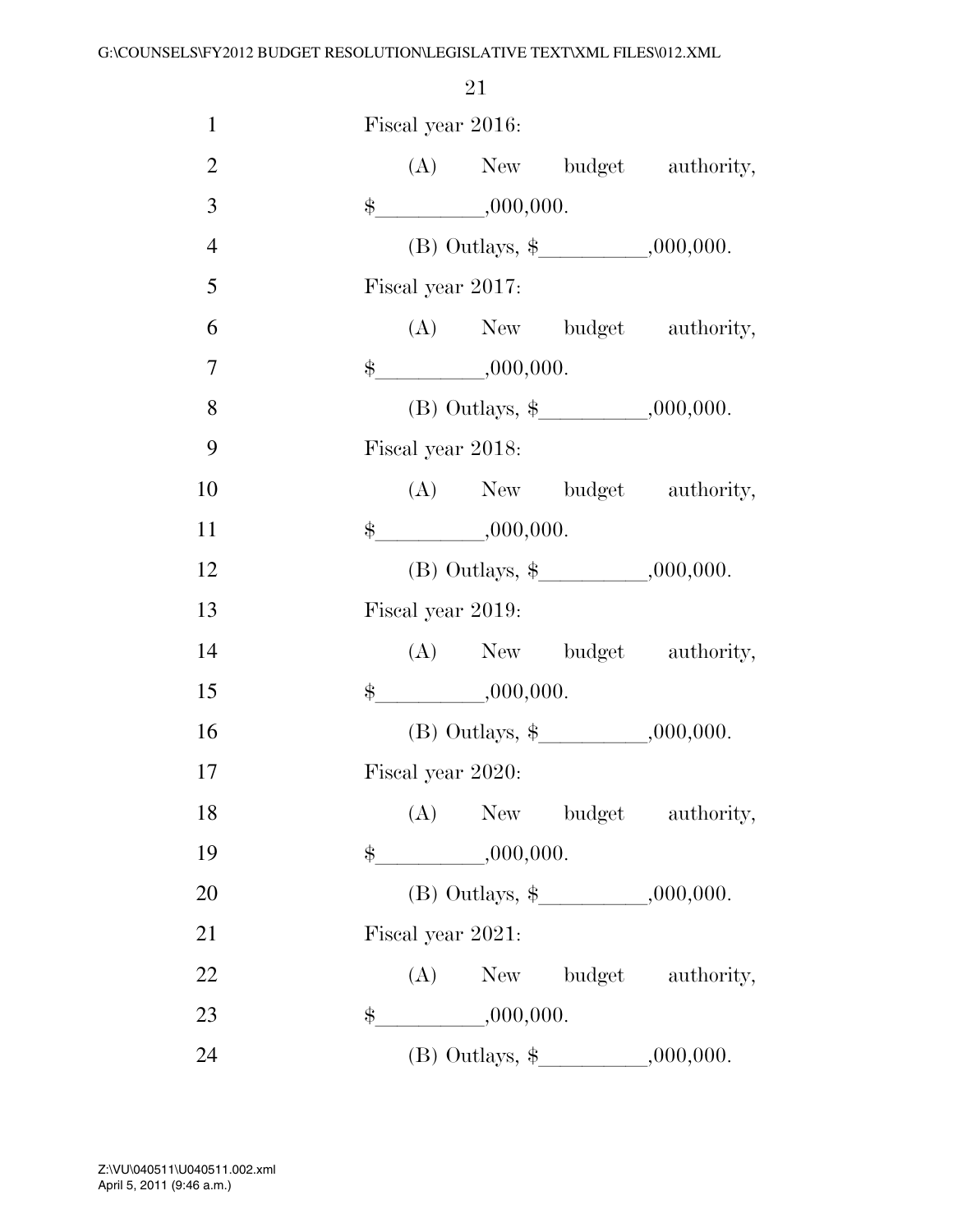Fiscal year 2016:

(A) New budget authority, $__________,000,000.

(B) Outlays, $__________,000,000.

Fiscal year 2017:

(A) New budget authority, $__________,000,000.

(B) Outlays, $__________,000,000.

Fiscal year 2018:

(A) New budget authority, $__________,000,000.

(B) Outlays, $__________,000,000.

Fiscal year 2019:

(A) New budget authority, $__________,000,000.

(B) Outlays, $__________,000,000.

Fiscal year 2020:

(A) New budget authority, $__________,000,000.

(B) Outlays, $__________,000,000.

Fiscal year 2021:

(A) New budget authority, $__________,000,000.

(B) Outlays, $__________,000,000.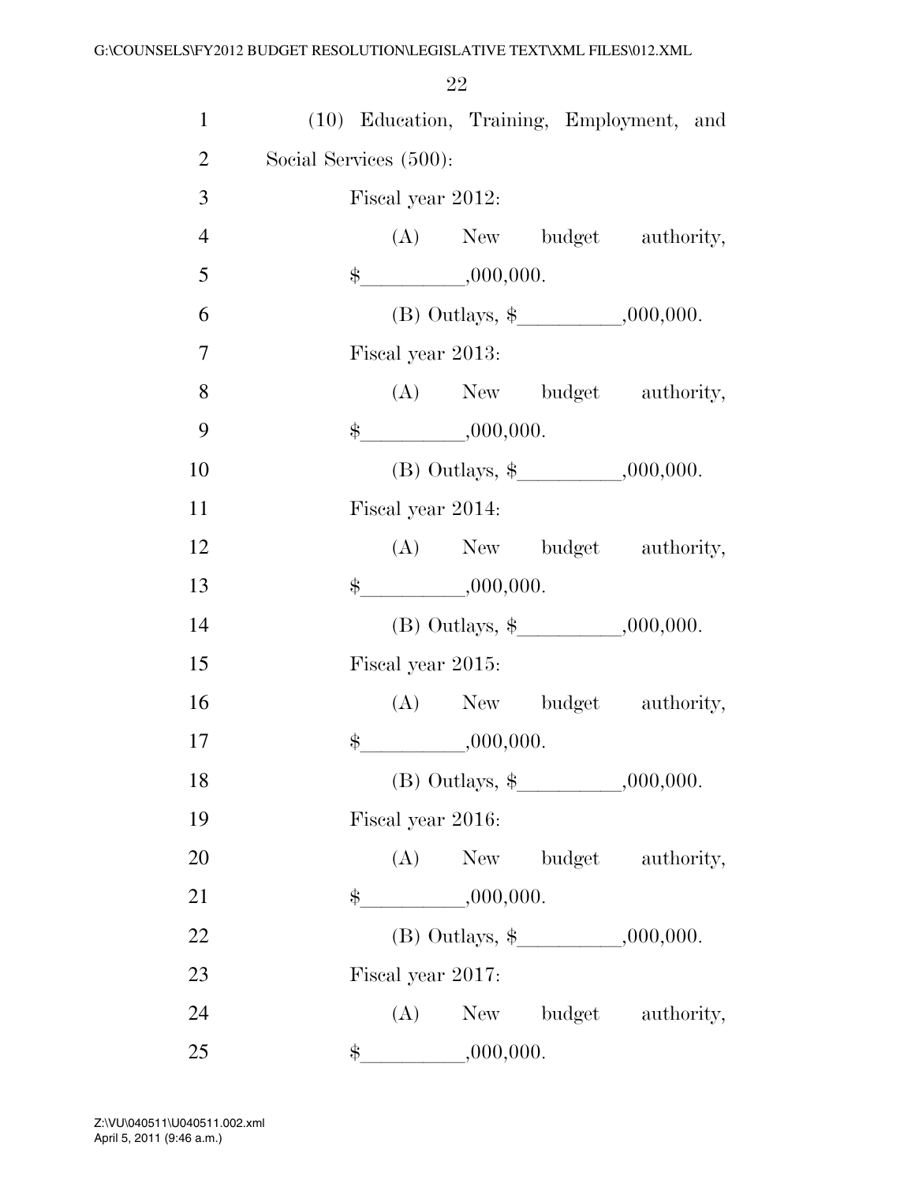(10) Education, Training, Employment, and Social Services (500):

Fiscal year 2012:

(A) New budget authority, $__________,000,000.

(B) Outlays, $__________,000,000.

Fiscal year 2013:

(A) New budget authority, $__________,000,000.

(B) Outlays, $__________,000,000.

Fiscal year 2014:

(A) New budget authority, $__________,000,000.

(B) Outlays, $__________,000,000.

Fiscal year 2015:

(A) New budget authority, $__________,000,000.

(B) Outlays, $__________,000,000.

Fiscal year 2016:

(A) New budget authority, $__________,000,000.

(B) Outlays, $__________,000,000.

Fiscal year 2017:

(A) New budget authority, $__________,000,000.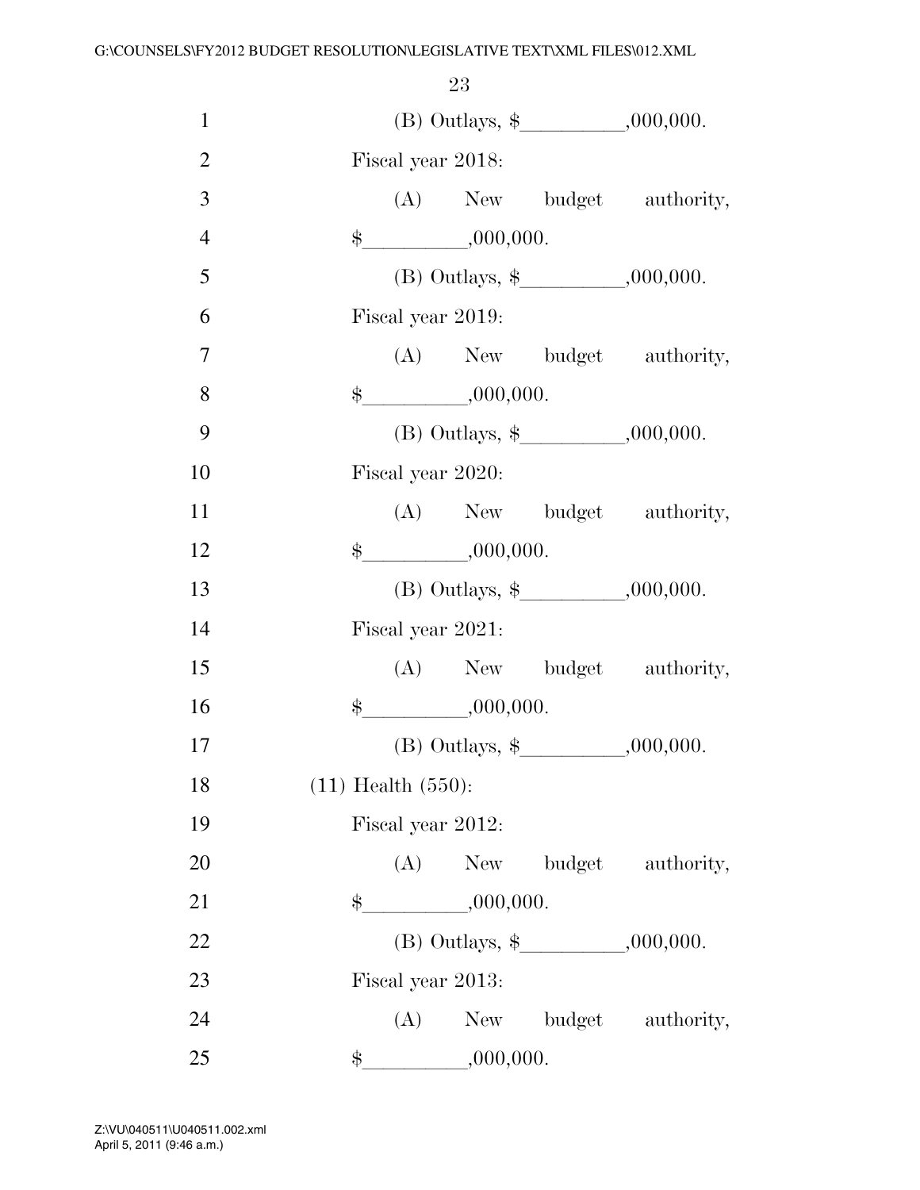(B) Outlays, $__________,000,000.

Fiscal year 2018:

(A) New budget authority, $__________,000,000.

(B) Outlays, $__________,000,000.

Fiscal year 2019:

(A) New budget authority, $__________,000,000.

(B) Outlays, $__________,000,000.

Fiscal year 2020:

(A) New budget authority, $__________,000,000.

(B) Outlays, $__________,000,000.

Fiscal year 2021:

(A) New budget authority, $__________,000,000.

(B) Outlays, $__________,000,000.

(11) Health (550):

Fiscal year 2012:

(A) New budget authority, $__________,000,000.

(B) Outlays, $__________,000,000.

Fiscal year 2013:

(A) New budget authority, $__________,000,000.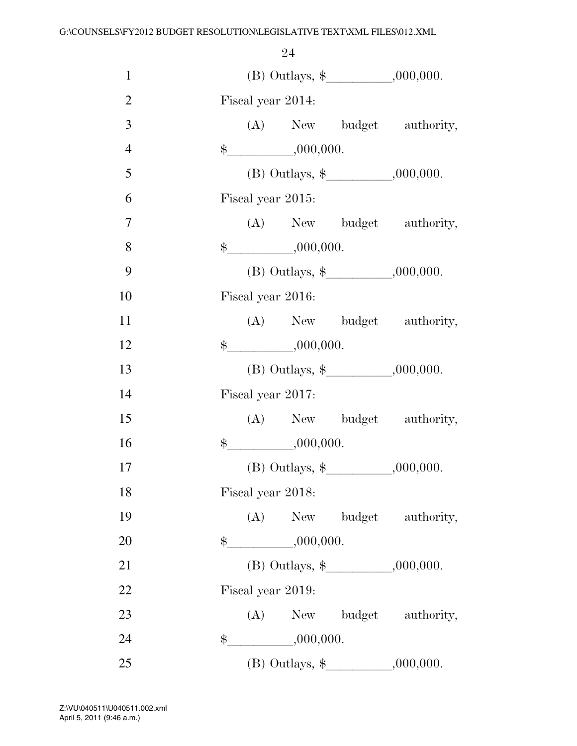(B) Outlays, $\_\_\_\_\_\_\_\_\_,000,000.

Fiscal year 2014:

(A) New budget authority, $\_\_\_\_\_\_\_\_\_,000,000.

(B) Outlays, $\_\_\_\_\_\_\_\_\_,000,000.

Fiscal year 2015:

(A) New budget authority, $\_\_\_\_\_\_\_\_\_,000,000.

(B) Outlays, $\_\_\_\_\_\_\_\_\_,000,000.

Fiscal year 2016:

(A) New budget authority, $\_\_\_\_\_\_\_\_\_,000,000.

(B) Outlays, $\_\_\_\_\_\_\_\_\_,000,000.

Fiscal year 2017:

(A) New budget authority, $\_\_\_\_\_\_\_\_\_,000,000.

(B) Outlays, $\_\_\_\_\_\_\_\_\_,000,000.

Fiscal year 2018:

(A) New budget authority, $\_\_\_\_\_\_\_\_\_,000,000.

(B) Outlays, $\_\_\_\_\_\_\_\_\_,000,000.

Fiscal year 2019:

(A) New budget authority, $\_\_\_\_\_\_\_\_\_,000,000.

(B) Outlays, $\_\_\_\_\_\_\_\_\_,000,000.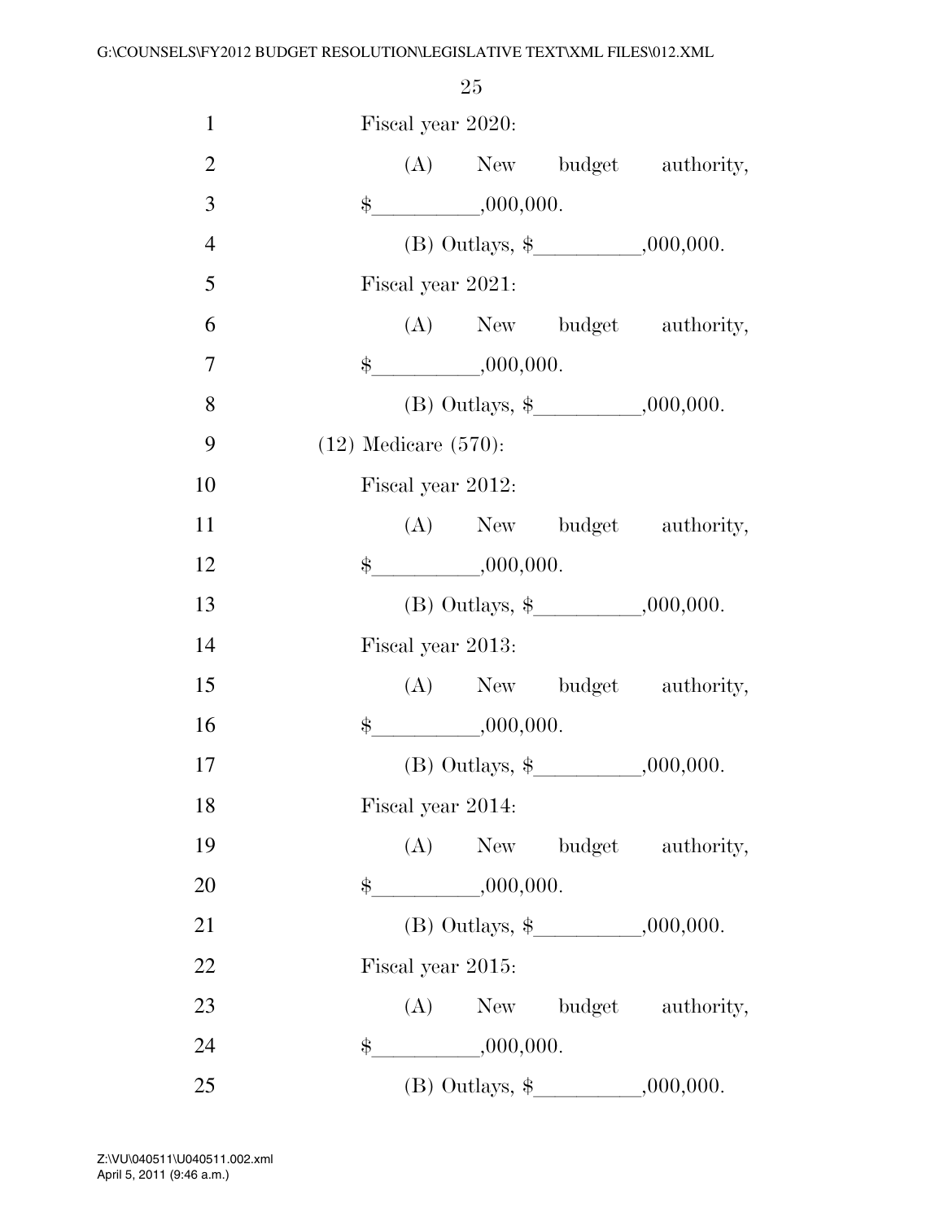Fiscal year 2020:

(A) New budget authority, $\_\_\_\_\_\_\_\_\_,000,000.

(B) Outlays, $\_\_\_\_\_\_\_\_\_,000,000.

Fiscal year 2021:

(A) New budget authority, $\_\_\_\_\_\_\_\_\_,000,000.

(B) Outlays, $\_\_\_\_\_\_\_\_\_,000,000.

(12) Medicare (570):

Fiscal year 2012:

(A) New budget authority, $\_\_\_\_\_\_\_\_\_,000,000.

(B) Outlays, $\_\_\_\_\_\_\_\_\_,000,000.

Fiscal year 2013:

(A) New budget authority, $\_\_\_\_\_\_\_\_\_,000,000.

(B) Outlays, $\_\_\_\_\_\_\_\_\_,000,000.

Fiscal year 2014:

(A) New budget authority, $\_\_\_\_\_\_\_\_\_,000,000.

(B) Outlays, $\_\_\_\_\_\_\_\_\_,000,000.

Fiscal year 2015:

(A) New budget authority, $\_\_\_\_\_\_\_\_\_,000,000.

(B) Outlays, $\_\_\_\_\_\_\_\_\_,000,000.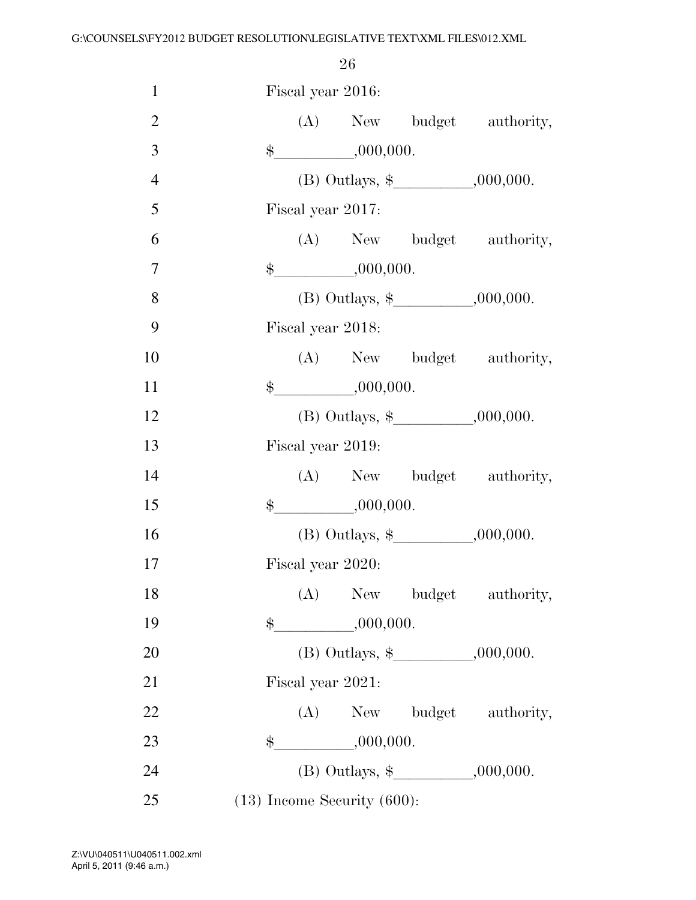Fiscal year 2016:

(A) New budget authority, $__________,000,000.

(B) Outlays, $__________,000,000.

Fiscal year 2017:

(A) New budget authority, $__________,000,000.

(B) Outlays, $__________,000,000.

Fiscal year 2018:

(A) New budget authority, $__________,000,000.

(B) Outlays, $__________,000,000.

Fiscal year 2019:

(A) New budget authority, $__________,000,000.

(B) Outlays, $__________,000,000.

Fiscal year 2020:

(A) New budget authority, $__________,000,000.

(B) Outlays, $__________,000,000.

Fiscal year 2021:

(A) New budget authority, $__________,000,000.

(B) Outlays, $__________,000,000.

(13) Income Security (600):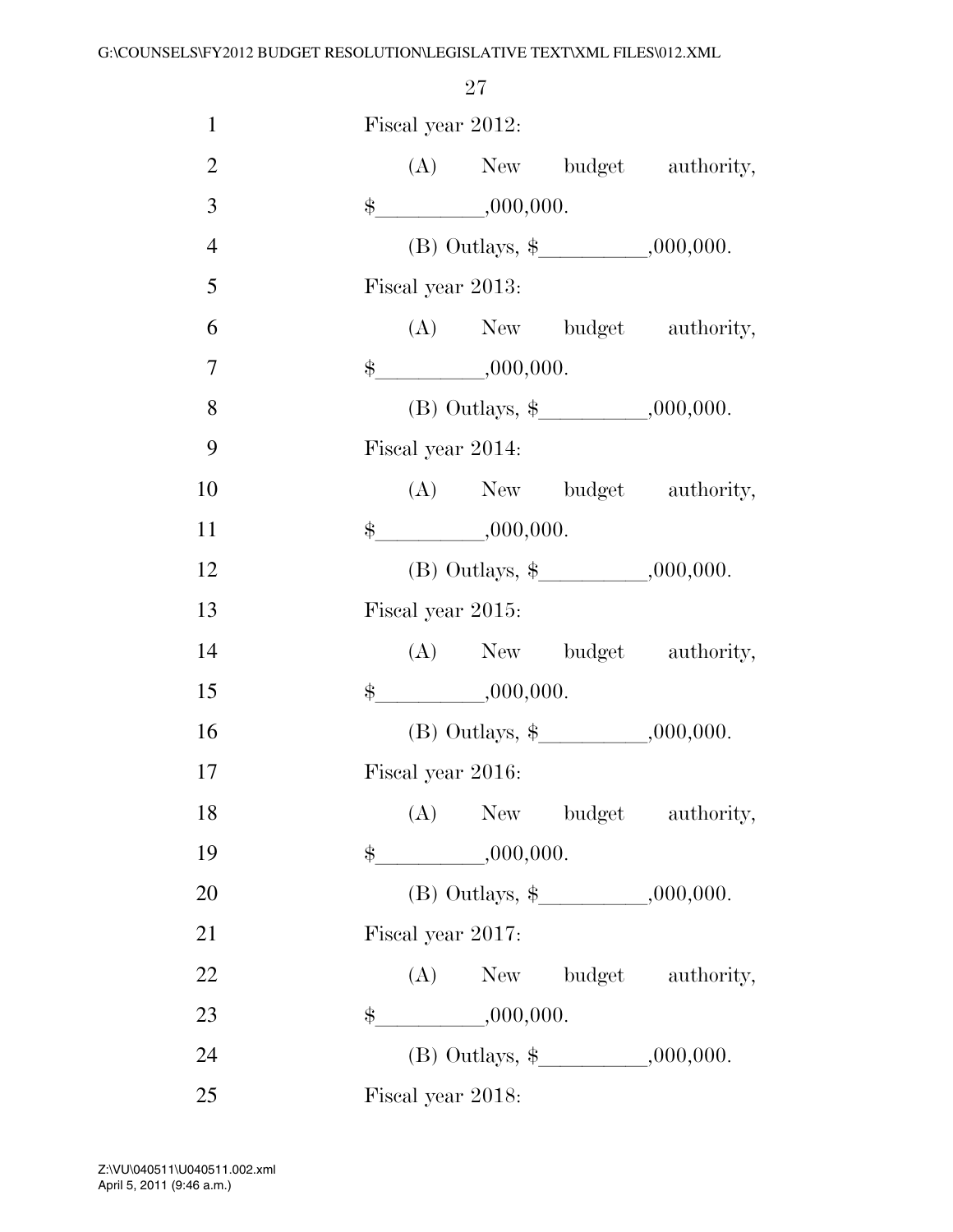Fiscal year 2012:

(A) New budget authority, $__________,000,000.

(B) Outlays, $__________,000,000.

Fiscal year 2013:

(A) New budget authority, $__________,000,000.

(B) Outlays, $__________,000,000.

Fiscal year 2014:

(A) New budget authority, $__________,000,000.

(B) Outlays, $__________,000,000.

Fiscal year 2015:

(A) New budget authority, $__________,000,000.

(B) Outlays, $__________,000,000.

Fiscal year 2016:

(A) New budget authority, $__________,000,000.

(B) Outlays, $__________,000,000.

Fiscal year 2017:

(A) New budget authority, $__________,000,000.

(B) Outlays, $__________,000,000.

Fiscal year 2018: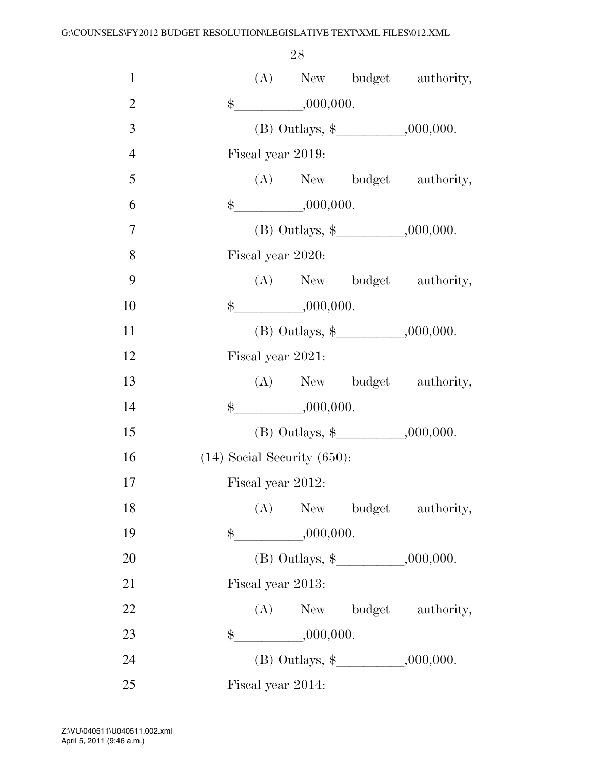(A) New budget authority, $__________,000,000.

(B) Outlays, $__________,000,000.

Fiscal year 2019:

(A) New budget authority, $__________,000,000.

(B) Outlays, $__________,000,000.

Fiscal year 2020:

(A) New budget authority, $__________,000,000.

(B) Outlays, $__________,000,000.

Fiscal year 2021:

(A) New budget authority, $__________,000,000.

(B) Outlays, $__________,000,000.

(14) Social Security (650):

Fiscal year 2012:

(A) New budget authority, $__________,000,000.

(B) Outlays, $__________,000,000.

Fiscal year 2013:

(A) New budget authority, $__________,000,000.

(B) Outlays, $__________,000,000.

Fiscal year 2014: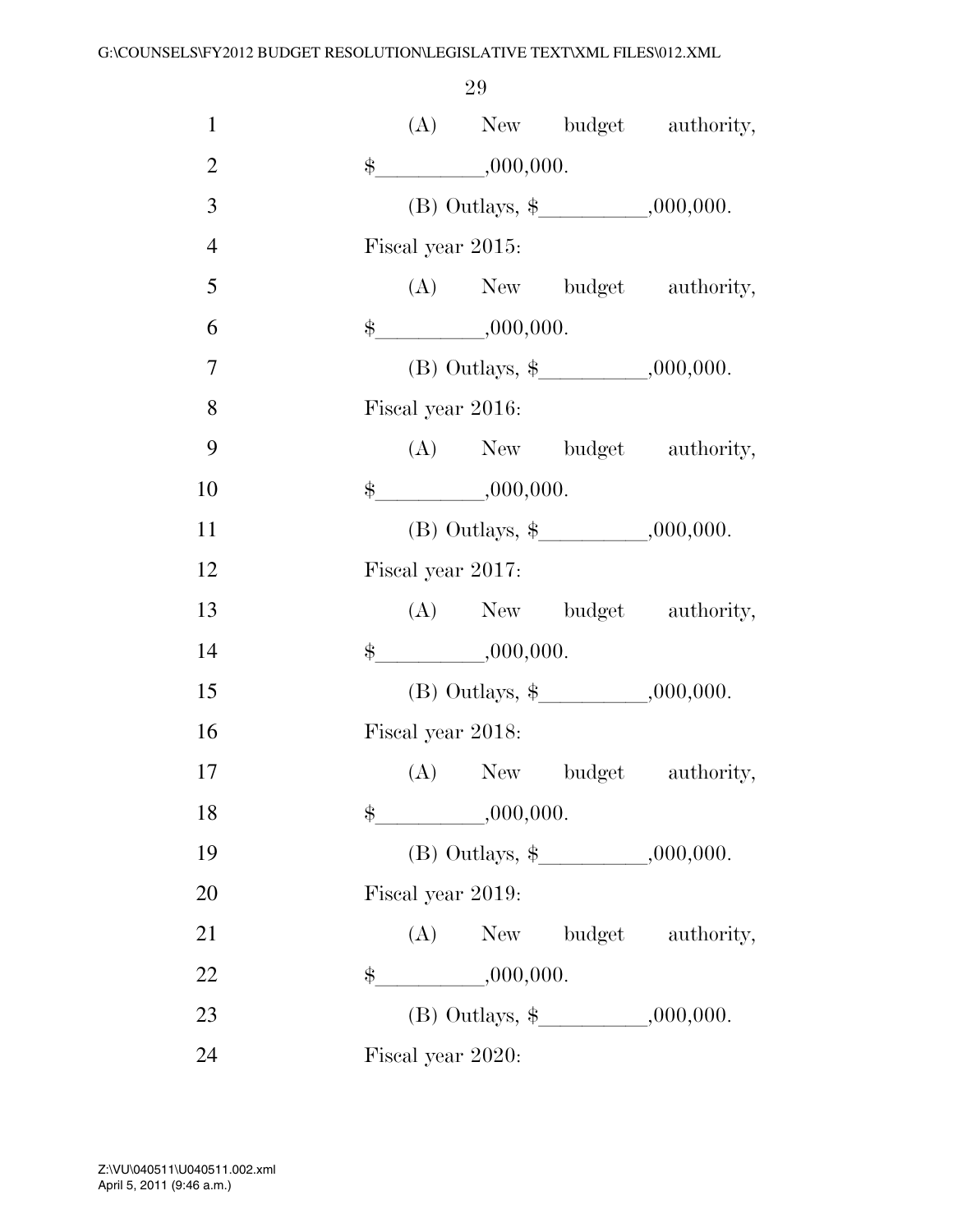(A) New budget authority, $__________,000,000.

(B) Outlays, $__________,000,000.

Fiscal year 2015:

(A) New budget authority, $__________,000,000.

(B) Outlays, $__________,000,000.

Fiscal year 2016:

(A) New budget authority, $__________,000,000.

(B) Outlays, $__________,000,000.

Fiscal year 2017:

(A) New budget authority, $__________,000,000.

(B) Outlays, $__________,000,000.

Fiscal year 2018:

(A) New budget authority, $__________,000,000.

(B) Outlays, $__________,000,000.

Fiscal year 2019:

(A) New budget authority, $__________,000,000.

(B) Outlays, $__________,000,000.

Fiscal year 2020: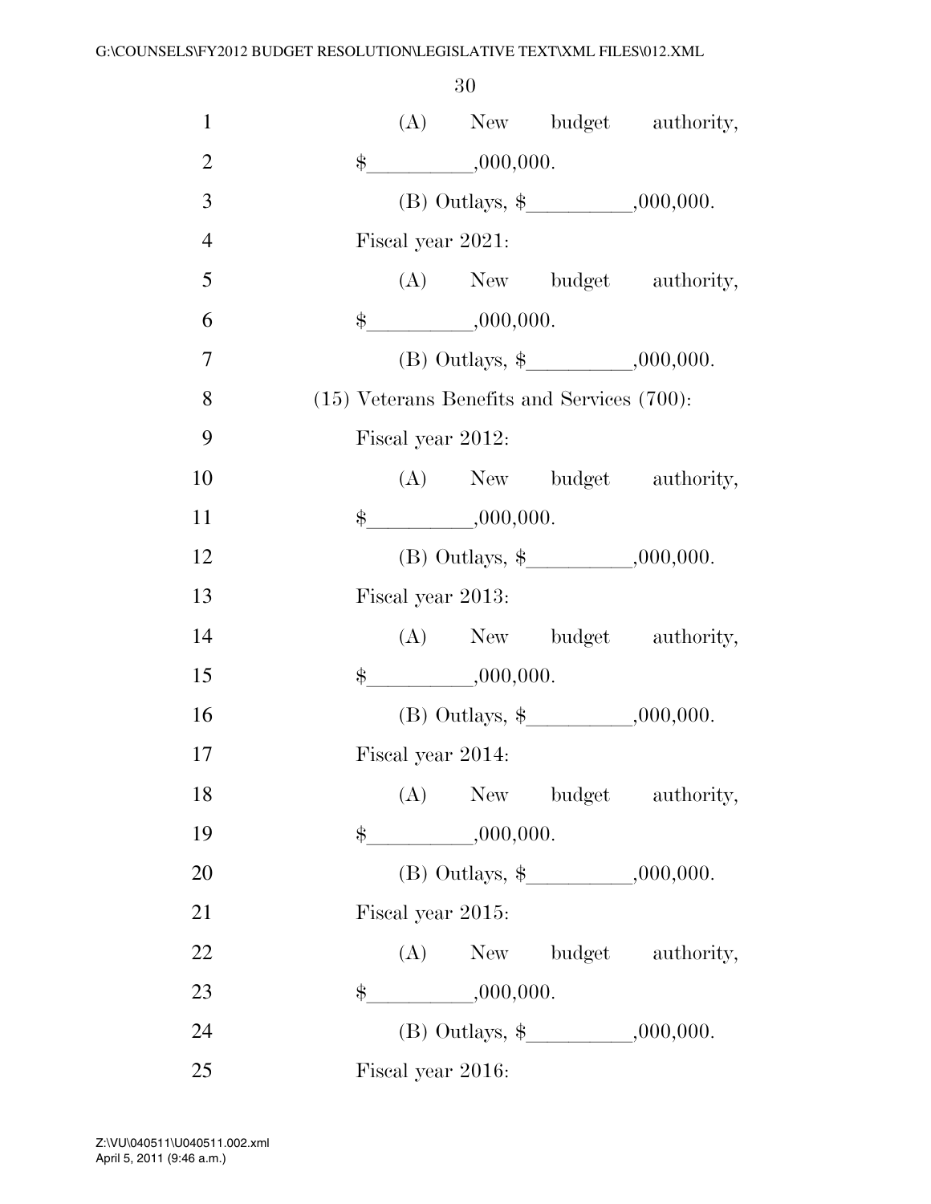(A) New budget authority, $\_\_\_\_\_\_\_\_\_,000,000.

(B) Outlays, $\_\_\_\_\_\_\_\_\_,000,000.

Fiscal year 2021:

(A) New budget authority, $\_\_\_\_\_\_\_\_\_,000,000.

(B) Outlays, $\_\_\_\_\_\_\_\_\_,000,000.

(15) Veterans Benefits and Services (700):

Fiscal year 2012:

(A) New budget authority, $\_\_\_\_\_\_\_\_\_,000,000.

(B) Outlays, $\_\_\_\_\_\_\_\_\_,000,000.

Fiscal year 2013:

(A) New budget authority, $\_\_\_\_\_\_\_\_\_,000,000.

(B) Outlays, $\_\_\_\_\_\_\_\_\_,000,000.

Fiscal year 2014:

(A) New budget authority, $\_\_\_\_\_\_\_\_\_,000,000.

(B) Outlays, $\_\_\_\_\_\_\_\_\_,000,000.

Fiscal year 2015:

(A) New budget authority, $\_\_\_\_\_\_\_\_\_,000,000.

(B) Outlays, $\_\_\_\_\_\_\_\_\_,000,000.

Fiscal year 2016: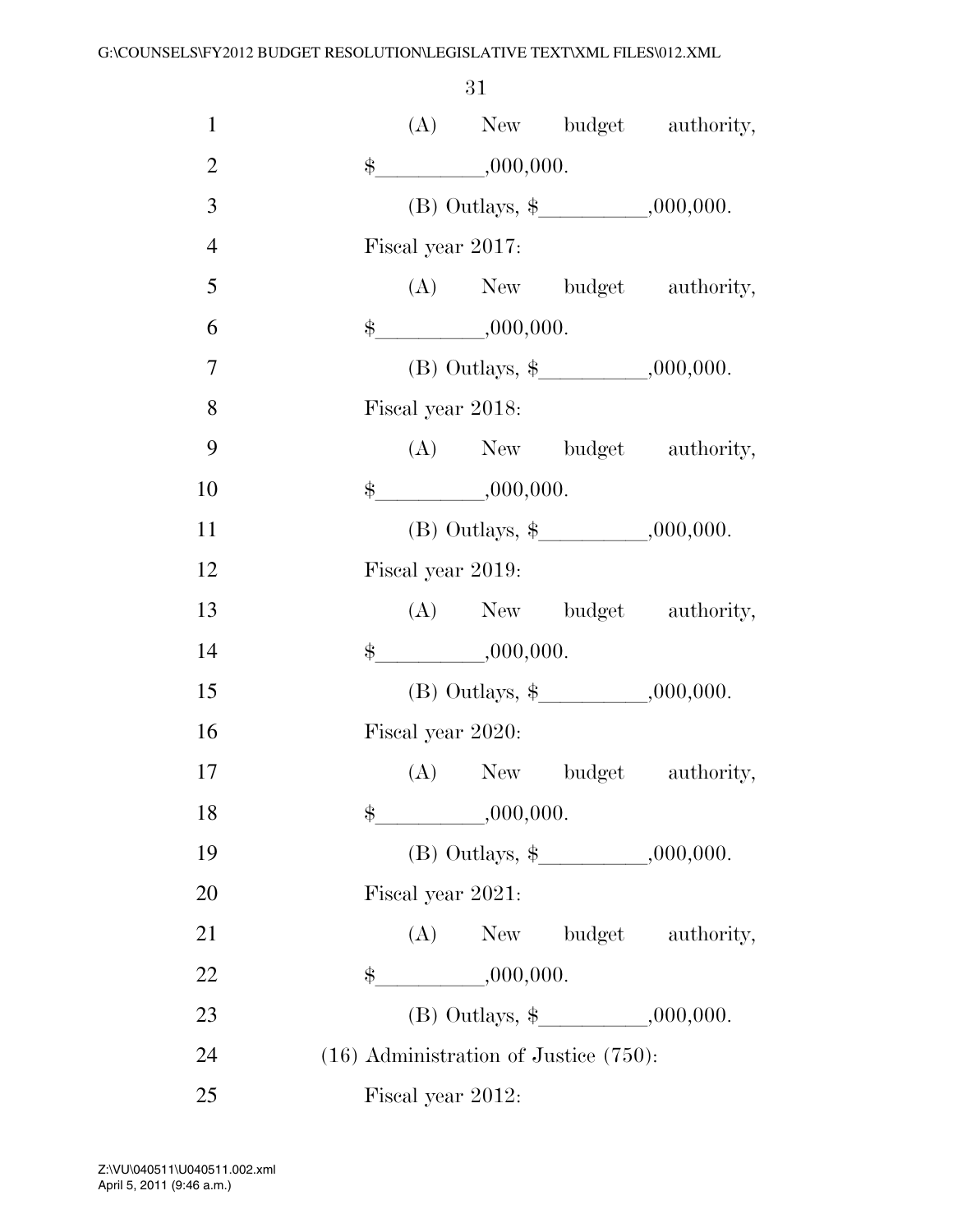(A) New budget authority, $__________,000,000.

(B) Outlays, $__________,000,000.

Fiscal year 2017:

(A) New budget authority, $__________,000,000.

(B) Outlays, $__________,000,000.

Fiscal year 2018:

(A) New budget authority, $__________,000,000.

(B) Outlays, $__________,000,000.

Fiscal year 2019:

(A) New budget authority, $__________,000,000.

(B) Outlays, $__________,000,000.

Fiscal year 2020:

(A) New budget authority, $__________,000,000.

(B) Outlays, $__________,000,000.

Fiscal year 2021:

(A) New budget authority, $__________,000,000.

(B) Outlays, $__________,000,000.

(16) Administration of Justice (750):

Fiscal year 2012: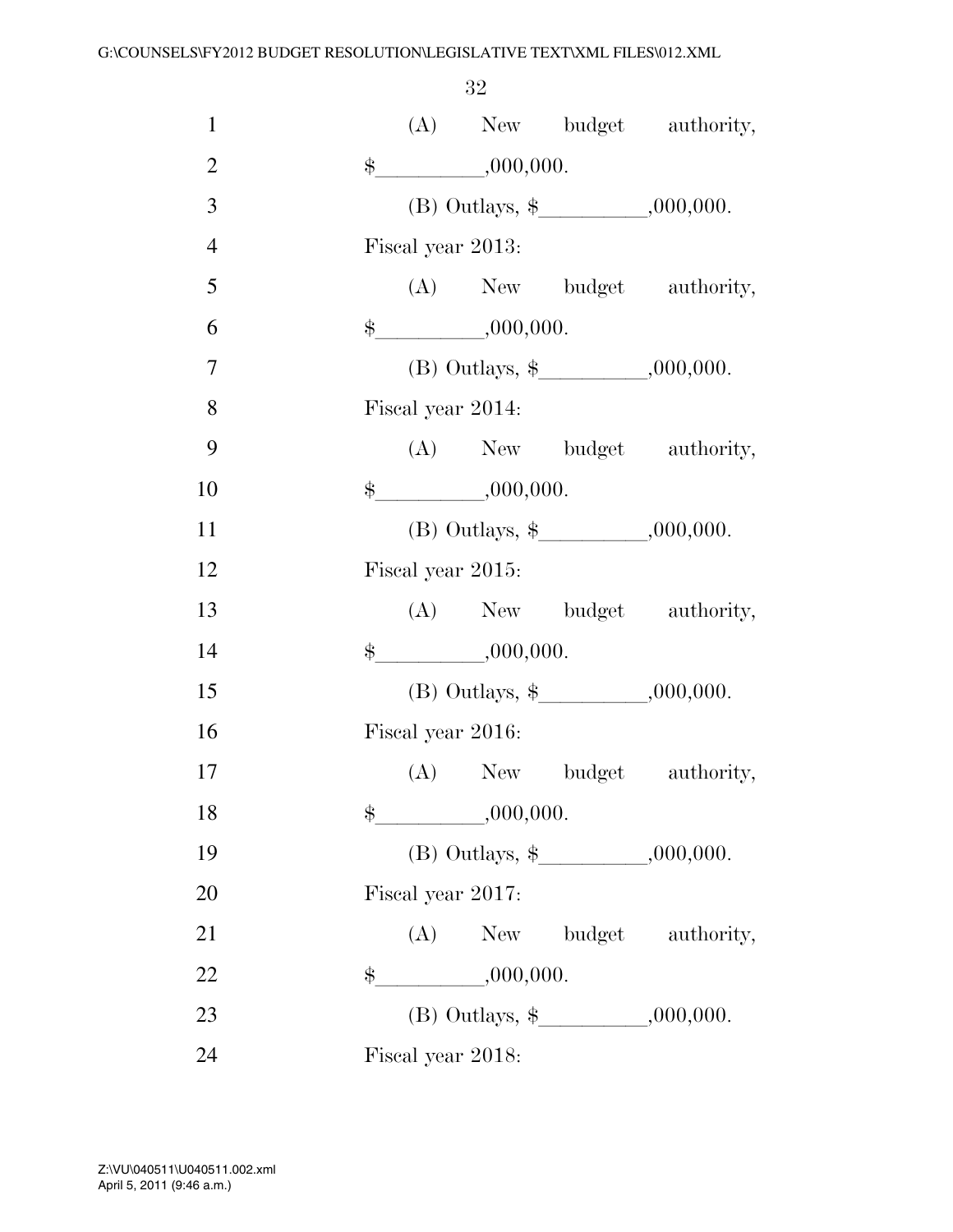(A) New budget authority, $__________,000,000.

(B) Outlays, $__________,000,000.

Fiscal year 2013:

(A) New budget authority, $__________,000,000.

(B) Outlays, $__________,000,000.

Fiscal year 2014:

(A) New budget authority, $__________,000,000.

(B) Outlays, $__________,000,000.

Fiscal year 2015:

(A) New budget authority, $__________,000,000.

(B) Outlays, $__________,000,000.

Fiscal year 2016:

(A) New budget authority, $__________,000,000.

(B) Outlays, $__________,000,000.

Fiscal year 2017:

(A) New budget authority, $__________,000,000.

(B) Outlays, $__________,000,000.

Fiscal year 2018: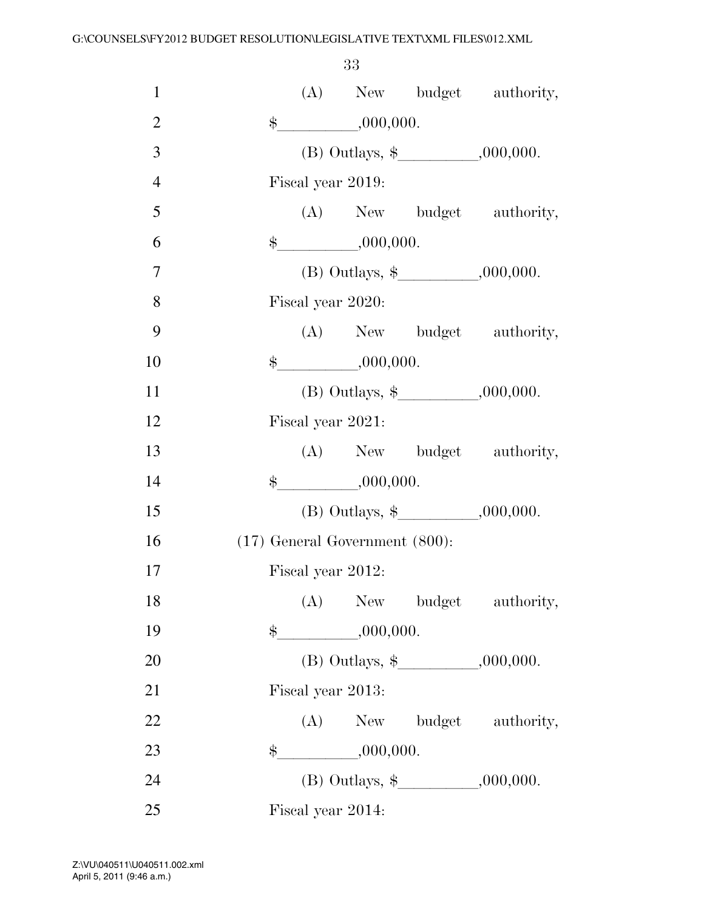(A) New budget authority, $__________,000,000.

(B) Outlays, $__________,000,000.

Fiscal year 2019:

(A) New budget authority, $__________,000,000.

(B) Outlays, $__________,000,000.

Fiscal year 2020:

(A) New budget authority, $__________,000,000.

(B) Outlays, $__________,000,000.

Fiscal year 2021:

(A) New budget authority, $__________,000,000.

(B) Outlays, $__________,000,000.

(17) General Government (800):

Fiscal year 2012:

(A) New budget authority, $__________,000,000.

(B) Outlays, $__________,000,000.

Fiscal year 2013:

(A) New budget authority, $__________,000,000.

(B) Outlays, $__________,000,000.

Fiscal year 2014: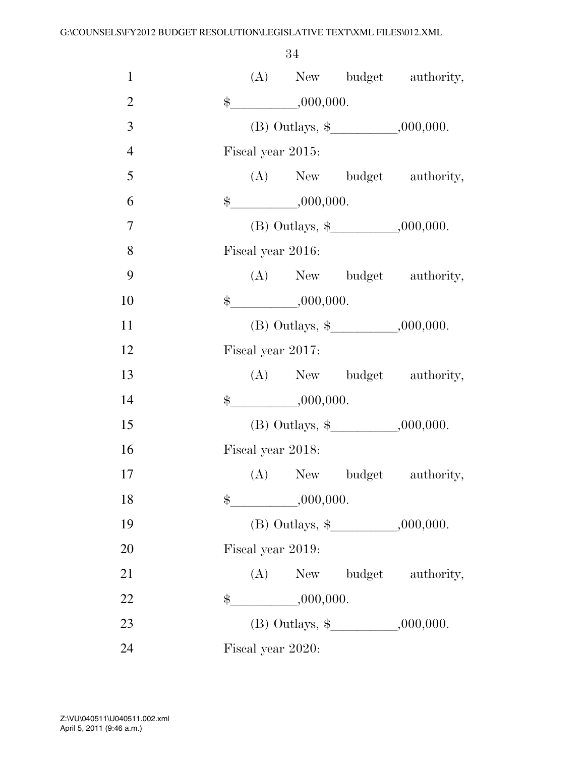(A) New budget authority, $__________,000,000.

(B) Outlays, $__________,000,000.

Fiscal year 2015:

(A) New budget authority, $__________,000,000.

(B) Outlays, $__________,000,000.

Fiscal year 2016:

(A) New budget authority, $__________,000,000.

(B) Outlays, $__________,000,000.

Fiscal year 2017:

(A) New budget authority, $__________,000,000.

(B) Outlays, $__________,000,000.

Fiscal year 2018:

(A) New budget authority, $__________,000,000.

(B) Outlays, $__________,000,000.

Fiscal year 2019:

(A) New budget authority, $__________,000,000.

(B) Outlays, $__________,000,000.

Fiscal year 2020: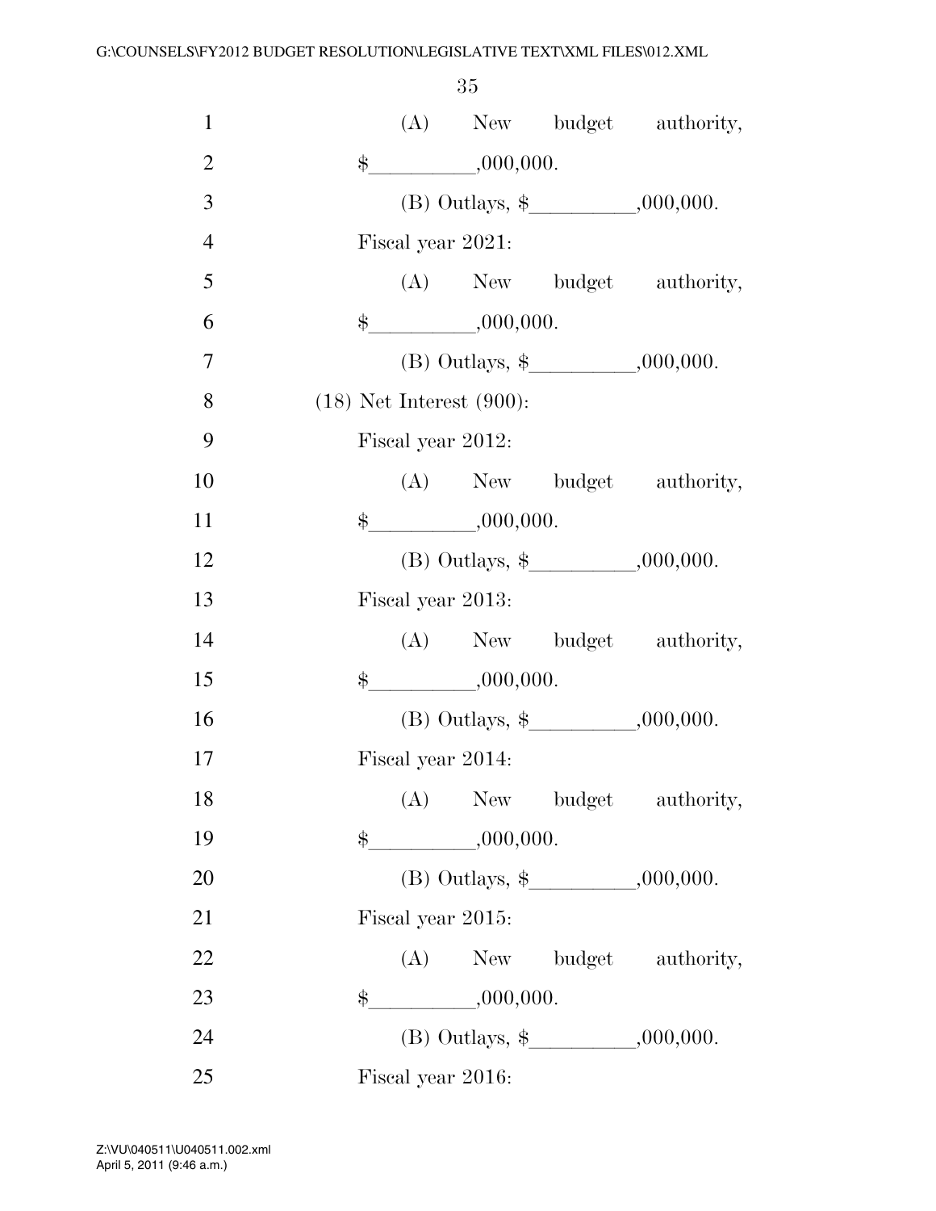(A) New budget authority, $\_\_\_\_\_\_\_\_\_\_,000,000.

(B) Outlays, $\_\_\_\_\_\_\_\_\_\_,000,000.

Fiscal year 2021:

(A) New budget authority, $\_\_\_\_\_\_\_\_\_\_,000,000.

(B) Outlays, $\_\_\_\_\_\_\_\_\_\_,000,000.

(18) Net Interest (900):

Fiscal year 2012:

(A) New budget authority, $\_\_\_\_\_\_\_\_\_\_,000,000.

(B) Outlays, $\_\_\_\_\_\_\_\_\_\_,000,000.

Fiscal year 2013:

(A) New budget authority, $\_\_\_\_\_\_\_\_\_\_,000,000.

(B) Outlays, $\_\_\_\_\_\_\_\_\_\_,000,000.

Fiscal year 2014:

(A) New budget authority, $\_\_\_\_\_\_\_\_\_\_,000,000.

(B) Outlays, $\_\_\_\_\_\_\_\_\_\_,000,000.

Fiscal year 2015:

(A) New budget authority, $\_\_\_\_\_\_\_\_\_\_,000,000.

(B) Outlays, $\_\_\_\_\_\_\_\_\_\_,000,000.

Fiscal year 2016: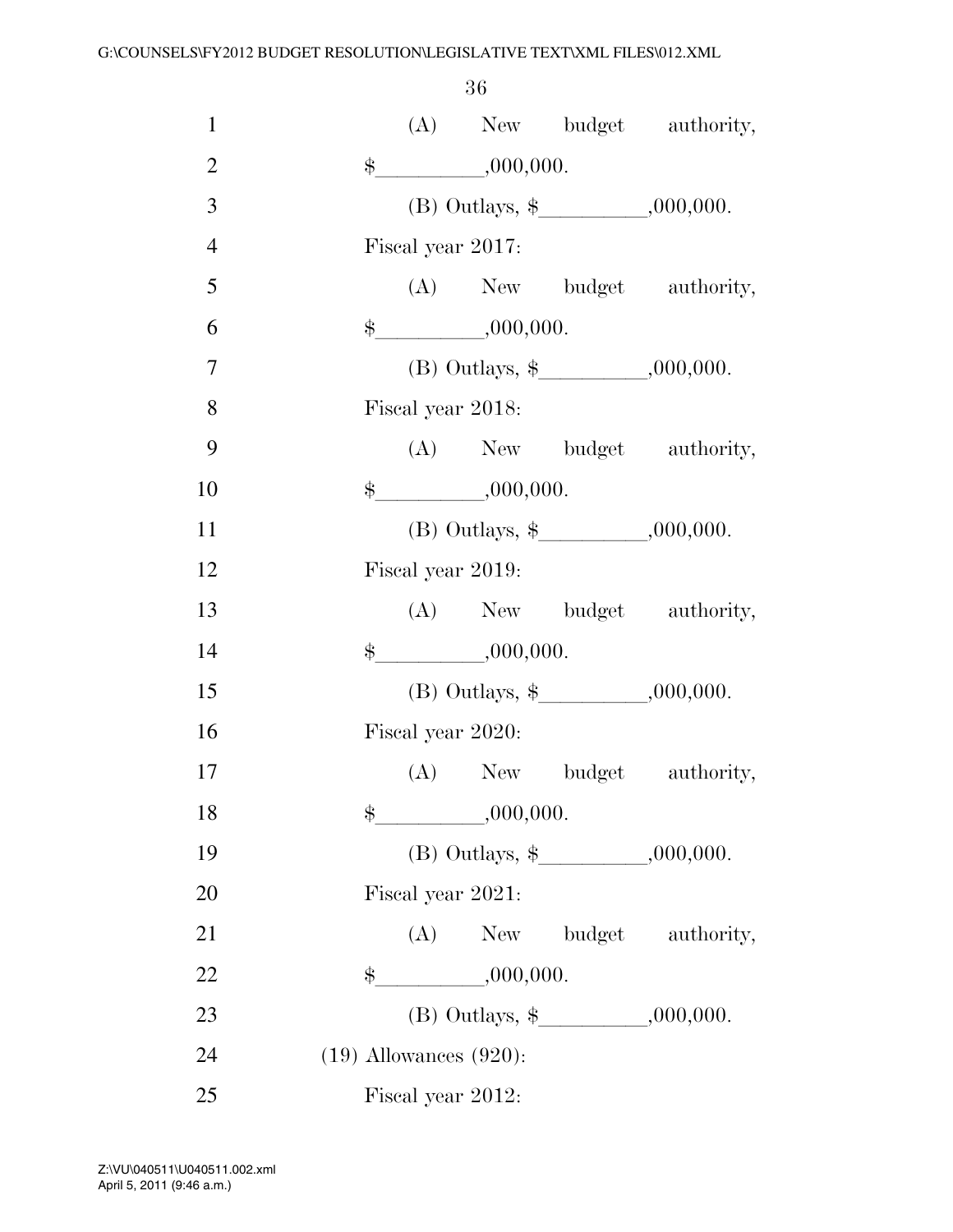(A) New budget authority, $__________,000,000.

(B) Outlays, $__________,000,000.

Fiscal year 2017:

(A) New budget authority, $__________,000,000.

(B) Outlays, $__________,000,000.

Fiscal year 2018:

(A) New budget authority, $__________,000,000.

(B) Outlays, $__________,000,000.

Fiscal year 2019:

(A) New budget authority, $__________,000,000.

(B) Outlays, $__________,000,000.

Fiscal year 2020:

(A) New budget authority, $__________,000,000.

(B) Outlays, $__________,000,000.

Fiscal year 2021:

(A) New budget authority, $__________,000,000.

(B) Outlays, $__________,000,000.

(19) Allowances (920):

Fiscal year 2012: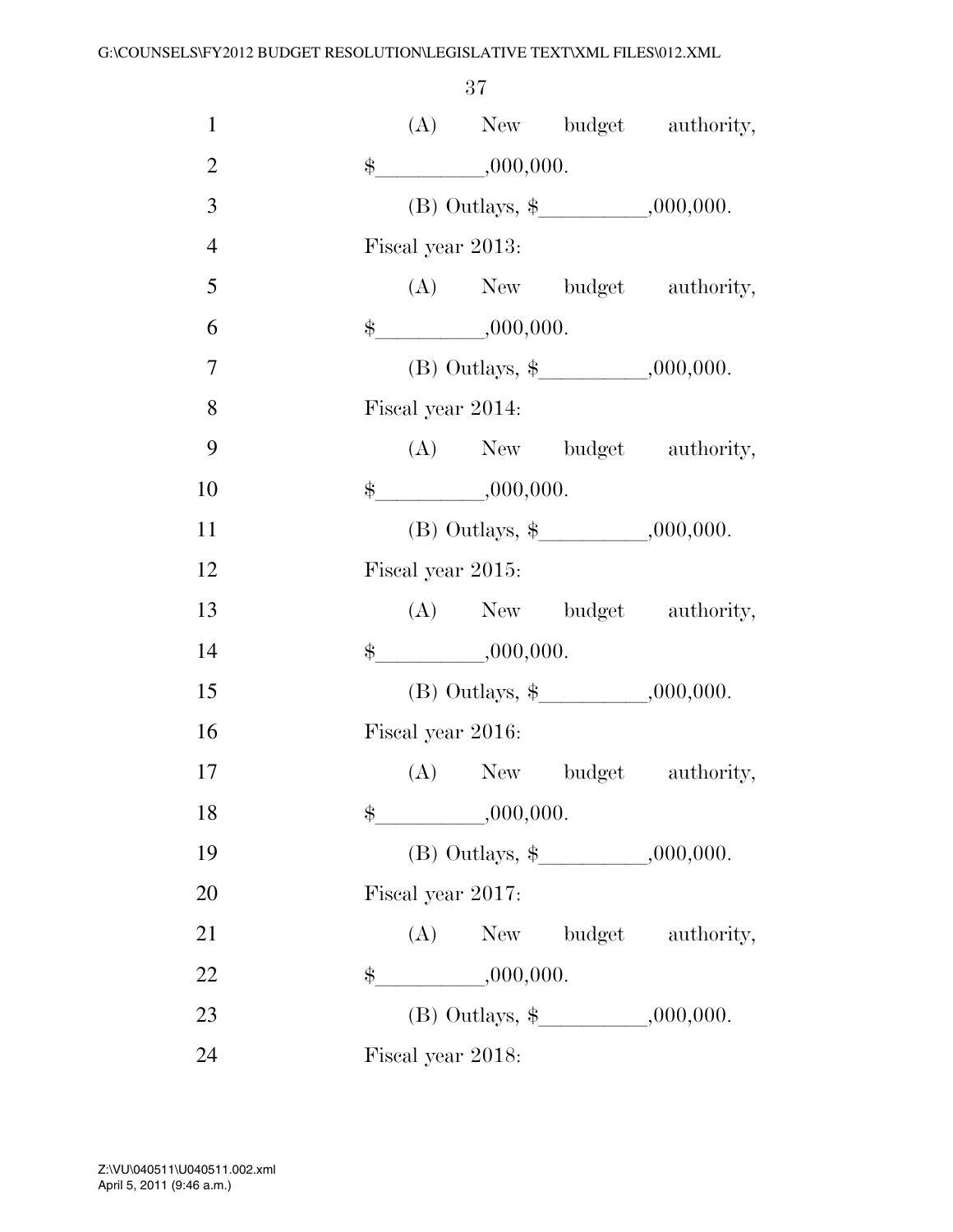(A) New budget authority, $__________,000,000.

(B) Outlays, $__________,000,000.

Fiscal year 2013:

(A) New budget authority, $__________,000,000.

(B) Outlays, $__________,000,000.

Fiscal year 2014:

(A) New budget authority, $__________,000,000.

(B) Outlays, $__________,000,000.

Fiscal year 2015:

(A) New budget authority, $__________,000,000.

(B) Outlays, $__________,000,000.

Fiscal year 2016:

(A) New budget authority, $__________,000,000.

(B) Outlays, $__________,000,000.

Fiscal year 2017:

(A) New budget authority, $__________,000,000.

(B) Outlays, $__________,000,000.

Fiscal year 2018: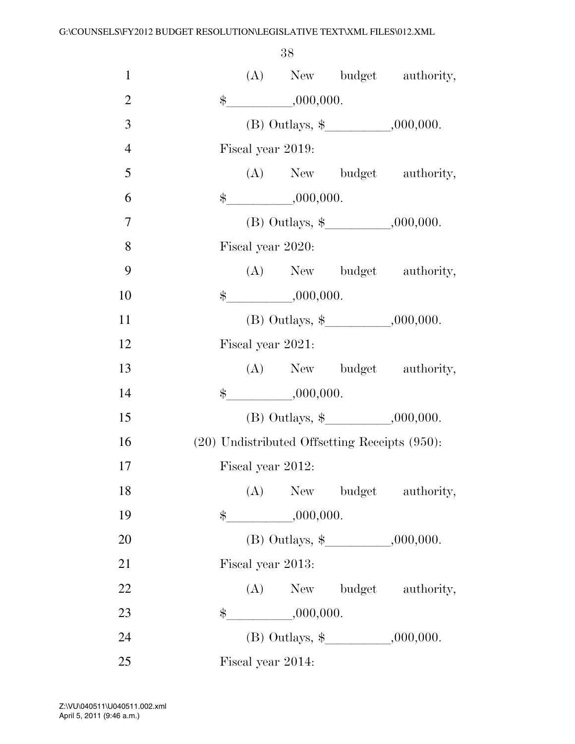(A) New budget authority, $__________,000,000.

(B) Outlays, $__________,000,000.

Fiscal year 2019:

(A) New budget authority, $__________,000,000.

(B) Outlays, $__________,000,000.

Fiscal year 2020:

(A) New budget authority, $__________,000,000.

(B) Outlays, $__________,000,000.

Fiscal year 2021:

(A) New budget authority, $__________,000,000.

(B) Outlays, $__________,000,000.

(20) Undistributed Offsetting Receipts (950):

Fiscal year 2012:

(A) New budget authority, $__________,000,000.

(B) Outlays, $__________,000,000.

Fiscal year 2013:

(A) New budget authority, $__________,000,000.

(B) Outlays, $__________,000,000.

Fiscal year 2014: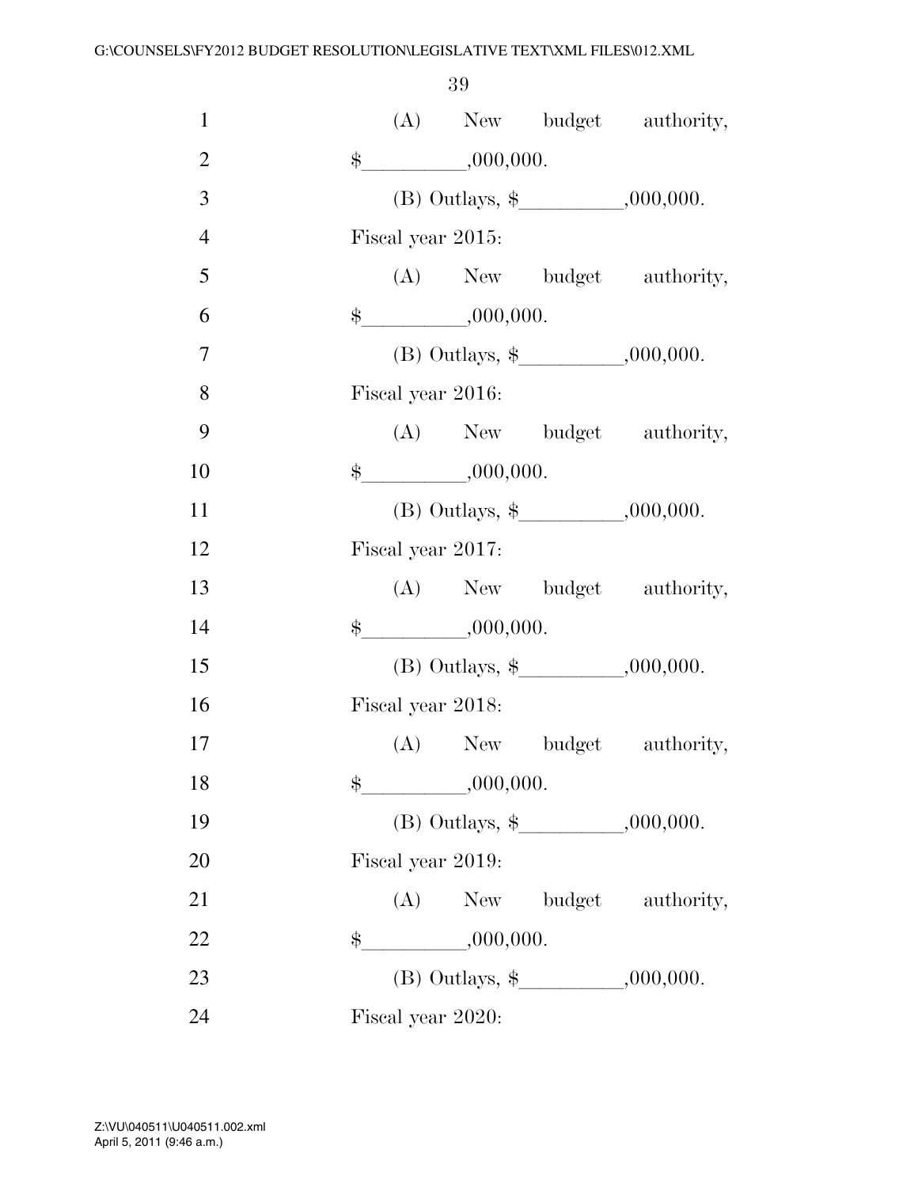(A) New budget authority, $__________,000,000.

(B) Outlays, $__________,000,000.

Fiscal year 2015:

(A) New budget authority, $__________,000,000.

(B) Outlays, $__________,000,000.

Fiscal year 2016:

(A) New budget authority, $__________,000,000.

(B) Outlays, $__________,000,000.

Fiscal year 2017:

(A) New budget authority, $__________,000,000.

(B) Outlays, $__________,000,000.

Fiscal year 2018:

(A) New budget authority, $__________,000,000.

(B) Outlays, $__________,000,000.

Fiscal year 2019:

(A) New budget authority, $__________,000,000.

(B) Outlays, $__________,000,000.

Fiscal year 2020: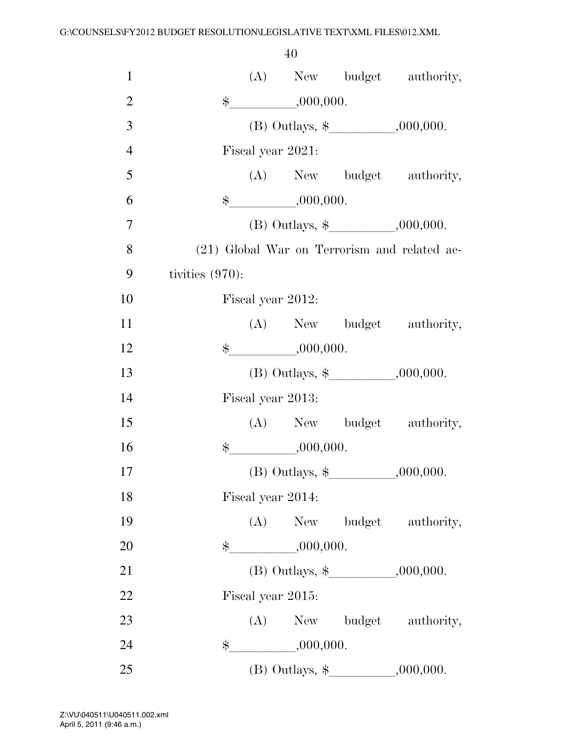(A) New budget authority, $\_\_\_\_\_\_\_\_\_,000,000.

(B) Outlays, $\_\_\_\_\_\_\_\_\_,000,000.

Fiscal year 2021:

(A) New budget authority, $\_\_\_\_\_\_\_\_\_,000,000.

(B) Outlays, $\_\_\_\_\_\_\_\_\_,000,000.

(21) Global War on Terrorism and related activities (970):

Fiscal year 2012:

(A) New budget authority, $\_\_\_\_\_\_\_\_\_,000,000.

(B) Outlays, $\_\_\_\_\_\_\_\_\_,000,000.

Fiscal year 2013:

(A) New budget authority, $\_\_\_\_\_\_\_\_\_,000,000.

(B) Outlays, $\_\_\_\_\_\_\_\_\_,000,000.

Fiscal year 2014:

(A) New budget authority, $\_\_\_\_\_\_\_\_\_,000,000.

(B) Outlays, $\_\_\_\_\_\_\_\_\_,000,000.

Fiscal year 2015:

(A) New budget authority, $\_\_\_\_\_\_\_\_\_,000,000.

(B) Outlays, $\_\_\_\_\_\_\_\_\_,000,000.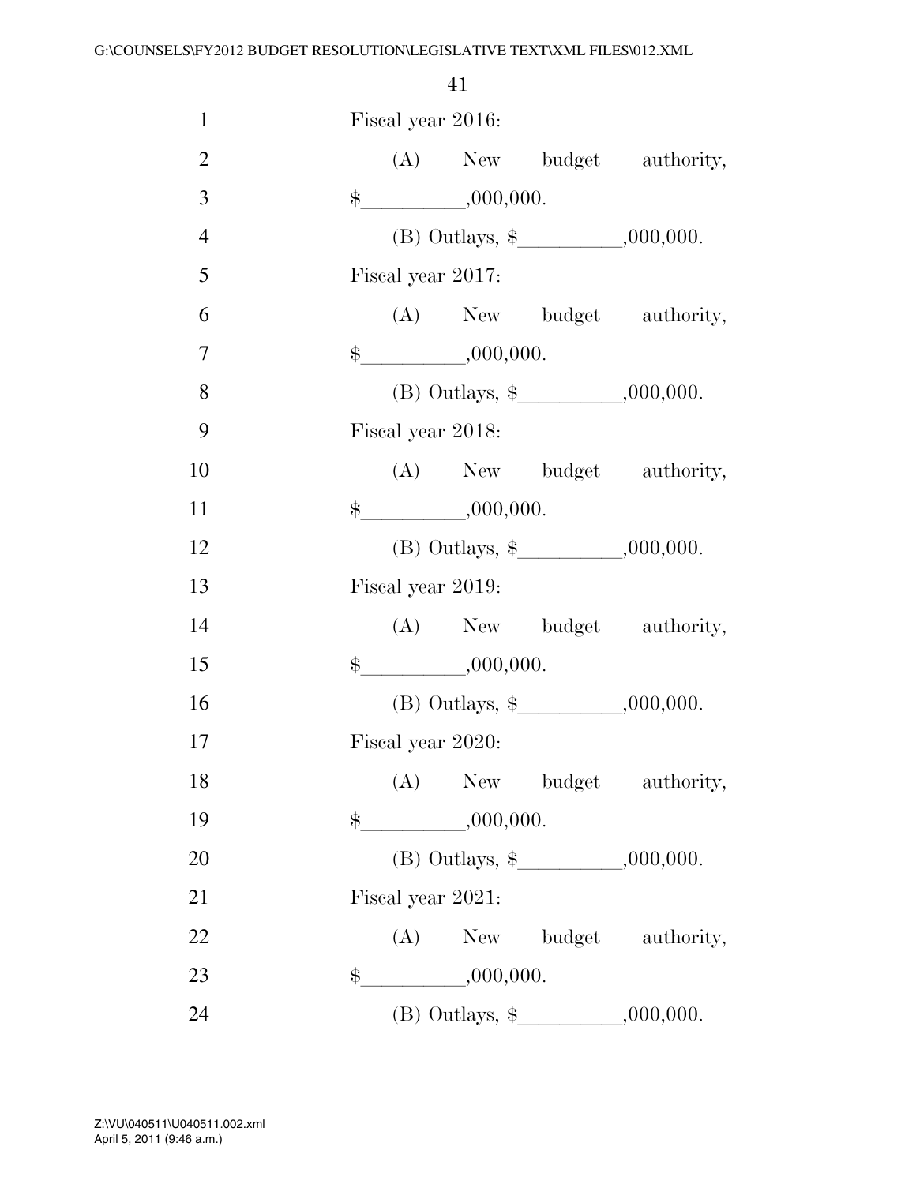Fiscal year 2016:

(A) New budget authority, $__________,000,000.

(B) Outlays, $__________,000,000.

Fiscal year 2017:

(A) New budget authority, $__________,000,000.

(B) Outlays, $__________,000,000.

Fiscal year 2018:

(A) New budget authority, $__________,000,000.

(B) Outlays, $__________,000,000.

Fiscal year 2019:

(A) New budget authority, $__________,000,000.

(B) Outlays, $__________,000,000.

Fiscal year 2020:

(A) New budget authority, $__________,000,000.

(B) Outlays, $__________,000,000.

Fiscal year 2021:

(A) New budget authority, $__________,000,000.

(B) Outlays, $__________,000,000.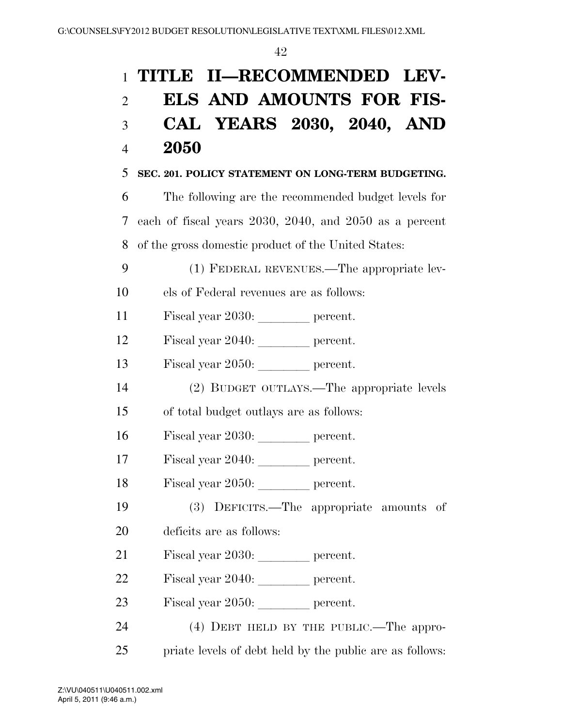# TITLE II—RECOMMENDED LEVELS AND AMOUNTS FOR FISCAL YEARS 2030, 2040, AND 2050

**SEC. 201. POLICY STATEMENT ON LONG-TERM BUDGETING.**

The following are the recommended budget levels for each of fiscal years 2030, 2040, and 2050 as a percent of the gross domestic product of the United States:

(1) FEDERAL REVENUES.—The appropriate levels of Federal revenues are as follows:

Fiscal year 2030: ________ percent.

Fiscal year 2040: ________ percent.

Fiscal year 2050: ________ percent.

(2) BUDGET OUTLAYS.—The appropriate levels of total budget outlays are as follows:

Fiscal year 2030: ________ percent.

Fiscal year 2040: ________ percent.

Fiscal year 2050: ________ percent.

(3) DEFICITS.—The appropriate amounts of deficits are as follows:

Fiscal year 2030: ________ percent.

Fiscal year 2040: ________ percent.

Fiscal year 2050: ________ percent.

(4) DEBT HELD BY THE PUBLIC.—The appropriate levels of debt held by the public are as follows: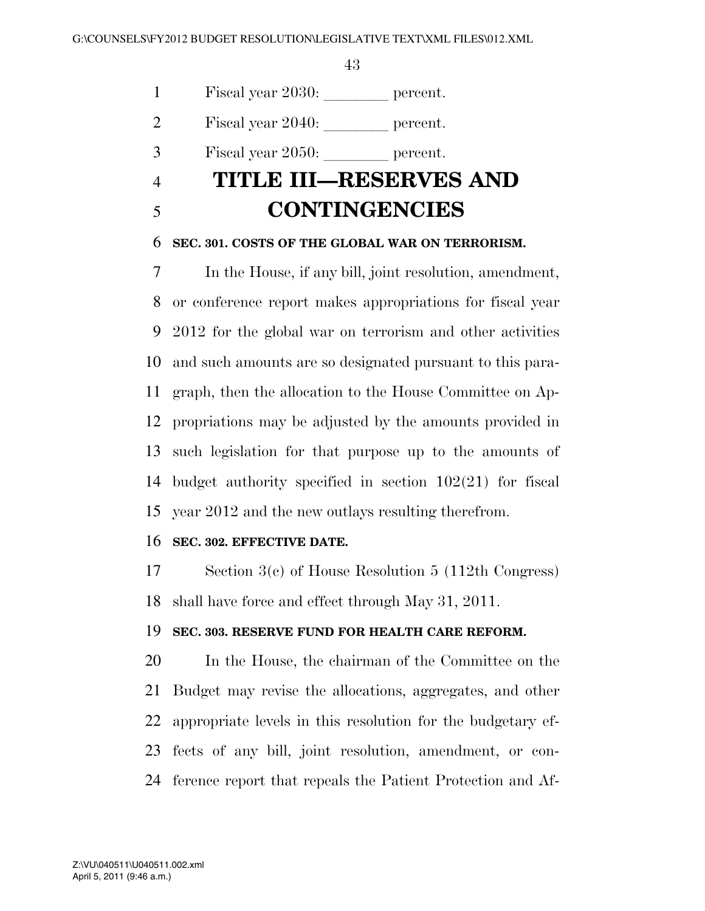Fiscal year 2030: ________ percent.

Fiscal year 2040: ________ percent.

Fiscal year 2050: ________ percent.

# TITLE III—RESERVES AND CONTINGENCIES

**SEC. 301. COSTS OF THE GLOBAL WAR ON TERRORISM.**

In the House, if any bill, joint resolution, amendment, or conference report makes appropriations for fiscal year 2012 for the global war on terrorism and other activities and such amounts are so designated pursuant to this paragraph, then the allocation to the House Committee on Appropriations may be adjusted by the amounts provided in such legislation for that purpose up to the amounts of budget authority specified in section 102(21) for fiscal year 2012 and the new outlays resulting therefrom.

**SEC. 302. EFFECTIVE DATE.**

Section 3(c) of House Resolution 5 (112th Congress) shall have force and effect through May 31, 2011.

**SEC. 303. RESERVE FUND FOR HEALTH CARE REFORM.**

In the House, the chairman of the Committee on the Budget may revise the allocations, aggregates, and other appropriate levels in this resolution for the budgetary effects of any bill, joint resolution, amendment, or conference report that repeals the Patient Protection and Af-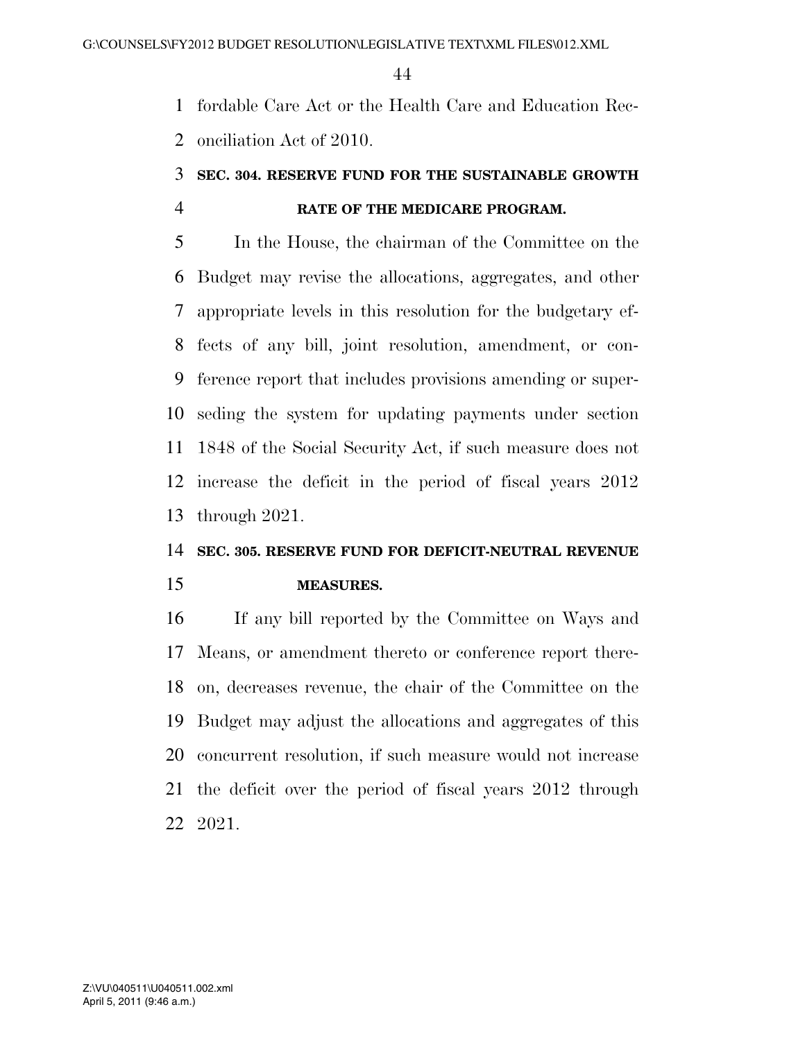fordable Care Act or the Health Care and Education Reconciliation Act of 2010.

### SEC. 304. RESERVE FUND FOR THE SUSTAINABLE GROWTH RATE OF THE MEDICARE PROGRAM.

In the House, the chairman of the Committee on the Budget may revise the allocations, aggregates, and other appropriate levels in this resolution for the budgetary effects of any bill, joint resolution, amendment, or conference report that includes provisions amending or superseding the system for updating payments under section 1848 of the Social Security Act, if such measure does not increase the deficit in the period of fiscal years 2012 through 2021.

### SEC. 305. RESERVE FUND FOR DEFICIT-NEUTRAL REVENUE MEASURES.

If any bill reported by the Committee on Ways and Means, or amendment thereto or conference report thereon, decreases revenue, the chair of the Committee on the Budget may adjust the allocations and aggregates of this concurrent resolution, if such measure would not increase the deficit over the period of fiscal years 2012 through 2021.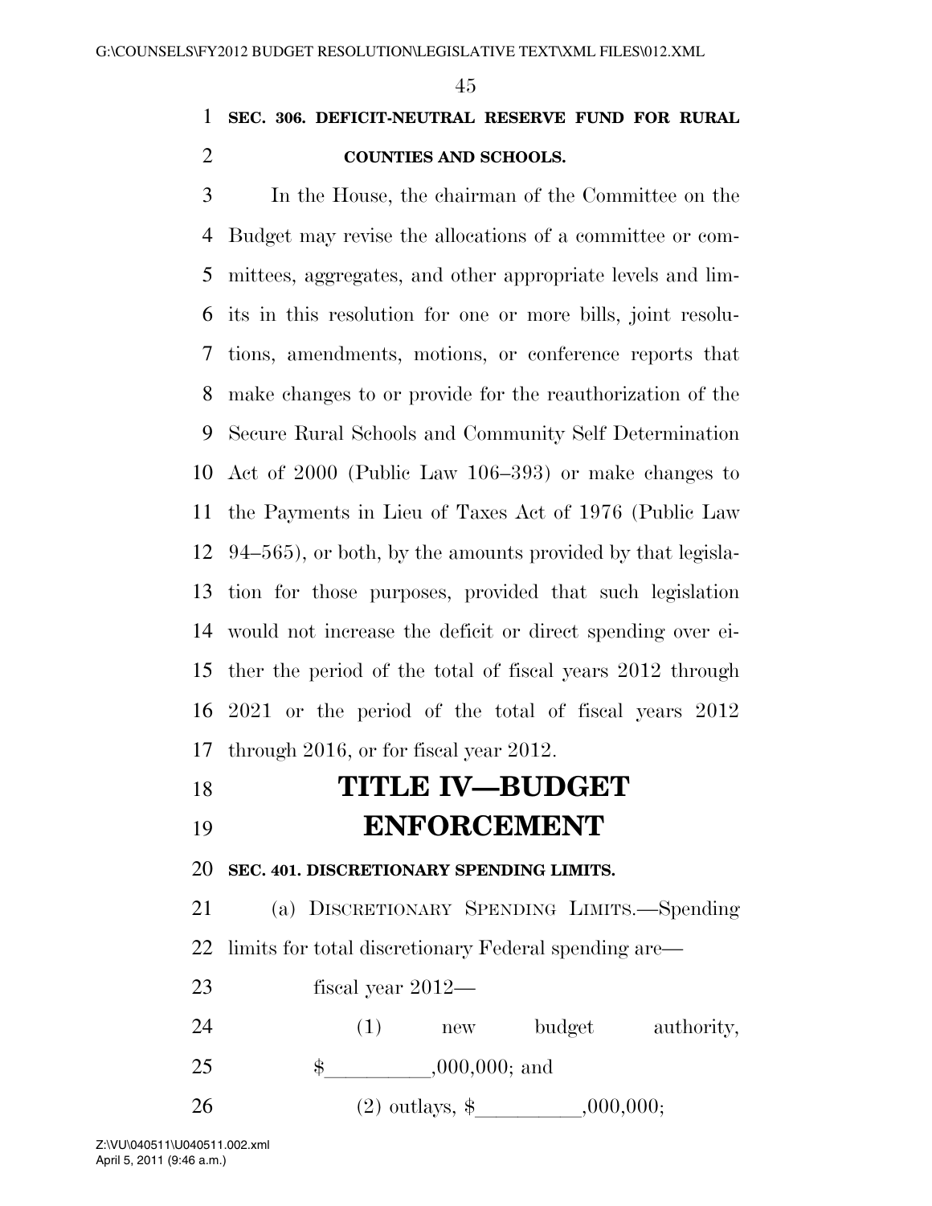**SEC. 306. DEFICIT-NEUTRAL RESERVE FUND FOR RURAL COUNTIES AND SCHOOLS.**

In the House, the chairman of the Committee on the Budget may revise the allocations of a committee or committees, aggregates, and other appropriate levels and limits in this resolution for one or more bills, joint resolutions, amendments, motions, or conference reports that make changes to or provide for the reauthorization of the Secure Rural Schools and Community Self Determination Act of 2000 (Public Law 106–393) or make changes to the Payments in Lieu of Taxes Act of 1976 (Public Law 94–565), or both, by the amounts provided by that legislation for those purposes, provided that such legislation would not increase the deficit or direct spending over either the period of the total of fiscal years 2012 through 2021 or the period of the total of fiscal years 2012 through 2016, or for fiscal year 2012.

# TITLE IV—BUDGET ENFORCEMENT

**SEC. 401. DISCRETIONARY SPENDING LIMITS.**

(a) DISCRETIONARY SPENDING LIMITS.—Spending limits for total discretionary Federal spending are—

fiscal year 2012—

(1) new budget authority, $__________,000,000; and

(2) outlays, $__________,000,000;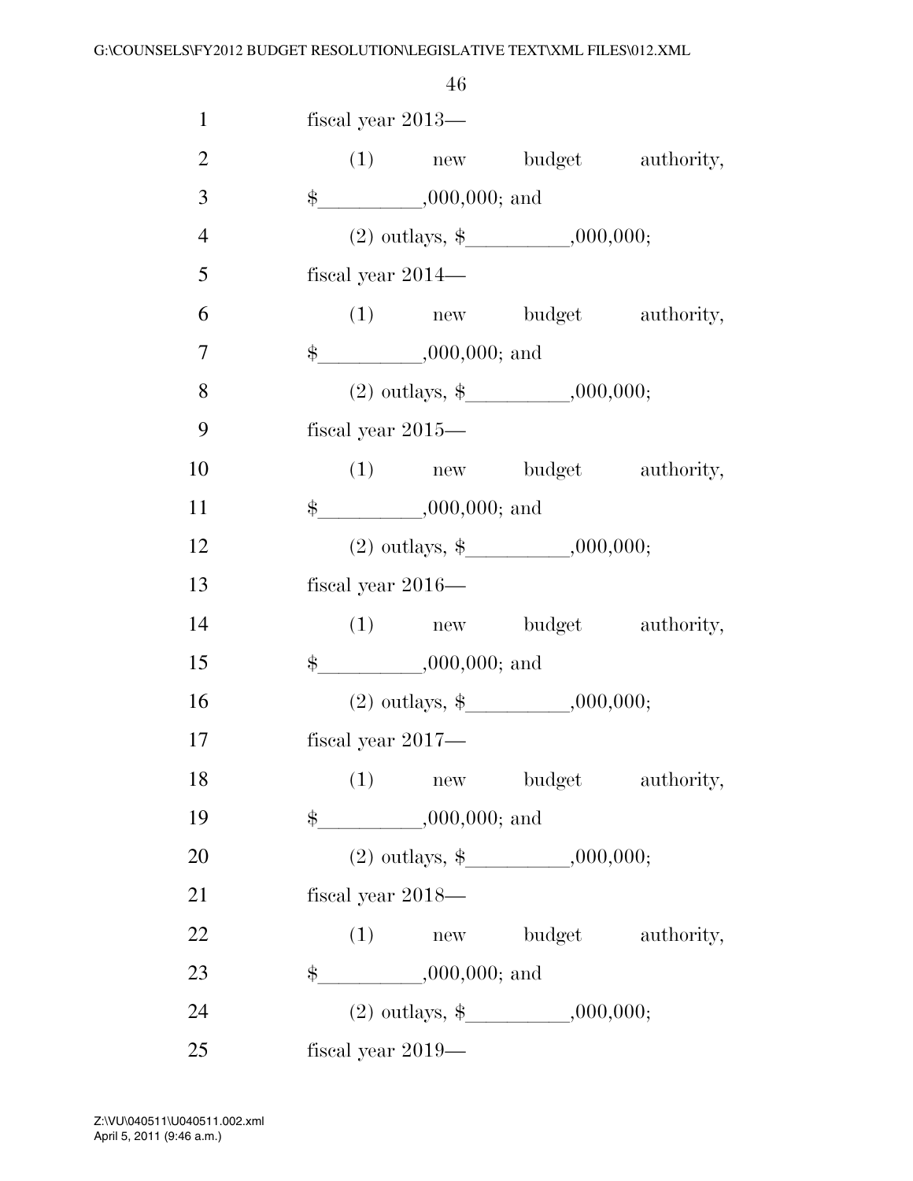fiscal year 2013—

(1) new budget authority, $__________,000,000; and

(2) outlays, $__________,000,000;

fiscal year 2014—

(1) new budget authority, $__________,000,000; and

(2) outlays, $__________,000,000;

fiscal year 2015—

(1) new budget authority, $__________,000,000; and

(2) outlays, $__________,000,000;

fiscal year 2016—

(1) new budget authority, $__________,000,000; and

(2) outlays, $__________,000,000;

fiscal year 2017—

(1) new budget authority, $__________,000,000; and

(2) outlays, $__________,000,000;

fiscal year 2018—

(1) new budget authority, $__________,000,000; and

(2) outlays, $__________,000,000;

fiscal year 2019—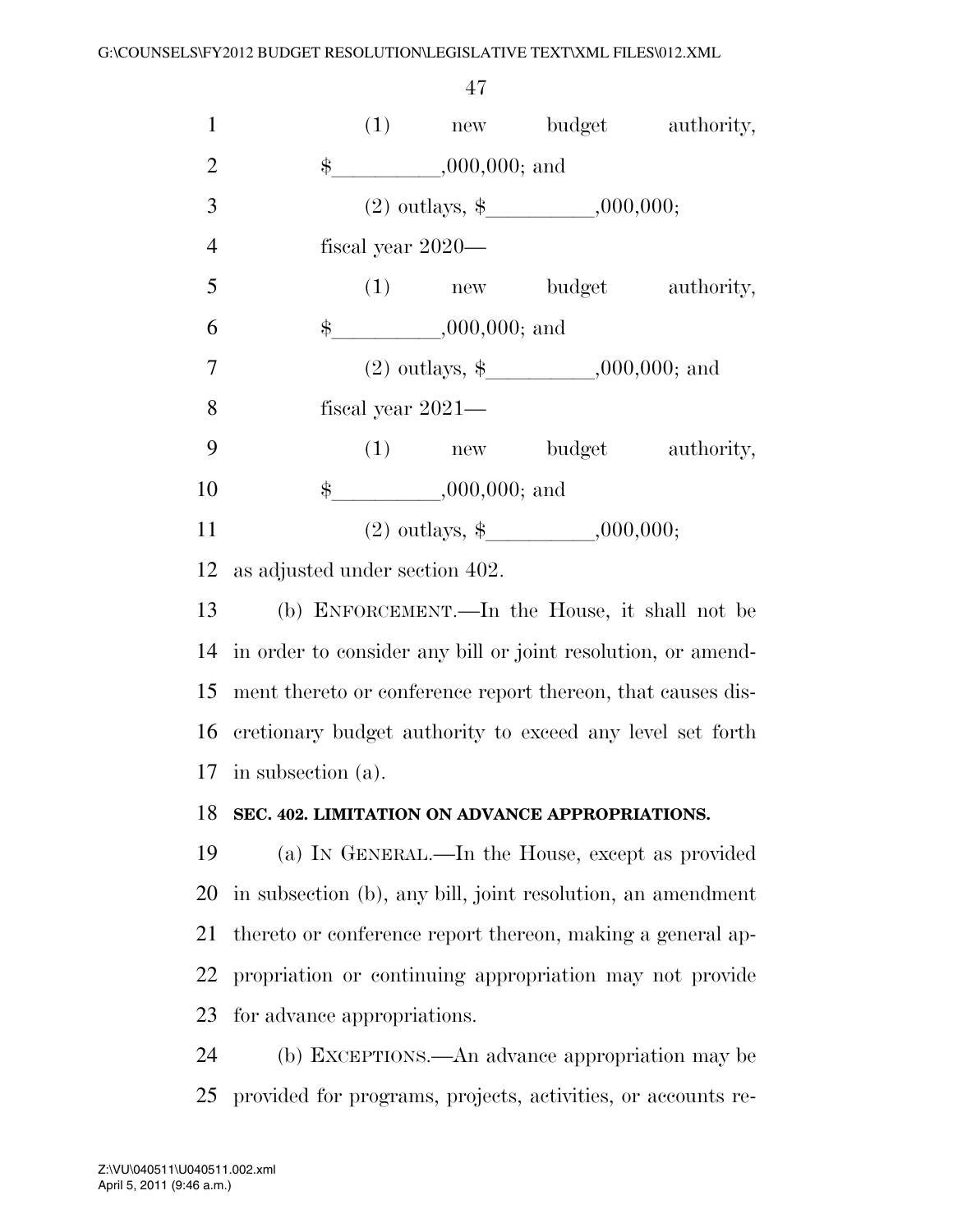(1) new budget authority, $__________,000,000; and

(2) outlays, $__________,000,000;

fiscal year 2020—

(1) new budget authority, $__________,000,000; and

(2) outlays, $__________,000,000; and

fiscal year 2021—

(1) new budget authority, $__________,000,000; and

(2) outlays, $__________,000,000;

as adjusted under section 402.

(b) ENFORCEMENT.—In the House, it shall not be in order to consider any bill or joint resolution, or amendment thereto or conference report thereon, that causes discretionary budget authority to exceed any level set forth in subsection (a).

**SEC. 402. LIMITATION ON ADVANCE APPROPRIATIONS.**

(a) IN GENERAL.—In the House, except as provided in subsection (b), any bill, joint resolution, an amendment thereto or conference report thereon, making a general appropriation or continuing appropriation may not provide for advance appropriations.

(b) EXCEPTIONS.—An advance appropriation may be provided for programs, projects, activities, or accounts re-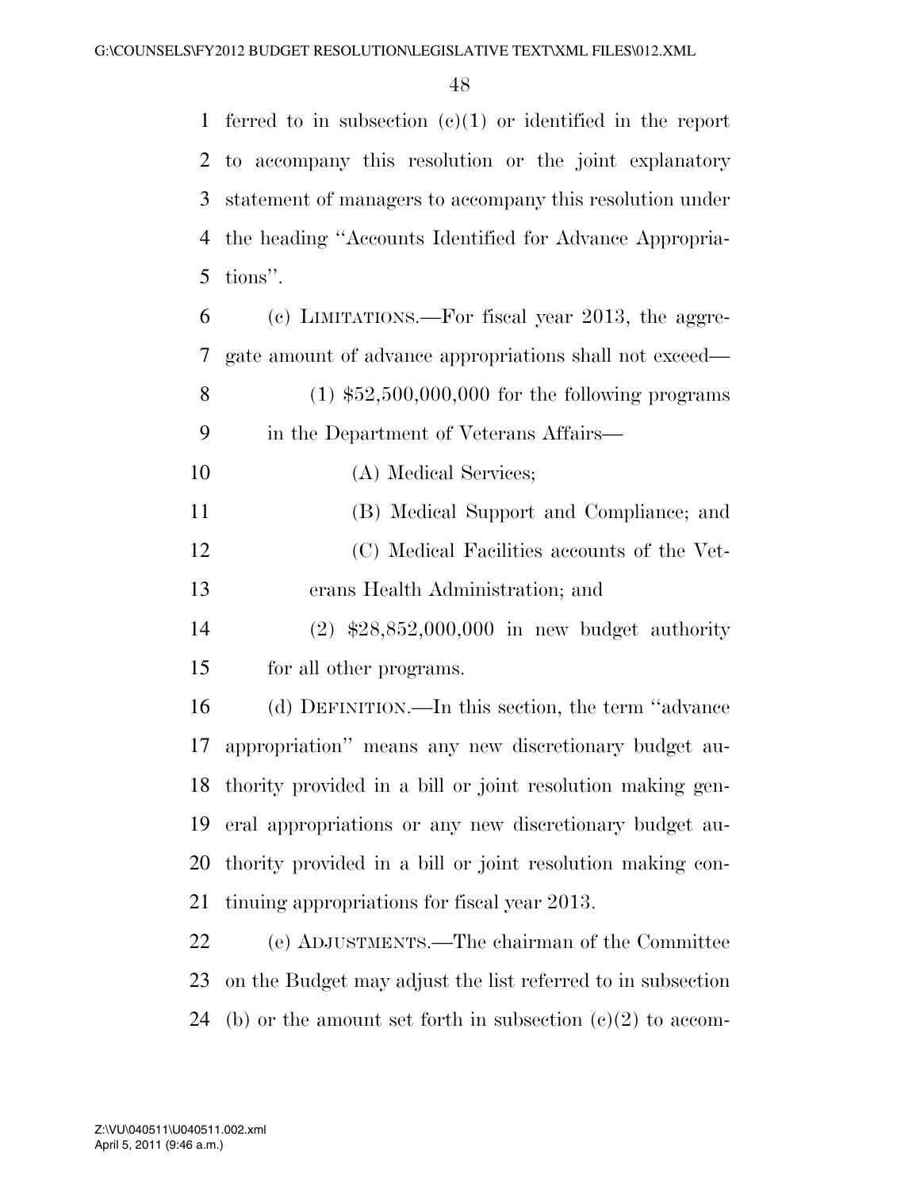ferred to in subsection (c)(1) or identified in the report to accompany this resolution or the joint explanatory statement of managers to accompany this resolution under the heading ''Accounts Identified for Advance Appropriations''.

(c) LIMITATIONS.—For fiscal year 2013, the aggregate amount of advance appropriations shall not exceed—

(1) $52,500,000,000 for the following programs in the Department of Veterans Affairs—

(A) Medical Services;

(B) Medical Support and Compliance; and

(C) Medical Facilities accounts of the Veterans Health Administration; and

(2) $28,852,000,000 in new budget authority for all other programs.

(d) DEFINITION.—In this section, the term ''advance appropriation'' means any new discretionary budget authority provided in a bill or joint resolution making general appropriations or any new discretionary budget authority provided in a bill or joint resolution making continuing appropriations for fiscal year 2013.

(e) ADJUSTMENTS.—The chairman of the Committee on the Budget may adjust the list referred to in subsection (b) or the amount set forth in subsection (c)(2) to accom-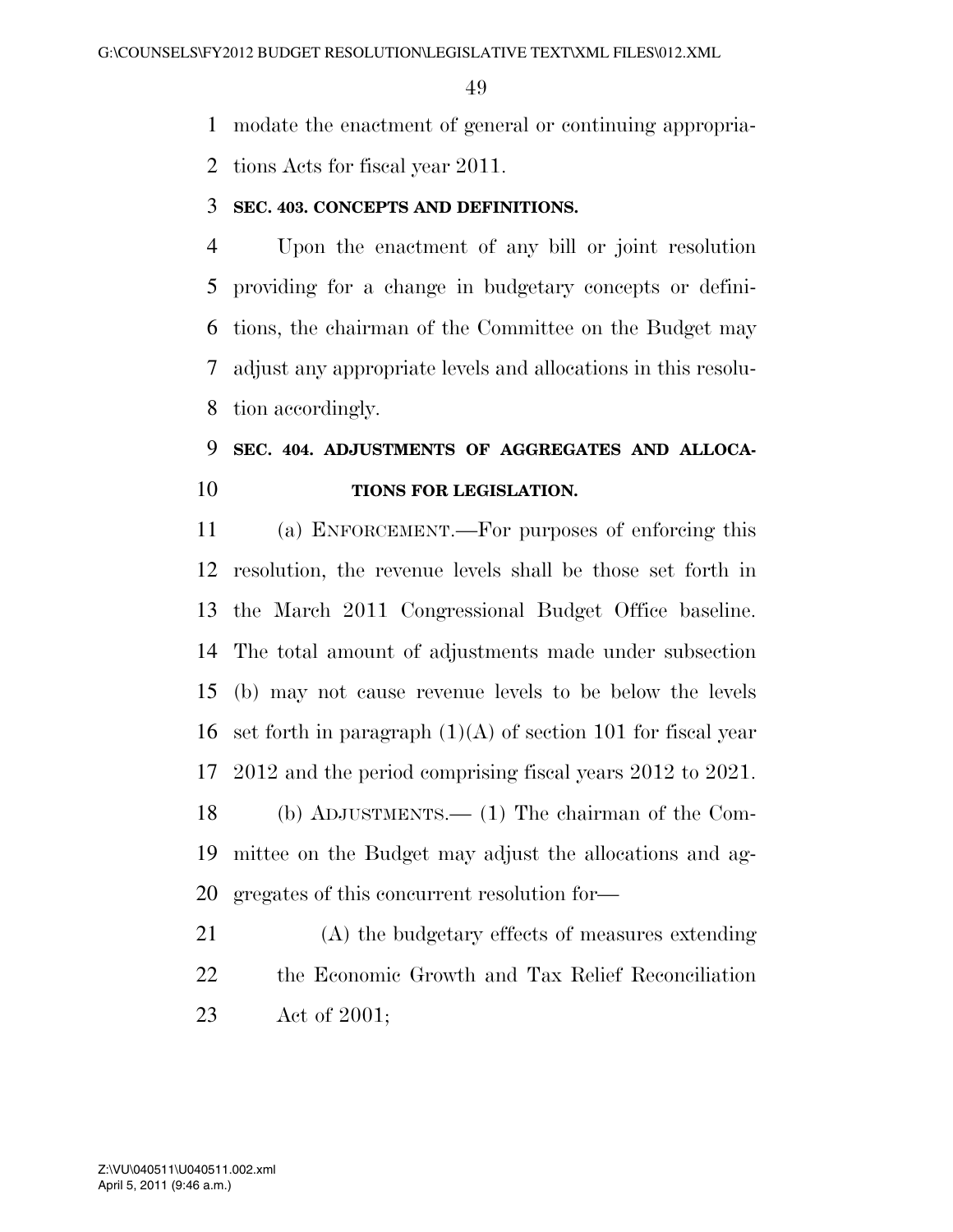modate the enactment of general or continuing appropriations Acts for fiscal year 2011.

### SEC. 403. CONCEPTS AND DEFINITIONS.

Upon the enactment of any bill or joint resolution providing for a change in budgetary concepts or definitions, the chairman of the Committee on the Budget may adjust any appropriate levels and allocations in this resolution accordingly.

### SEC. 404. ADJUSTMENTS OF AGGREGATES AND ALLOCATIONS FOR LEGISLATION.

(a) ENFORCEMENT.—For purposes of enforcing this resolution, the revenue levels shall be those set forth in the March 2011 Congressional Budget Office baseline. The total amount of adjustments made under subsection (b) may not cause revenue levels to be below the levels set forth in paragraph (1)(A) of section 101 for fiscal year 2012 and the period comprising fiscal years 2012 to 2021.

(b) ADJUSTMENTS.— (1) The chairman of the Committee on the Budget may adjust the allocations and aggregates of this concurrent resolution for—

(A) the budgetary effects of measures extending the Economic Growth and Tax Relief Reconciliation Act of 2001;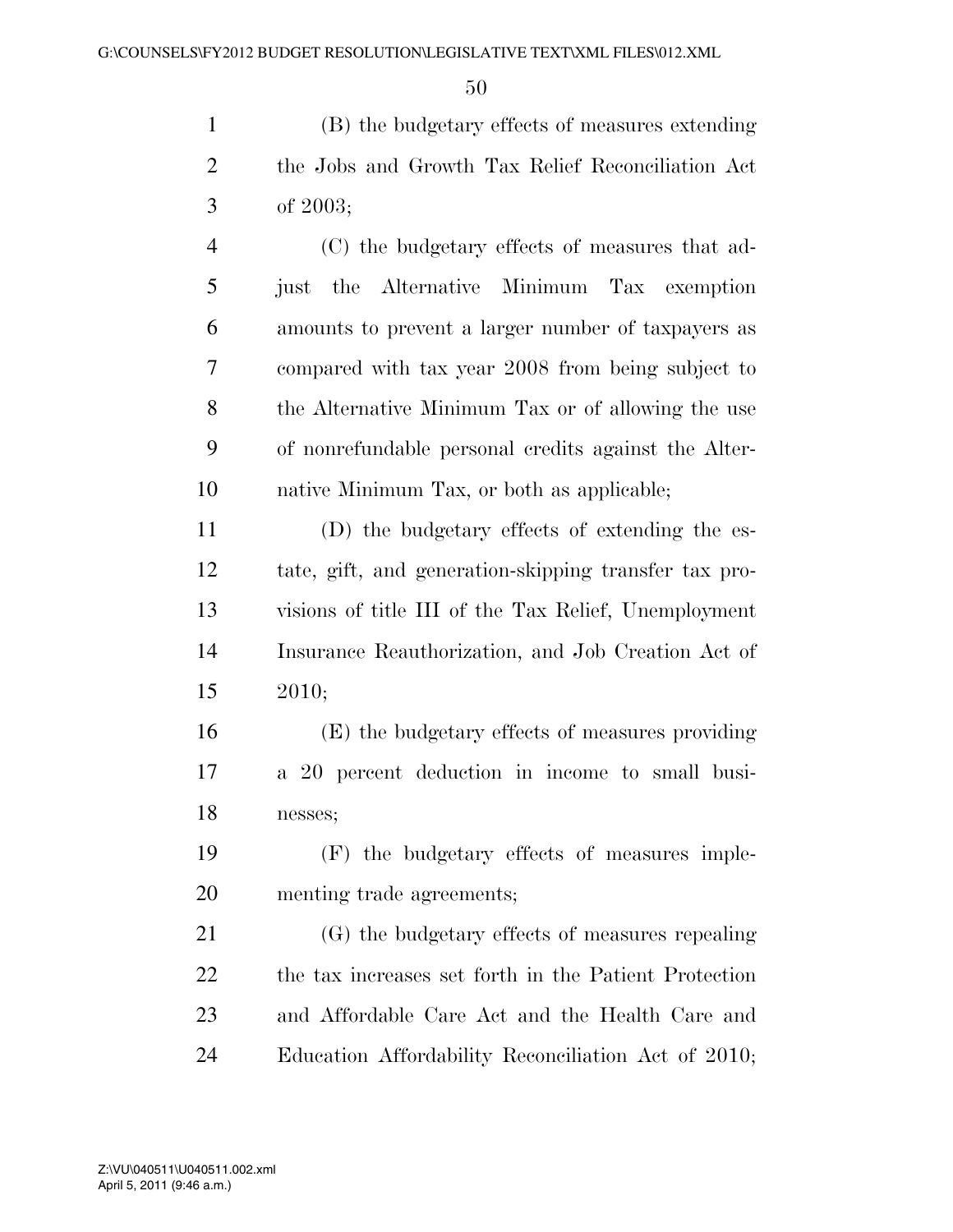(B) the budgetary effects of measures extending the Jobs and Growth Tax Relief Reconciliation Act of 2003;

(C) the budgetary effects of measures that adjust the Alternative Minimum Tax exemption amounts to prevent a larger number of taxpayers as compared with tax year 2008 from being subject to the Alternative Minimum Tax or of allowing the use of nonrefundable personal credits against the Alternative Minimum Tax, or both as applicable;

(D) the budgetary effects of extending the estate, gift, and generation-skipping transfer tax provisions of title III of the Tax Relief, Unemployment Insurance Reauthorization, and Job Creation Act of 2010;

(E) the budgetary effects of measures providing a 20 percent deduction in income to small businesses;

(F) the budgetary effects of measures implementing trade agreements;

(G) the budgetary effects of measures repealing the tax increases set forth in the Patient Protection and Affordable Care Act and the Health Care and Education Affordability Reconciliation Act of 2010;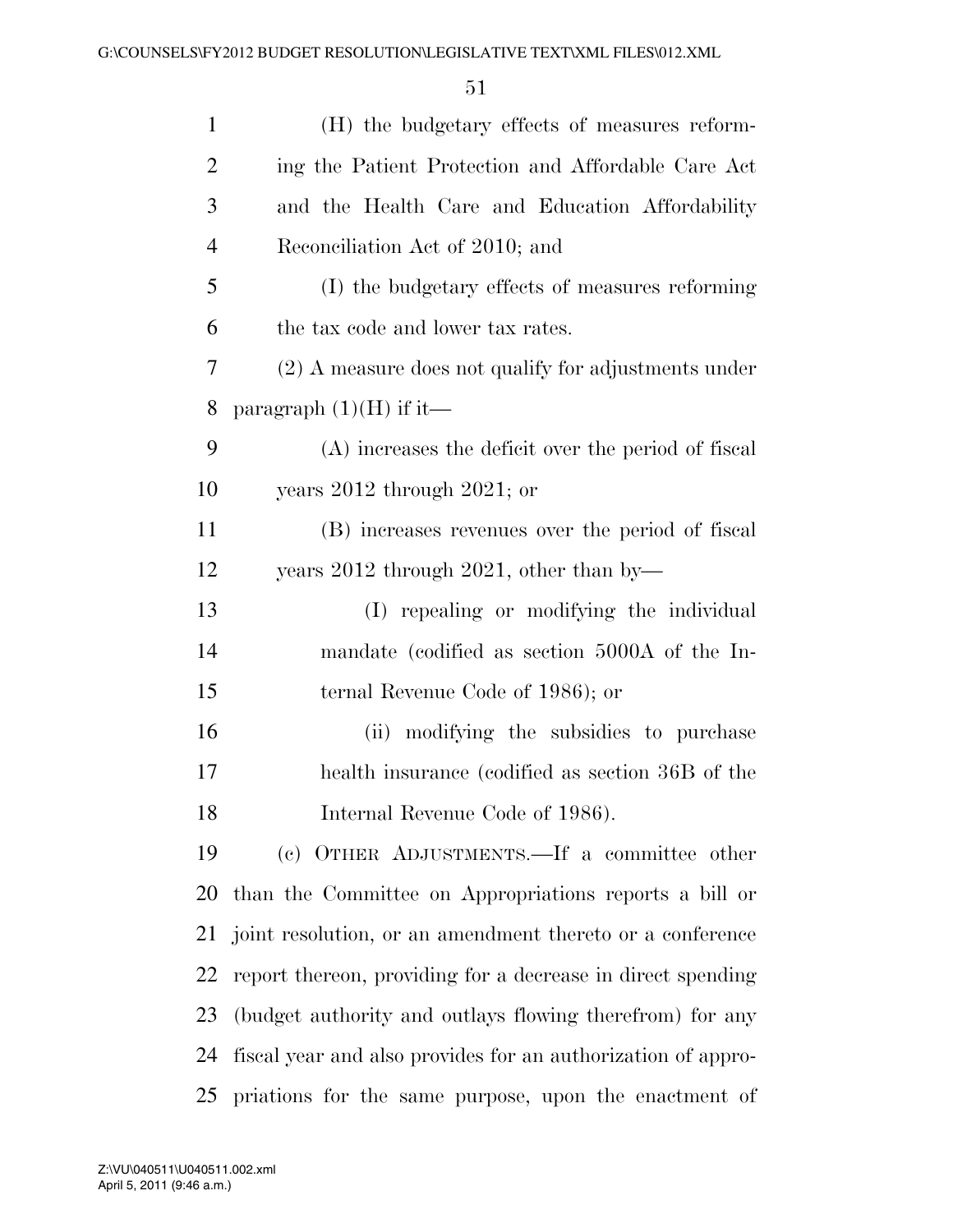(H) the budgetary effects of measures reforming the Patient Protection and Affordable Care Act and the Health Care and Education Affordability Reconciliation Act of 2010; and

(I) the budgetary effects of measures reforming the tax code and lower tax rates.

(2) A measure does not qualify for adjustments under paragraph (1)(H) if it—

(A) increases the deficit over the period of fiscal years 2012 through 2021; or

(B) increases revenues over the period of fiscal years 2012 through 2021, other than by—

(I) repealing or modifying the individual mandate (codified as section 5000A of the Internal Revenue Code of 1986); or

(ii) modifying the subsidies to purchase health insurance (codified as section 36B of the Internal Revenue Code of 1986).

(c) OTHER ADJUSTMENTS.—If a committee other than the Committee on Appropriations reports a bill or joint resolution, or an amendment thereto or a conference report thereon, providing for a decrease in direct spending (budget authority and outlays flowing therefrom) for any fiscal year and also provides for an authorization of appropriations for the same purpose, upon the enactment of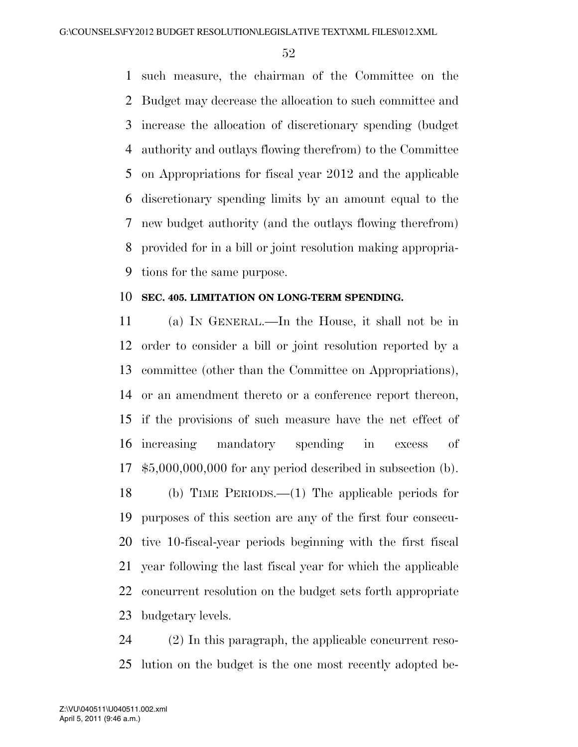such measure, the chairman of the Committee on the Budget may decrease the allocation to such committee and increase the allocation of discretionary spending (budget authority and outlays flowing therefrom) to the Committee on Appropriations for fiscal year 2012 and the applicable discretionary spending limits by an amount equal to the new budget authority (and the outlays flowing therefrom) provided for in a bill or joint resolution making appropriations for the same purpose.

**SEC. 405. LIMITATION ON LONG-TERM SPENDING.**

(a) IN GENERAL.—In the House, it shall not be in order to consider a bill or joint resolution reported by a committee (other than the Committee on Appropriations), or an amendment thereto or a conference report thereon, if the provisions of such measure have the net effect of increasing mandatory spending in excess of $5,000,000,000 for any period described in subsection (b).

(b) TIME PERIODS.—(1) The applicable periods for purposes of this section are any of the first four consecutive 10-fiscal-year periods beginning with the first fiscal year following the last fiscal year for which the applicable concurrent resolution on the budget sets forth appropriate budgetary levels.

(2) In this paragraph, the applicable concurrent resolution on the budget is the one most recently adopted be-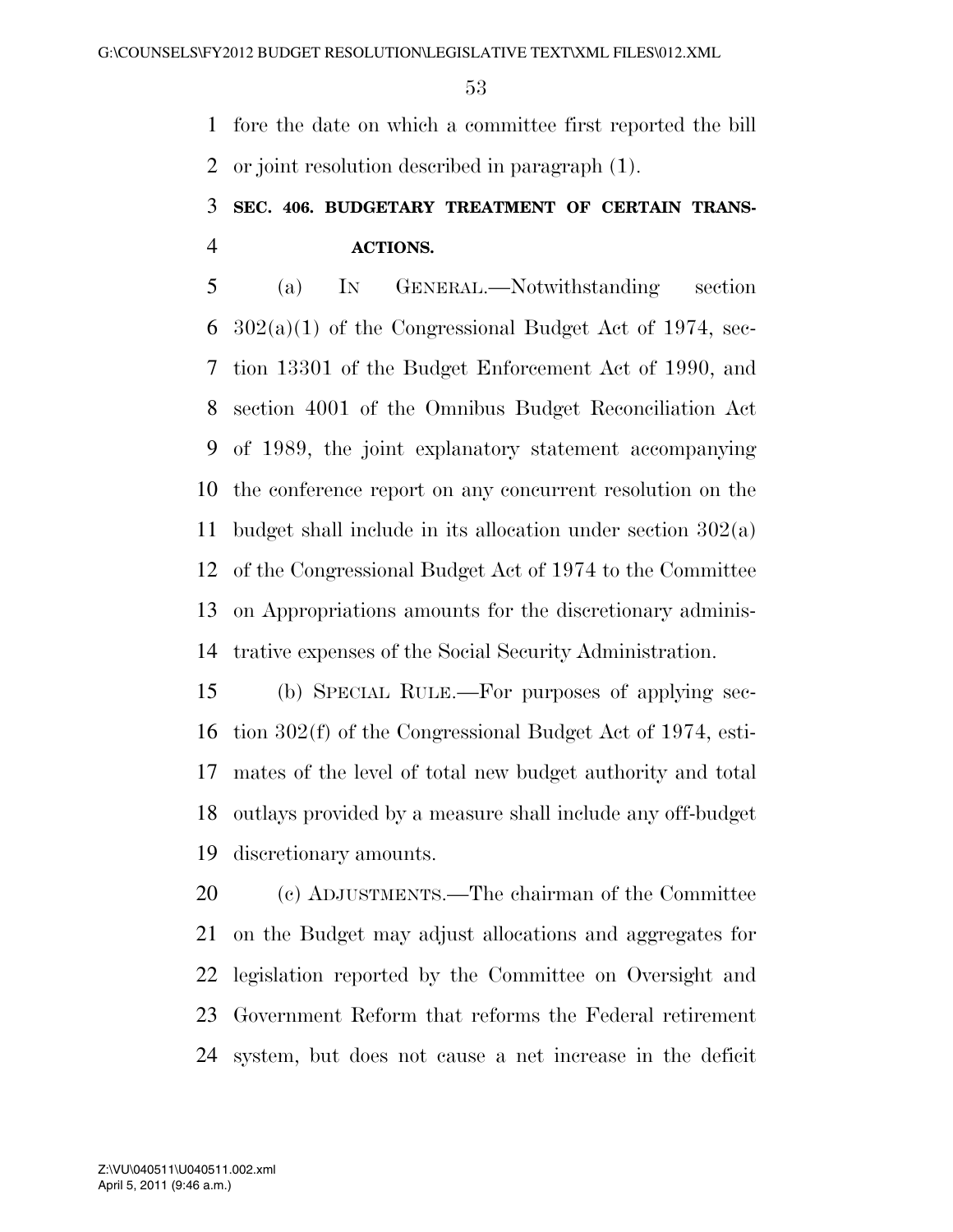fore the date on which a committee first reported the bill or joint resolution described in paragraph (1).

**SEC. 406. BUDGETARY TREATMENT OF CERTAIN TRANSACTIONS.**

(a) IN GENERAL.—Notwithstanding section 302(a)(1) of the Congressional Budget Act of 1974, section 13301 of the Budget Enforcement Act of 1990, and section 4001 of the Omnibus Budget Reconciliation Act of 1989, the joint explanatory statement accompanying the conference report on any concurrent resolution on the budget shall include in its allocation under section 302(a) of the Congressional Budget Act of 1974 to the Committee on Appropriations amounts for the discretionary administrative expenses of the Social Security Administration.

(b) SPECIAL RULE.—For purposes of applying section 302(f) of the Congressional Budget Act of 1974, estimates of the level of total new budget authority and total outlays provided by a measure shall include any off-budget discretionary amounts.

(c) ADJUSTMENTS.—The chairman of the Committee on the Budget may adjust allocations and aggregates for legislation reported by the Committee on Oversight and Government Reform that reforms the Federal retirement system, but does not cause a net increase in the deficit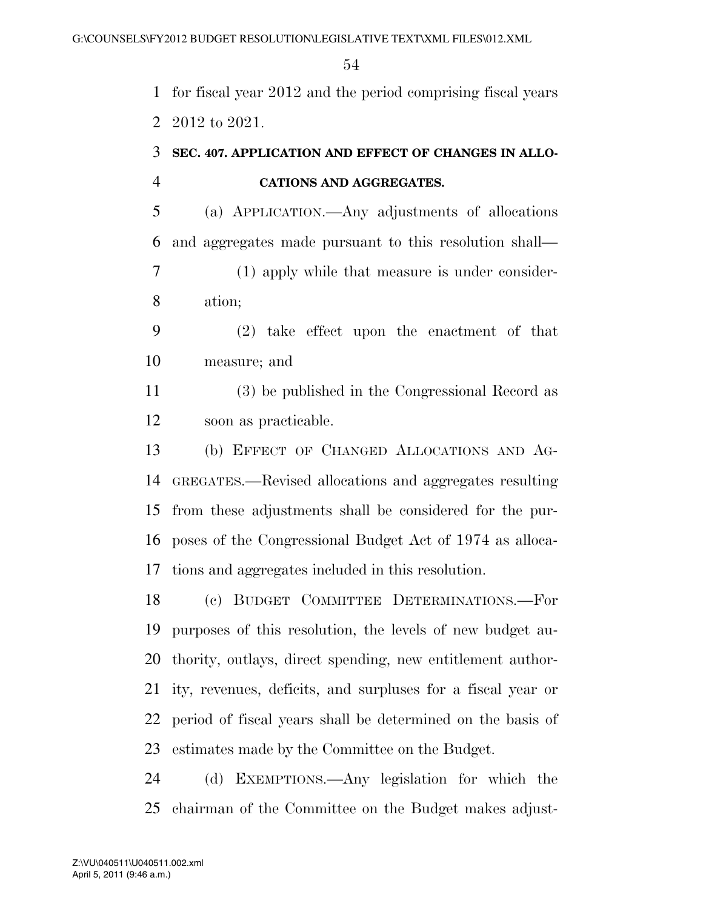for fiscal year 2012 and the period comprising fiscal years 2012 to 2021.

### SEC. 407. APPLICATION AND EFFECT OF CHANGES IN ALLOCATIONS AND AGGREGATES.

(a) APPLICATION.—Any adjustments of allocations and aggregates made pursuant to this resolution shall—

(1) apply while that measure is under consideration;

(2) take effect upon the enactment of that measure; and

(3) be published in the Congressional Record as soon as practicable.

(b) EFFECT OF CHANGED ALLOCATIONS AND AGGREGATES.—Revised allocations and aggregates resulting from these adjustments shall be considered for the purposes of the Congressional Budget Act of 1974 as allocations and aggregates included in this resolution.

(c) BUDGET COMMITTEE DETERMINATIONS.—For purposes of this resolution, the levels of new budget authority, outlays, direct spending, new entitlement authority, revenues, deficits, and surpluses for a fiscal year or period of fiscal years shall be determined on the basis of estimates made by the Committee on the Budget.

(d) EXEMPTIONS.—Any legislation for which the chairman of the Committee on the Budget makes adjust-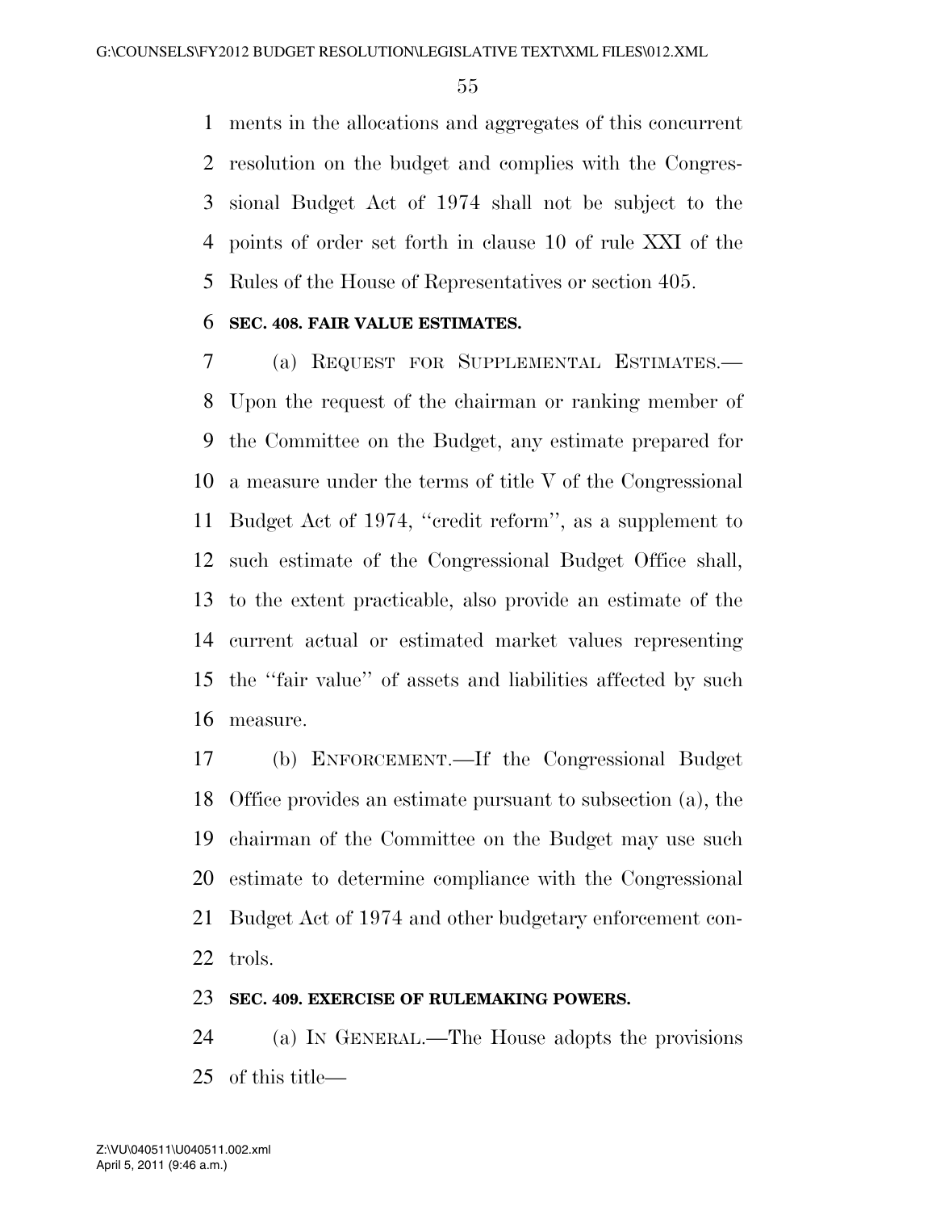ments in the allocations and aggregates of this concurrent resolution on the budget and complies with the Congressional Budget Act of 1974 shall not be subject to the points of order set forth in clause 10 of rule XXI of the Rules of the House of Representatives or section 405.

**SEC. 408. FAIR VALUE ESTIMATES.**

(a) REQUEST FOR SUPPLEMENTAL ESTIMATES.—Upon the request of the chairman or ranking member of the Committee on the Budget, any estimate prepared for a measure under the terms of title V of the Congressional Budget Act of 1974, ''credit reform'', as a supplement to such estimate of the Congressional Budget Office shall, to the extent practicable, also provide an estimate of the current actual or estimated market values representing the ''fair value'' of assets and liabilities affected by such measure.

(b) ENFORCEMENT.—If the Congressional Budget Office provides an estimate pursuant to subsection (a), the chairman of the Committee on the Budget may use such estimate to determine compliance with the Congressional Budget Act of 1974 and other budgetary enforcement controls.

**SEC. 409. EXERCISE OF RULEMAKING POWERS.**

(a) IN GENERAL.—The House adopts the provisions of this title—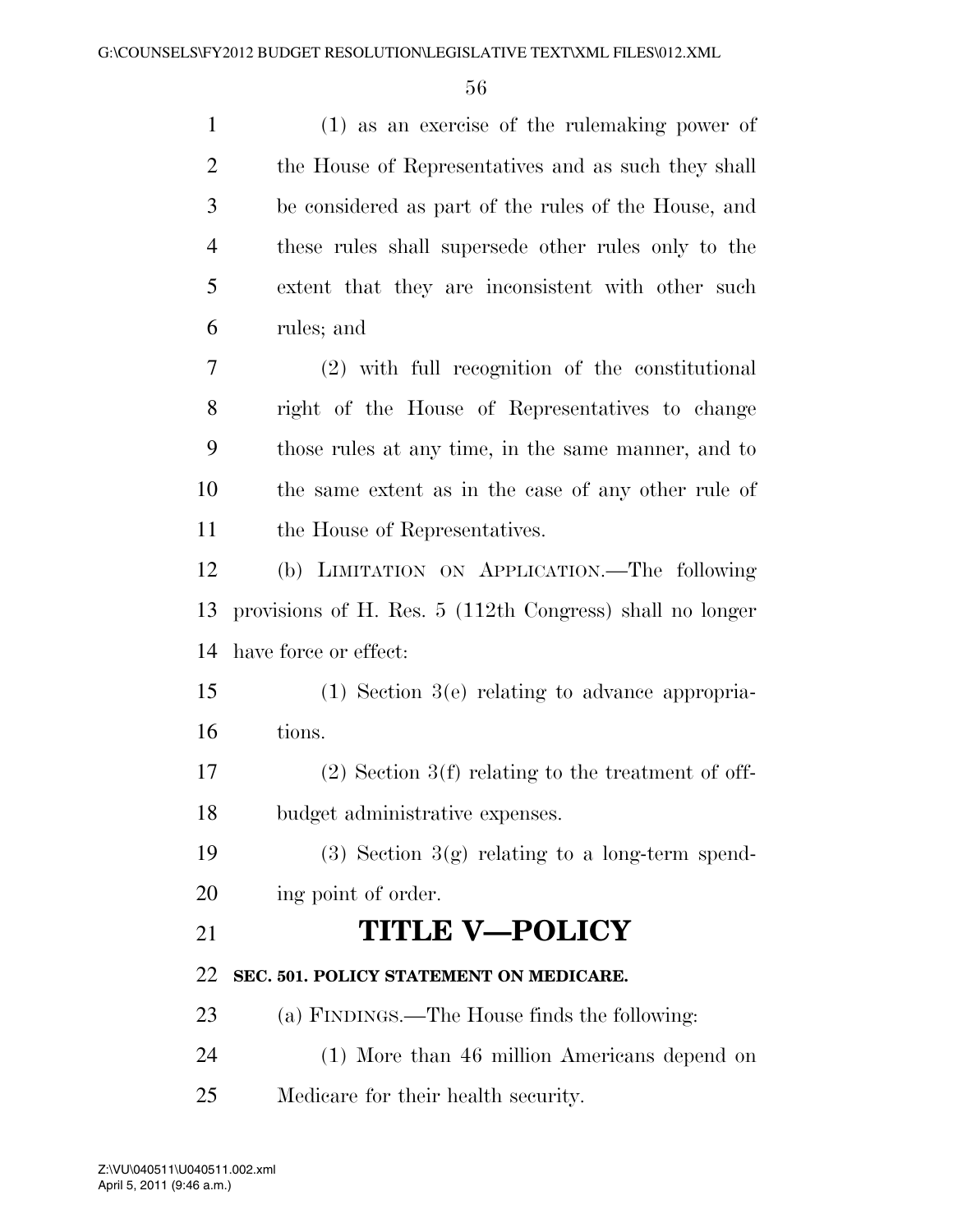(1) as an exercise of the rulemaking power of the House of Representatives and as such they shall be considered as part of the rules of the House, and these rules shall supersede other rules only to the extent that they are inconsistent with other such rules; and

(2) with full recognition of the constitutional right of the House of Representatives to change those rules at any time, in the same manner, and to the same extent as in the case of any other rule of the House of Representatives.

(b) LIMITATION ON APPLICATION.—The following provisions of H. Res. 5 (112th Congress) shall no longer have force or effect:

(1) Section 3(e) relating to advance appropriations.

(2) Section 3(f) relating to the treatment of off-budget administrative expenses.

(3) Section 3(g) relating to a long-term spending point of order.

# TITLE V—POLICY

### SEC. 501. POLICY STATEMENT ON MEDICARE.

(a) FINDINGS.—The House finds the following:

(1) More than 46 million Americans depend on Medicare for their health security.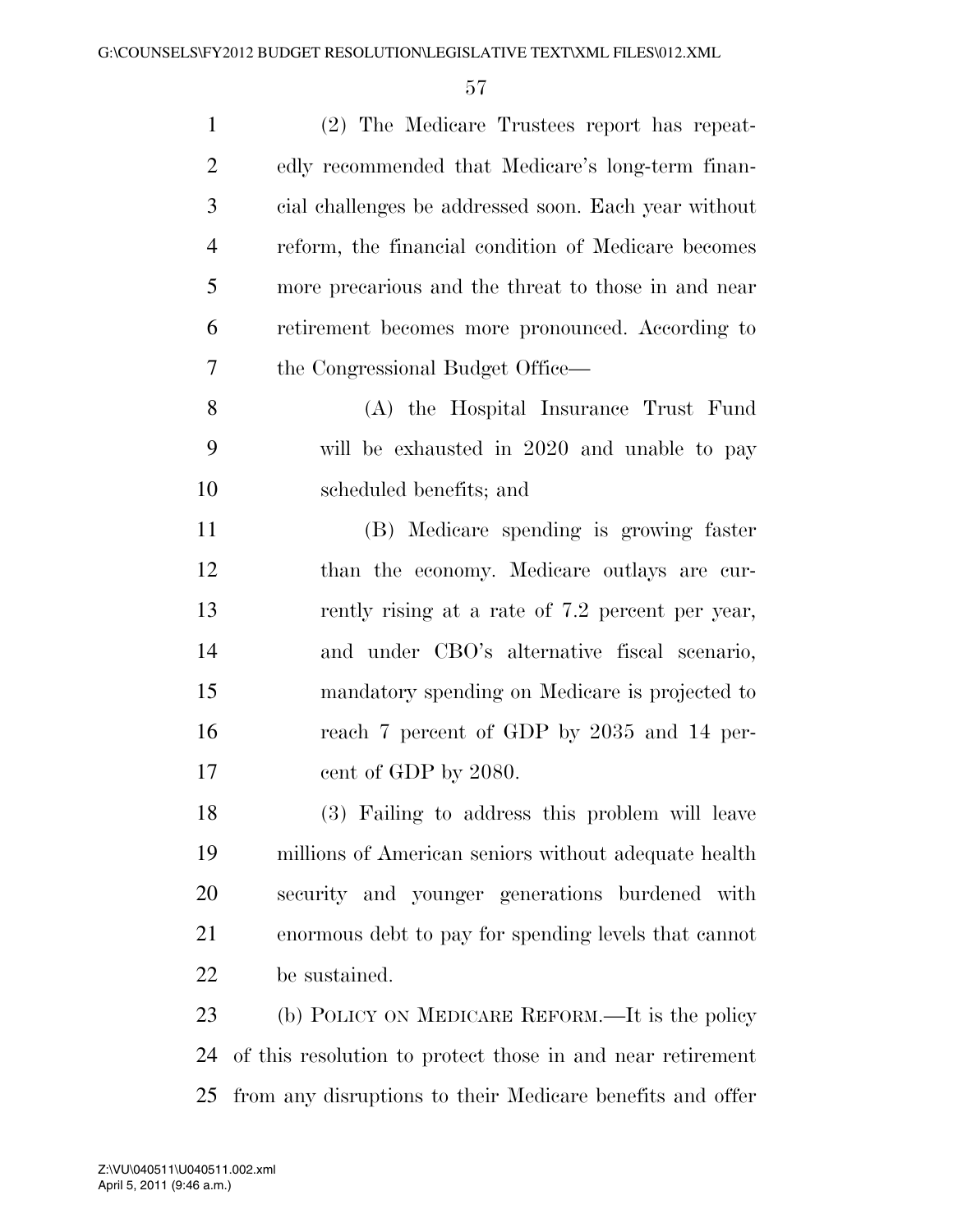(2) The Medicare Trustees report has repeatedly recommended that Medicare's long-term financial challenges be addressed soon. Each year without reform, the financial condition of Medicare becomes more precarious and the threat to those in and near retirement becomes more pronounced. According to the Congressional Budget Office—

(A) the Hospital Insurance Trust Fund will be exhausted in 2020 and unable to pay scheduled benefits; and

(B) Medicare spending is growing faster than the economy. Medicare outlays are currently rising at a rate of 7.2 percent per year, and under CBO's alternative fiscal scenario, mandatory spending on Medicare is projected to reach 7 percent of GDP by 2035 and 14 percent of GDP by 2080.

(3) Failing to address this problem will leave millions of American seniors without adequate health security and younger generations burdened with enormous debt to pay for spending levels that cannot be sustained.

(b) POLICY ON MEDICARE REFORM.—It is the policy of this resolution to protect those in and near retirement from any disruptions to their Medicare benefits and offer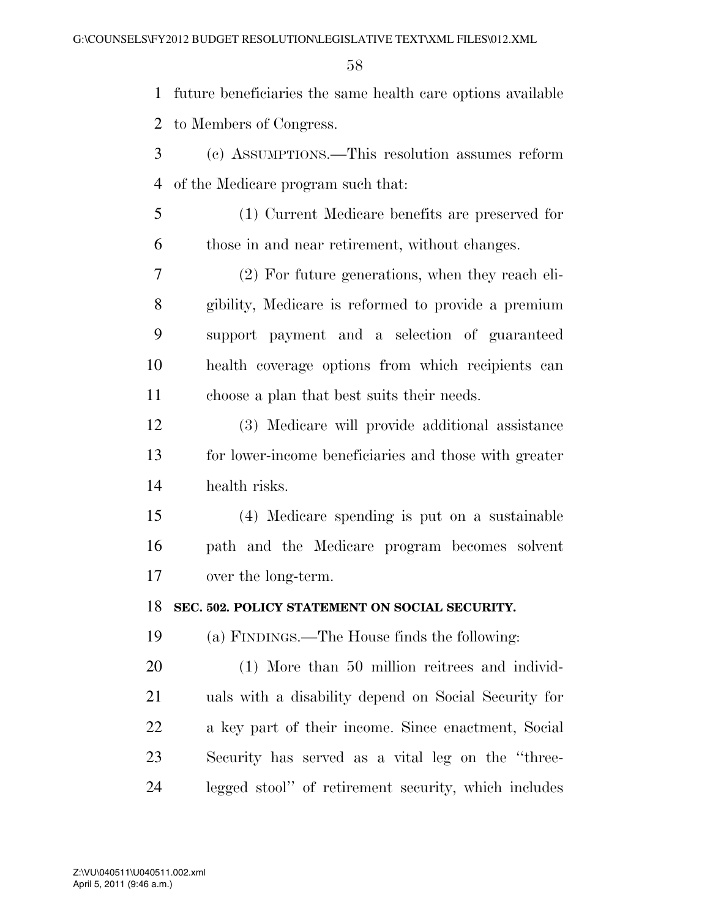future beneficiaries the same health care options available to Members of Congress.

(c) ASSUMPTIONS.—This resolution assumes reform of the Medicare program such that:

(1) Current Medicare benefits are preserved for those in and near retirement, without changes.

(2) For future generations, when they reach eligibility, Medicare is reformed to provide a premium support payment and a selection of guaranteed health coverage options from which recipients can choose a plan that best suits their needs.

(3) Medicare will provide additional assistance for lower-income beneficiaries and those with greater health risks.

(4) Medicare spending is put on a sustainable path and the Medicare program becomes solvent over the long-term.

**SEC. 502. POLICY STATEMENT ON SOCIAL SECURITY.**

(a) FINDINGS.—The House finds the following:

(1) More than 50 million reitrees and individuals with a disability depend on Social Security for a key part of their income. Since enactment, Social Security has served as a vital leg on the "three-legged stool" of retirement security, which includes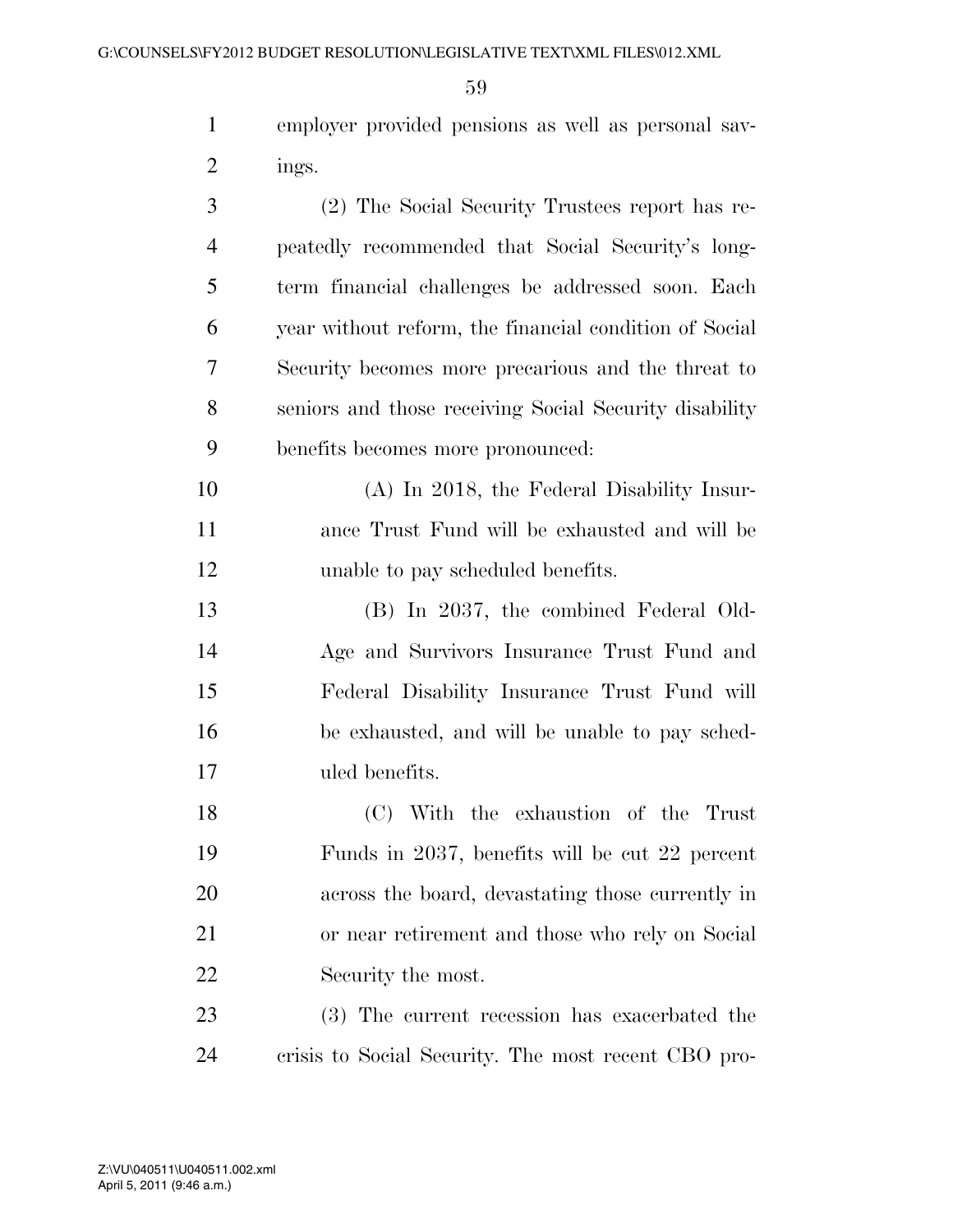employer provided pensions as well as personal savings.

(2) The Social Security Trustees report has repeatedly recommended that Social Security's long-term financial challenges be addressed soon. Each year without reform, the financial condition of Social Security becomes more precarious and the threat to seniors and those receiving Social Security disability benefits becomes more pronounced:

(A) In 2018, the Federal Disability Insurance Trust Fund will be exhausted and will be unable to pay scheduled benefits.

(B) In 2037, the combined Federal Old-Age and Survivors Insurance Trust Fund and Federal Disability Insurance Trust Fund will be exhausted, and will be unable to pay scheduled benefits.

(C) With the exhaustion of the Trust Funds in 2037, benefits will be cut 22 percent across the board, devastating those currently in or near retirement and those who rely on Social Security the most.

(3) The current recession has exacerbated the crisis to Social Security. The most recent CBO pro-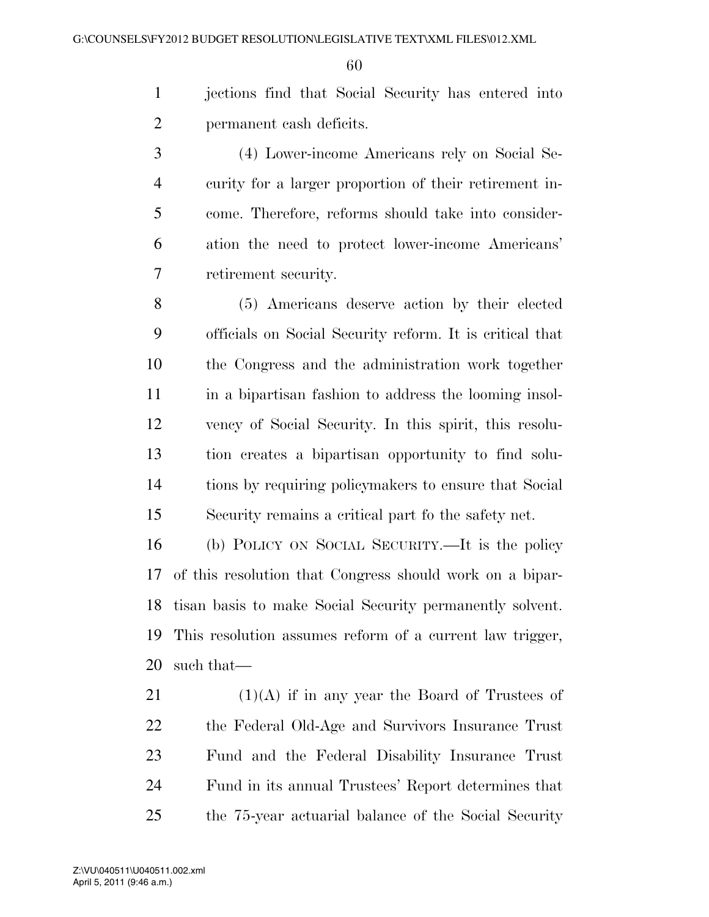jections find that Social Security has entered into permanent cash deficits.

(4) Lower-income Americans rely on Social Security for a larger proportion of their retirement income. Therefore, reforms should take into consideration the need to protect lower-income Americans' retirement security.

(5) Americans deserve action by their elected officials on Social Security reform. It is critical that the Congress and the administration work together in a bipartisan fashion to address the looming insolvency of Social Security. In this spirit, this resolution creates a bipartisan opportunity to find solutions by requiring policymakers to ensure that Social Security remains a critical part fo the safety net.

(b) POLICY ON SOCIAL SECURITY.—It is the policy of this resolution that Congress should work on a bipartisan basis to make Social Security permanently solvent. This resolution assumes reform of a current law trigger, such that—

(1)(A) if in any year the Board of Trustees of the Federal Old-Age and Survivors Insurance Trust Fund and the Federal Disability Insurance Trust Fund in its annual Trustees' Report determines that the 75-year actuarial balance of the Social Security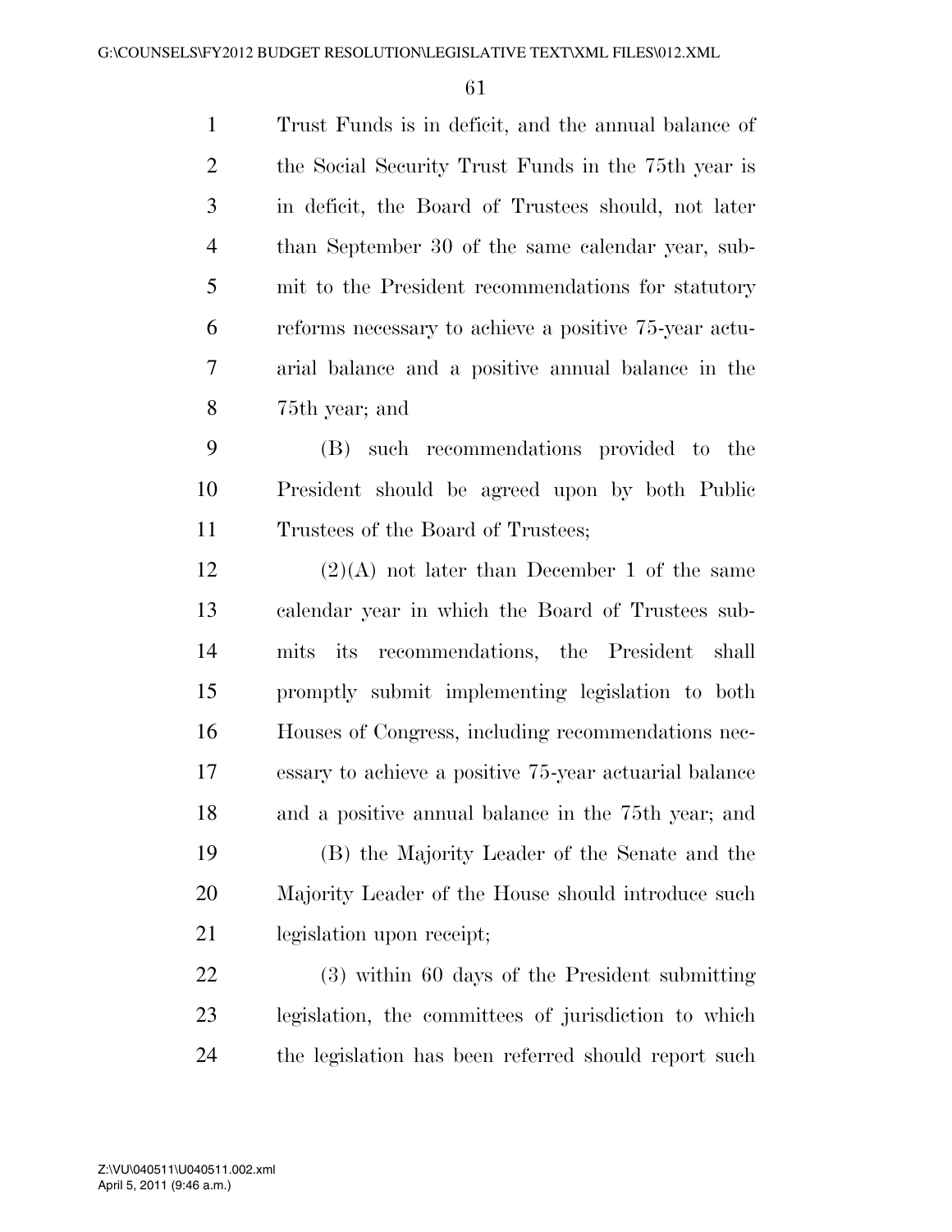Trust Funds is in deficit, and the annual balance of the Social Security Trust Funds in the 75th year is in deficit, the Board of Trustees should, not later than September 30 of the same calendar year, submit to the President recommendations for statutory reforms necessary to achieve a positive 75-year actuarial balance and a positive annual balance in the 75th year; and

(B) such recommendations provided to the President should be agreed upon by both Public Trustees of the Board of Trustees;

(2)(A) not later than December 1 of the same calendar year in which the Board of Trustees submits its recommendations, the President shall promptly submit implementing legislation to both Houses of Congress, including recommendations necessary to achieve a positive 75-year actuarial balance and a positive annual balance in the 75th year; and

(B) the Majority Leader of the Senate and the Majority Leader of the House should introduce such legislation upon receipt;

(3) within 60 days of the President submitting legislation, the committees of jurisdiction to which the legislation has been referred should report such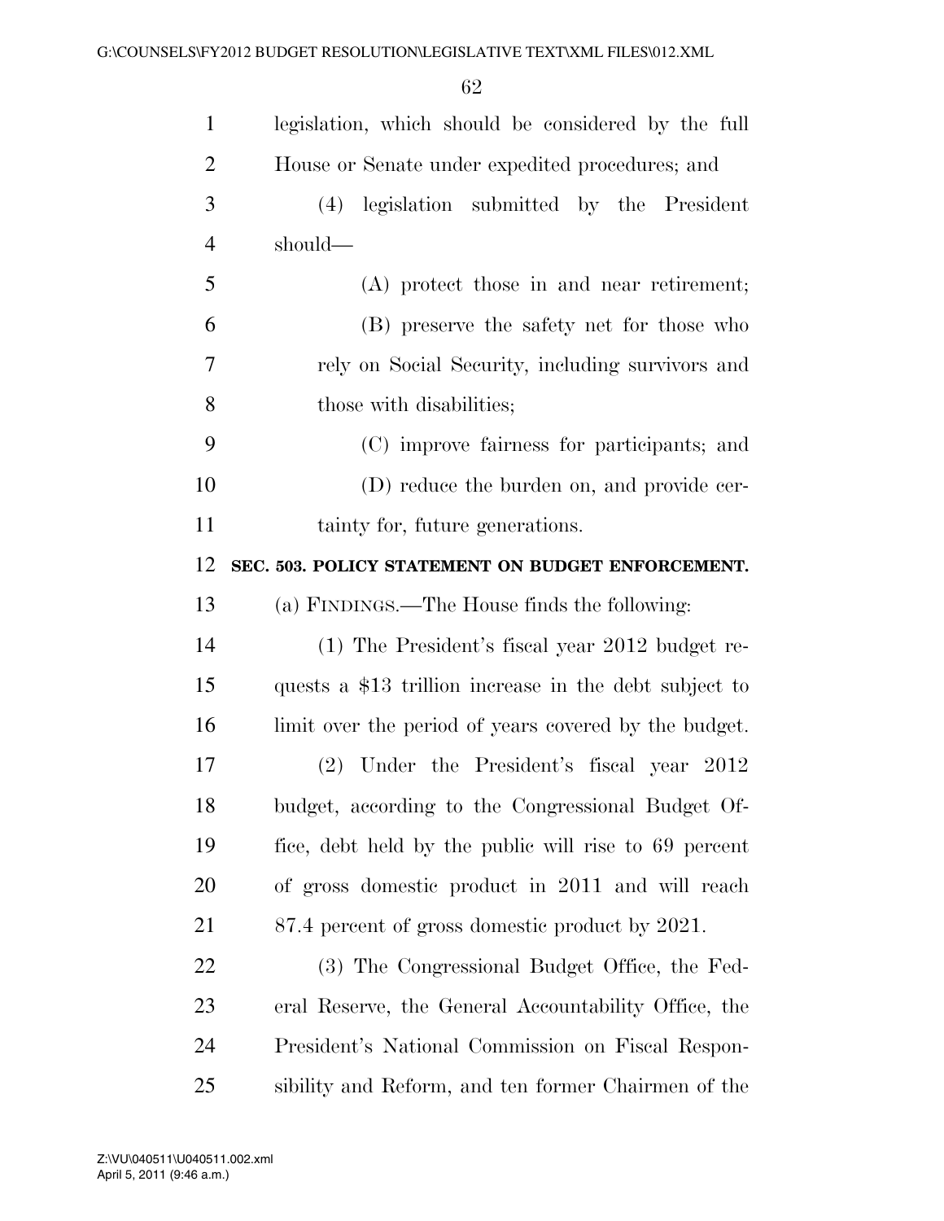legislation, which should be considered by the full House or Senate under expedited procedures; and

(4) legislation submitted by the President should—

(A) protect those in and near retirement;

(B) preserve the safety net for those who rely on Social Security, including survivors and those with disabilities;

(C) improve fairness for participants; and

(D) reduce the burden on, and provide certainty for, future generations.

**SEC. 503. POLICY STATEMENT ON BUDGET ENFORCEMENT.**

(a) FINDINGS.—The House finds the following:

(1) The President's fiscal year 2012 budget requests a $13 trillion increase in the debt subject to limit over the period of years covered by the budget.

(2) Under the President's fiscal year 2012 budget, according to the Congressional Budget Office, debt held by the public will rise to 69 percent of gross domestic product in 2011 and will reach 87.4 percent of gross domestic product by 2021.

(3) The Congressional Budget Office, the Federal Reserve, the General Accountability Office, the President's National Commission on Fiscal Responsibility and Reform, and ten former Chairmen of the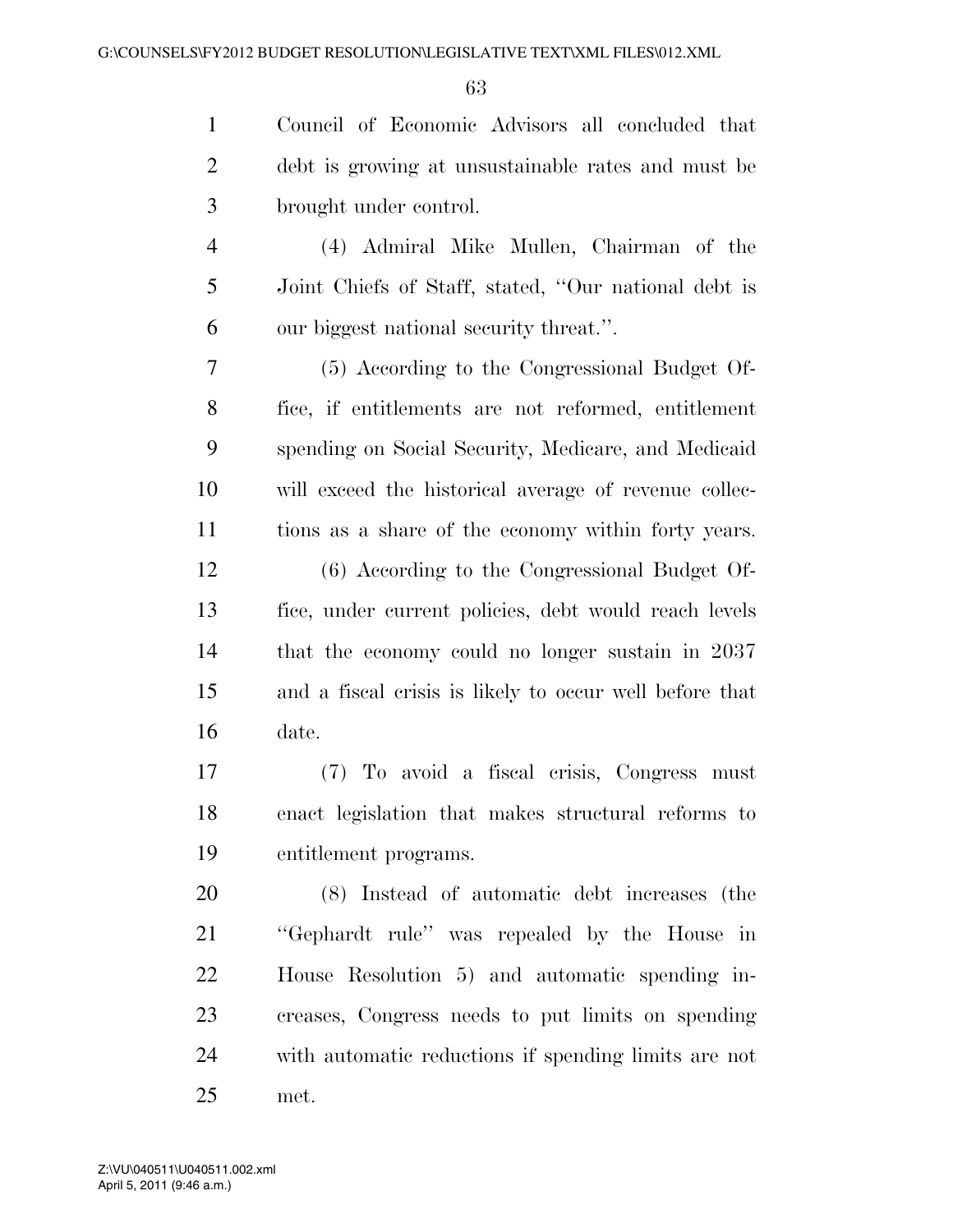Council of Economic Advisors all concluded that debt is growing at unsustainable rates and must be brought under control.

(4) Admiral Mike Mullen, Chairman of the Joint Chiefs of Staff, stated, ''Our national debt is our biggest national security threat.''.

(5) According to the Congressional Budget Office, if entitlements are not reformed, entitlement spending on Social Security, Medicare, and Medicaid will exceed the historical average of revenue collections as a share of the economy within forty years.

(6) According to the Congressional Budget Office, under current policies, debt would reach levels that the economy could no longer sustain in 2037 and a fiscal crisis is likely to occur well before that date.

(7) To avoid a fiscal crisis, Congress must enact legislation that makes structural reforms to entitlement programs.

(8) Instead of automatic debt increases (the ''Gephardt rule'' was repealed by the House in House Resolution 5) and automatic spending increases, Congress needs to put limits on spending with automatic reductions if spending limits are not met.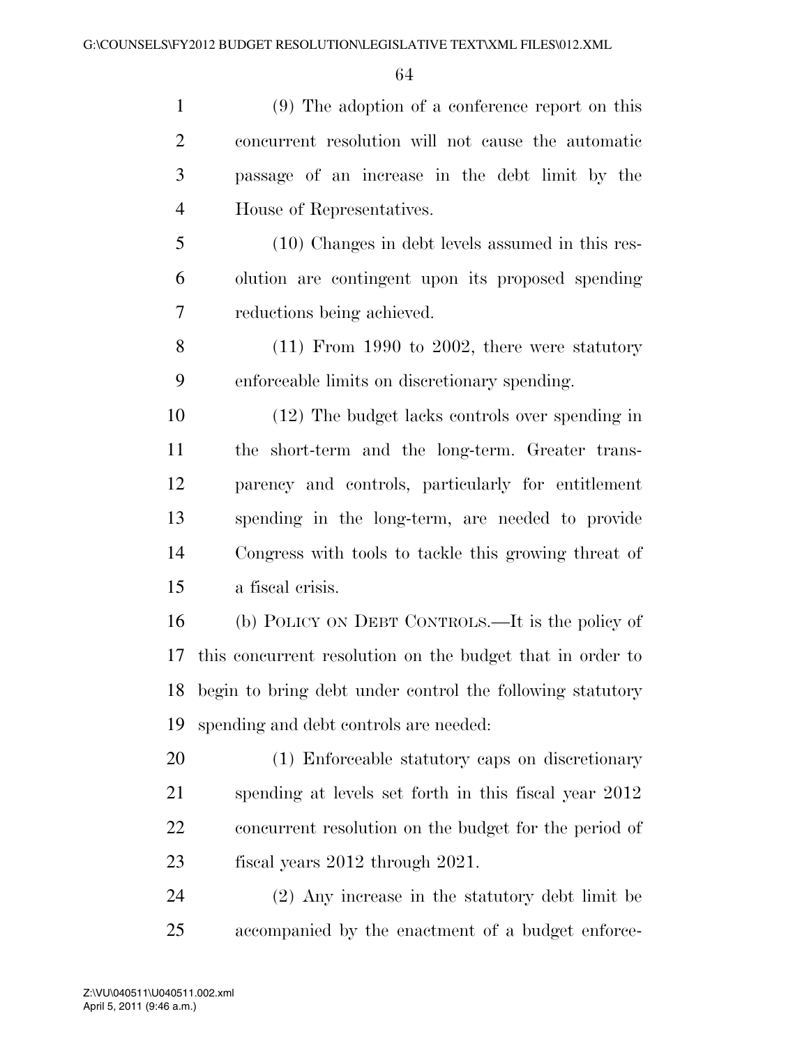(9) The adoption of a conference report on this concurrent resolution will not cause the automatic passage of an increase in the debt limit by the House of Representatives.

(10) Changes in debt levels assumed in this resolution are contingent upon its proposed spending reductions being achieved.

(11) From 1990 to 2002, there were statutory enforceable limits on discretionary spending.

(12) The budget lacks controls over spending in the short-term and the long-term. Greater transparency and controls, particularly for entitlement spending in the long-term, are needed to provide Congress with tools to tackle this growing threat of a fiscal crisis.

(b) POLICY ON DEBT CONTROLS.—It is the policy of this concurrent resolution on the budget that in order to begin to bring debt under control the following statutory spending and debt controls are needed:

(1) Enforceable statutory caps on discretionary spending at levels set forth in this fiscal year 2012 concurrent resolution on the budget for the period of fiscal years 2012 through 2021.

(2) Any increase in the statutory debt limit be accompanied by the enactment of a budget enforce-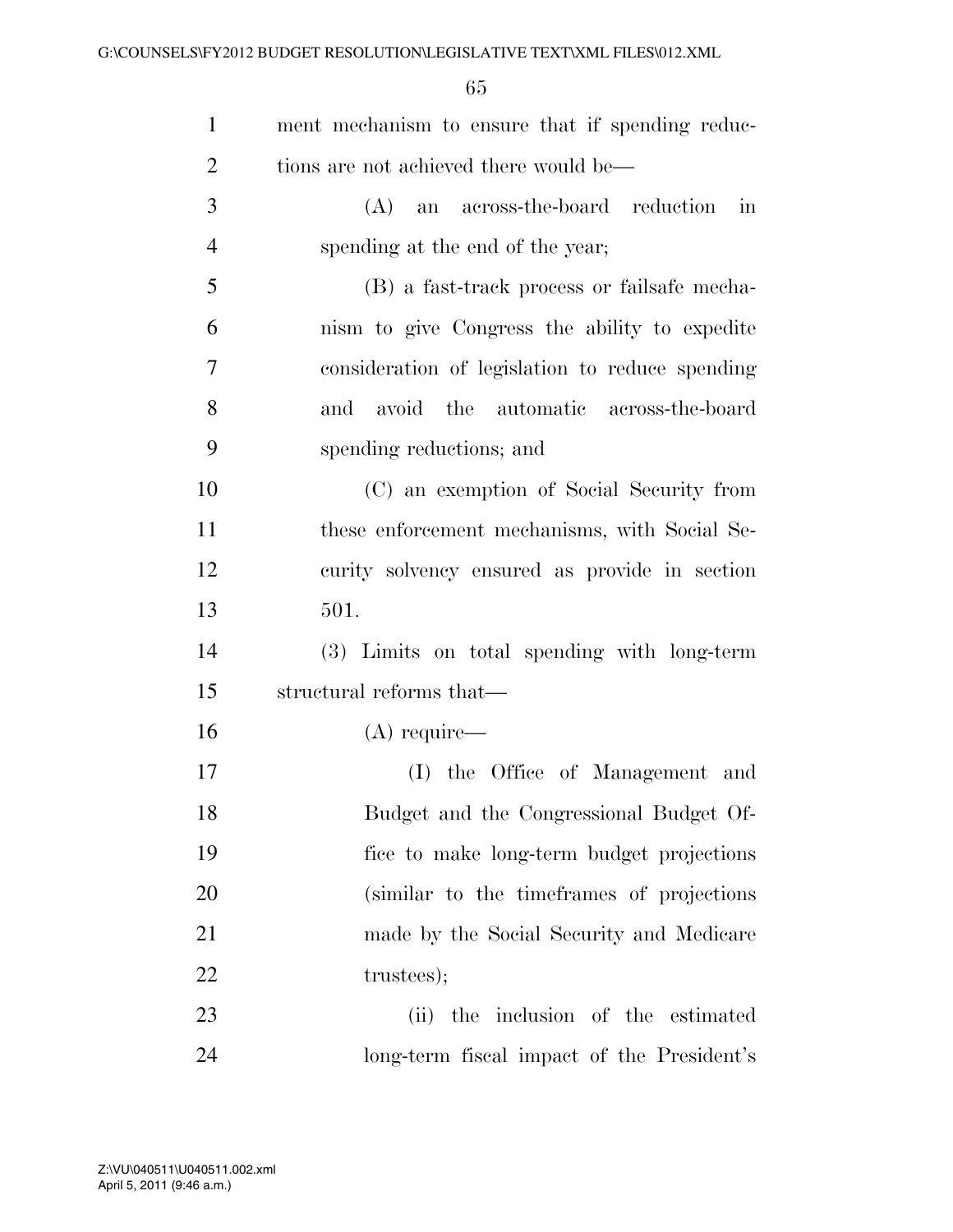ment mechanism to ensure that if spending reductions are not achieved there would be—

(A) an across-the-board reduction in spending at the end of the year;

(B) a fast-track process or failsafe mechanism to give Congress the ability to expedite consideration of legislation to reduce spending and avoid the automatic across-the-board spending reductions; and

(C) an exemption of Social Security from these enforcement mechanisms, with Social Security solvency ensured as provide in section 501.

(3) Limits on total spending with long-term structural reforms that—

(A) require—

(I) the Office of Management and Budget and the Congressional Budget Office to make long-term budget projections (similar to the timeframes of projections made by the Social Security and Medicare trustees);

(ii) the inclusion of the estimated long-term fiscal impact of the President's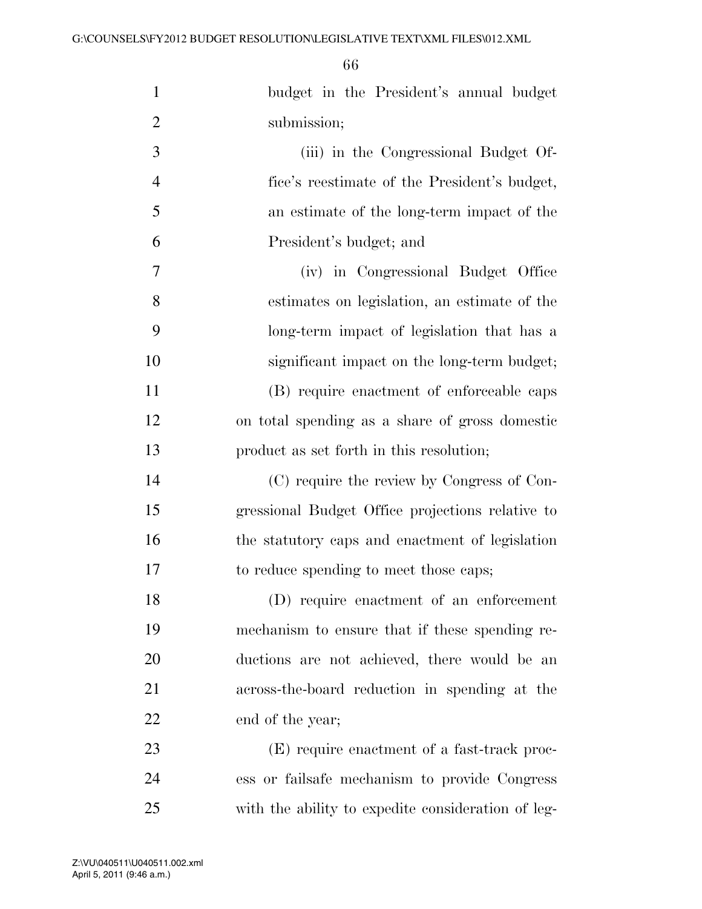budget in the President's annual budget submission;

(iii) in the Congressional Budget Office's reestimate of the President's budget, an estimate of the long-term impact of the President's budget; and

(iv) in Congressional Budget Office estimates on legislation, an estimate of the long-term impact of legislation that has a significant impact on the long-term budget;

(B) require enactment of enforceable caps on total spending as a share of gross domestic product as set forth in this resolution;

(C) require the review by Congress of Congressional Budget Office projections relative to the statutory caps and enactment of legislation to reduce spending to meet those caps;

(D) require enactment of an enforcement mechanism to ensure that if these spending reductions are not achieved, there would be an across-the-board reduction in spending at the end of the year;

(E) require enactment of a fast-track process or failsafe mechanism to provide Congress with the ability to expedite consideration of leg-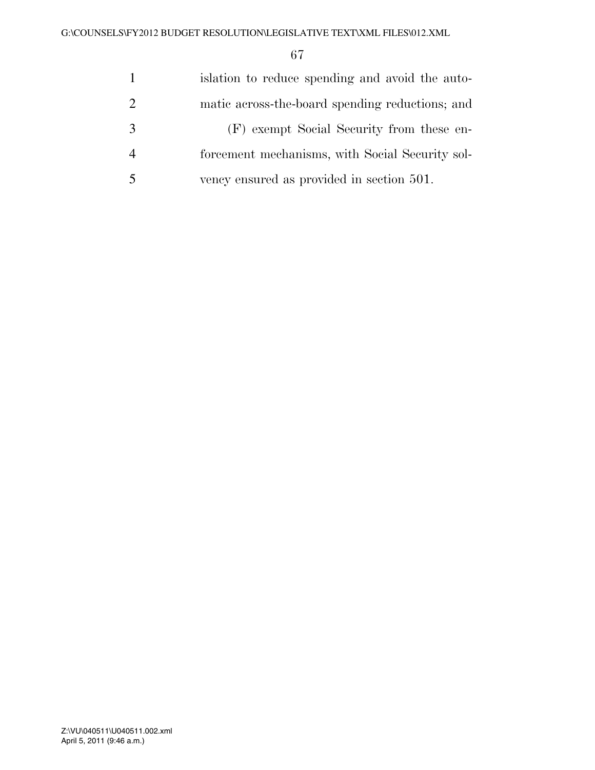islation to reduce spending and avoid the automatic across-the-board spending reductions; and

(F) exempt Social Security from these enforcement mechanisms, with Social Security solvency ensured as provided in section 501.